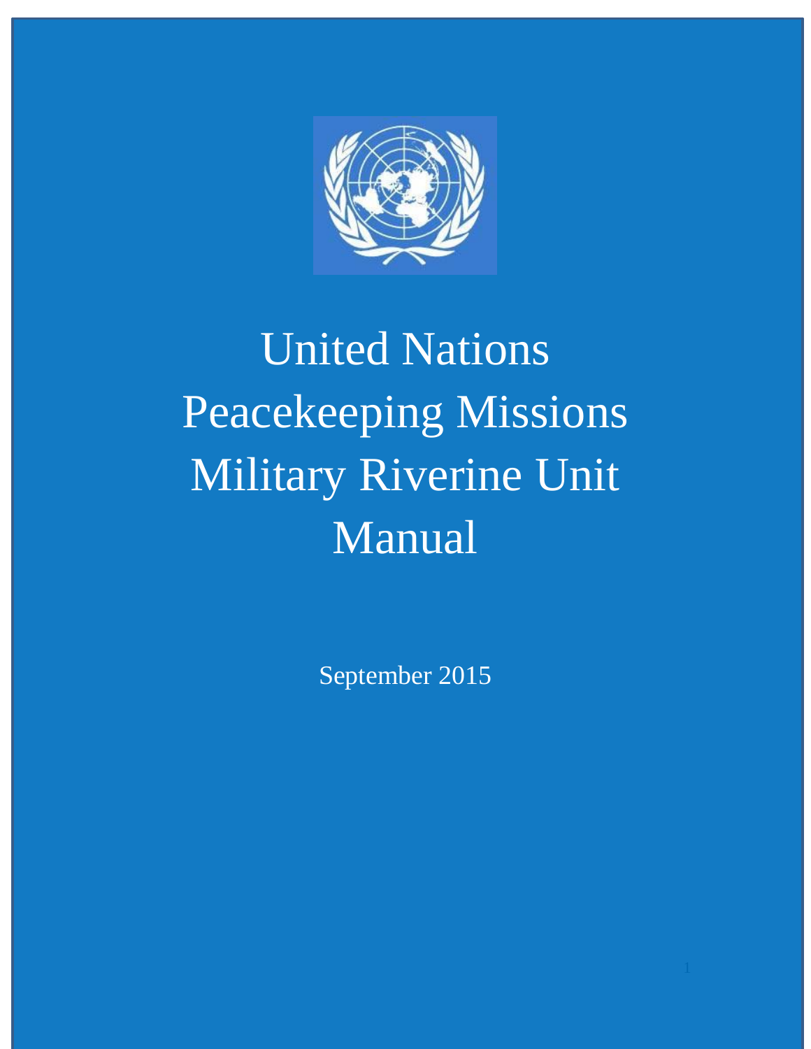# United Nations Peacekeeping Missions Military Riverine Unit Manual

September 2015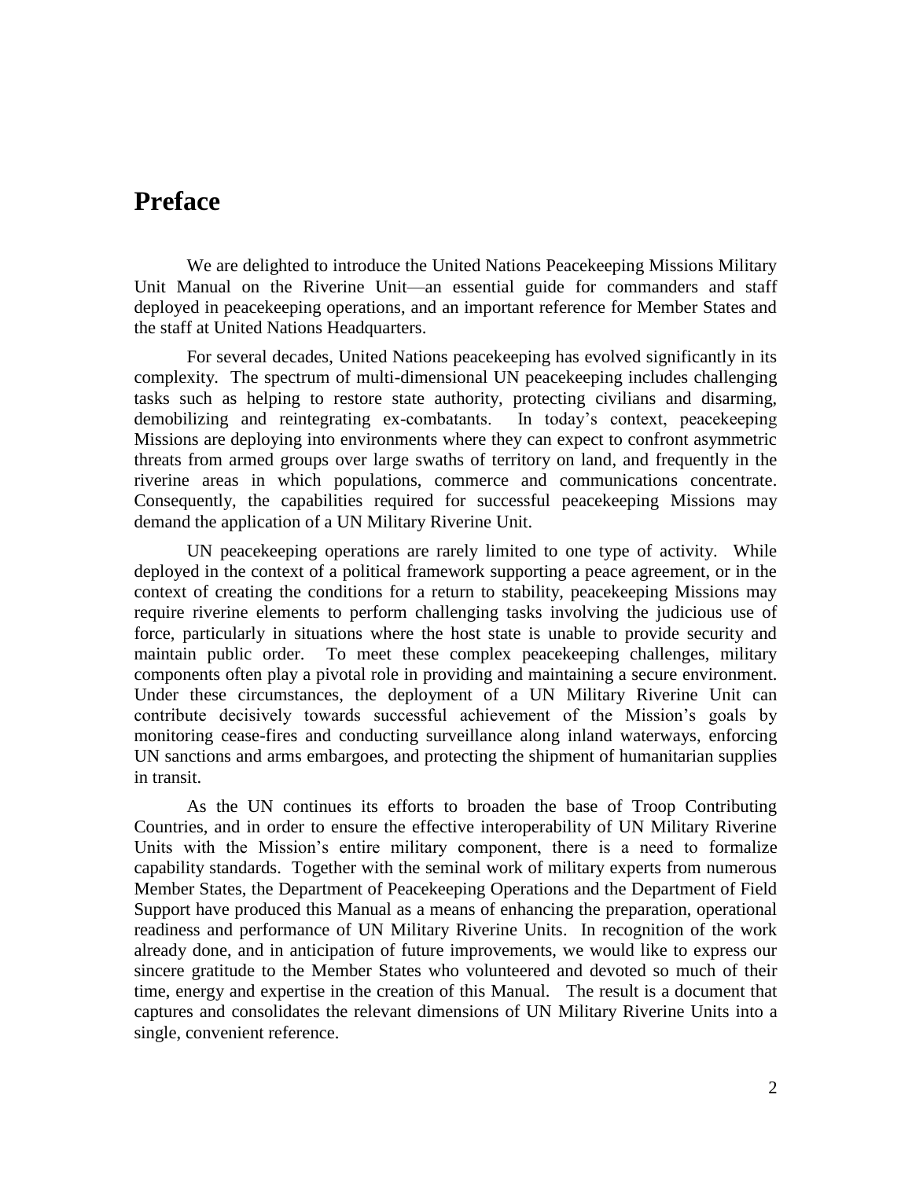# Preface

We are delighted to introduce the United Nations Peacekeeping Missions Military Unit Manual on the Riverine Unit—an essential guide for commanders and staff deployed in peacekeeping operations, and an important reference for Member States and the staff at United Nations Headquarters.

For several decades, United Nations peacekeeping has evolved significantly in its complexity. The spectrum of multi-dimensional UN peacekeeping includes challenging tasks such as helping to restore state authority, protecting civilians and disarming, demobilizing and reintegrating ex-combatants. In today's context, peacekeeping Missions are deploying into environments where they can expect to confront asymmetric threats from armed groups over large swaths of territory on land, and frequently in the riverine areas in which populations, commerce and communications concentrate. Consequently, the capabilities required for successful peacekeeping Missions may demand the application of a UN Military Riverine Unit.

UN peacekeeping operations are rarely limited to one type of activity. While deployed in the context of a political framework supporting a peace agreement, or in the context of creating the conditions for a return to stability, peacekeeping Missions may require riverine elements to perform challenging tasks involving the judicious use of force, particularly in situations where the host state is unable to provide security and maintain public order. To meet these complex peacekeeping challenges, military components often play a pivotal role in providing and maintaining a secure environment. Under these circumstances, the deployment of a UN Military Riverine Unit can contribute decisively towards successful achievement of the Mission's goals by monitoring cease-fires and conducting surveillance along inland waterways, enforcing UN sanctions and arms embargoes, and protecting the shipment of humanitarian supplies in transit.

As the UN continues its efforts to broaden the base of Troop Contributing Countries, and in order to ensure the effective interoperability of UN Military Riverine Units with the Mission's entire military component, there is a need to formalize capability standards. Together with the seminal work of military experts from numerous Member States, the Department of Peacekeeping Operations and the Department of Field Support have produced this Manual as a means of enhancing the preparation, operational readiness and performance of UN Military Riverine Units. In recognition of the work already done, and in anticipation of future improvements, we would like to express our sincere gratitude to the Member States who volunteered and devoted so much of their time, energy and expertise in the creation of this Manual. The result is a document that captures and consolidates the relevant dimensions of UN Military Riverine Units into a single, convenient reference.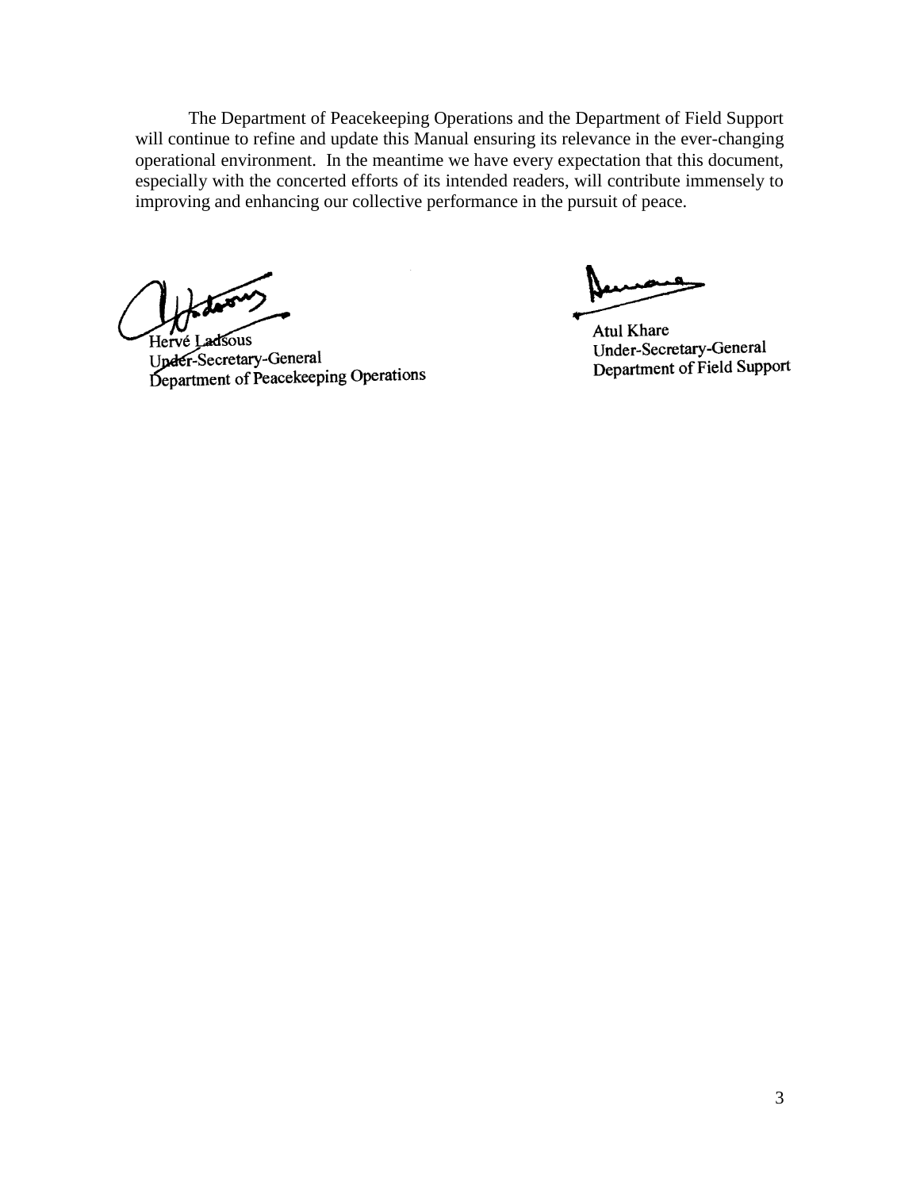The Department of Peacekeeping Operations and the Department of Field Support will continue to refine and update this Manual ensuring its relevance in the ever-changing operational environment. In the meantime we have every expectation that this document, especially with the concerted efforts of its intended readers, will contribute immensely to improving and enhancing our collective performance in the pursuit of peace.

Hervé Ladsous
Under-Secretary-General
Department of Peacekeeping Operations

Atul Khare
Under-Secretary-General
Department of Field Support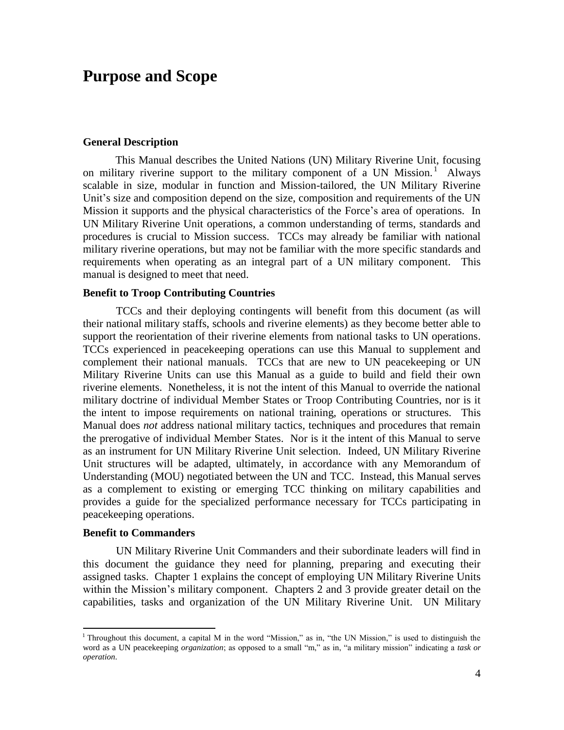# Purpose and Scope

### General Description

This Manual describes the United Nations (UN) Military Riverine Unit, focusing on military riverine support to the military component of a UN Mission.[1] Always scalable in size, modular in function and Mission-tailored, the UN Military Riverine Unit's size and composition depend on the size, composition and requirements of the UN Mission it supports and the physical characteristics of the Force's area of operations. In UN Military Riverine Unit operations, a common understanding of terms, standards and procedures is crucial to Mission success. TCCs may already be familiar with national military riverine operations, but may not be familiar with the more specific standards and requirements when operating as an integral part of a UN military component. This manual is designed to meet that need.

### Benefit to Troop Contributing Countries

TCCs and their deploying contingents will benefit from this document (as will their national military staffs, schools and riverine elements) as they become better able to support the reorientation of their riverine elements from national tasks to UN operations. TCCs experienced in peacekeeping operations can use this Manual to supplement and complement their national manuals. TCCs that are new to UN peacekeeping or UN Military Riverine Units can use this Manual as a guide to build and field their own riverine elements. Nonetheless, it is not the intent of this Manual to override the national military doctrine of individual Member States or Troop Contributing Countries, nor is it the intent to impose requirements on national training, operations or structures. This Manual does *not* address national military tactics, techniques and procedures that remain the prerogative of individual Member States. Nor is it the intent of this Manual to serve as an instrument for UN Military Riverine Unit selection. Indeed, UN Military Riverine Unit structures will be adapted, ultimately, in accordance with any Memorandum of Understanding (MOU) negotiated between the UN and TCC. Instead, this Manual serves as a complement to existing or emerging TCC thinking on military capabilities and provides a guide for the specialized performance necessary for TCCs participating in peacekeeping operations.

### Benefit to Commanders

UN Military Riverine Unit Commanders and their subordinate leaders will find in this document the guidance they need for planning, preparing and executing their assigned tasks. Chapter 1 explains the concept of employing UN Military Riverine Units within the Mission's military component. Chapters 2 and 3 provide greater detail on the capabilities, tasks and organization of the UN Military Riverine Unit. UN Military

---

[1] Throughout this document, a capital M in the word "Mission," as in, "the UN Mission," is used to distinguish the word as a UN peacekeeping *organization*; as opposed to a small "m," as in, "a military mission" indicating a *task or operation*.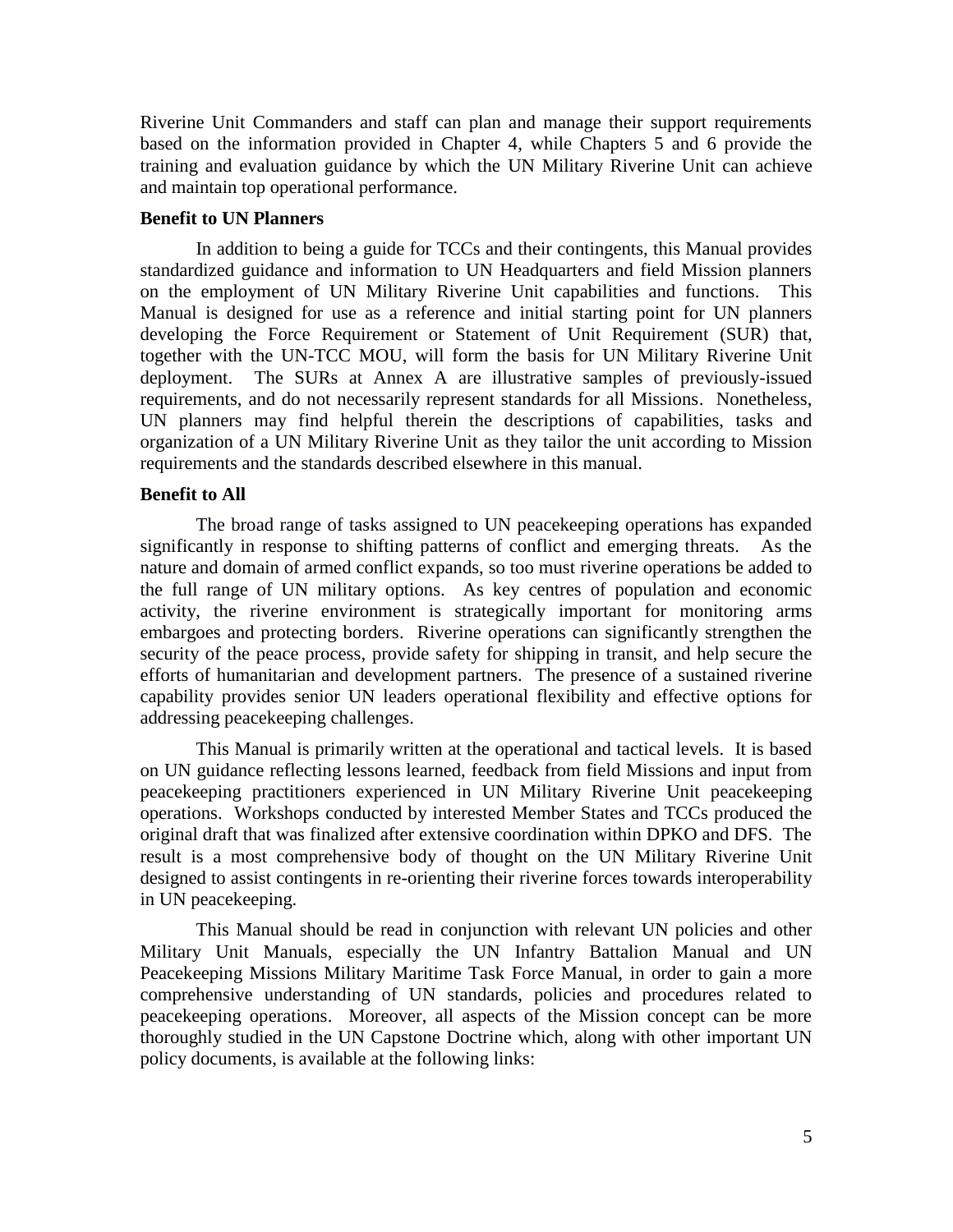Riverine Unit Commanders and staff can plan and manage their support requirements based on the information provided in Chapter 4, while Chapters 5 and 6 provide the training and evaluation guidance by which the UN Military Riverine Unit can achieve and maintain top operational performance.

**Benefit to UN Planners**

In addition to being a guide for TCCs and their contingents, this Manual provides standardized guidance and information to UN Headquarters and field Mission planners on the employment of UN Military Riverine Unit capabilities and functions. This Manual is designed for use as a reference and initial starting point for UN planners developing the Force Requirement or Statement of Unit Requirement (SUR) that, together with the UN-TCC MOU, will form the basis for UN Military Riverine Unit deployment. The SURs at Annex A are illustrative samples of previously-issued requirements, and do not necessarily represent standards for all Missions. Nonetheless, UN planners may find helpful therein the descriptions of capabilities, tasks and organization of a UN Military Riverine Unit as they tailor the unit according to Mission requirements and the standards described elsewhere in this manual.

**Benefit to All**

The broad range of tasks assigned to UN peacekeeping operations has expanded significantly in response to shifting patterns of conflict and emerging threats. As the nature and domain of armed conflict expands, so too must riverine operations be added to the full range of UN military options. As key centres of population and economic activity, the riverine environment is strategically important for monitoring arms embargoes and protecting borders. Riverine operations can significantly strengthen the security of the peace process, provide safety for shipping in transit, and help secure the efforts of humanitarian and development partners. The presence of a sustained riverine capability provides senior UN leaders operational flexibility and effective options for addressing peacekeeping challenges.

This Manual is primarily written at the operational and tactical levels. It is based on UN guidance reflecting lessons learned, feedback from field Missions and input from peacekeeping practitioners experienced in UN Military Riverine Unit peacekeeping operations. Workshops conducted by interested Member States and TCCs produced the original draft that was finalized after extensive coordination within DPKO and DFS. The result is a most comprehensive body of thought on the UN Military Riverine Unit designed to assist contingents in re-orienting their riverine forces towards interoperability in UN peacekeeping.

This Manual should be read in conjunction with relevant UN policies and other Military Unit Manuals, especially the UN Infantry Battalion Manual and UN Peacekeeping Missions Military Maritime Task Force Manual, in order to gain a more comprehensive understanding of UN standards, policies and procedures related to peacekeeping operations. Moreover, all aspects of the Mission concept can be more thoroughly studied in the UN Capstone Doctrine which, along with other important UN policy documents, is available at the following links: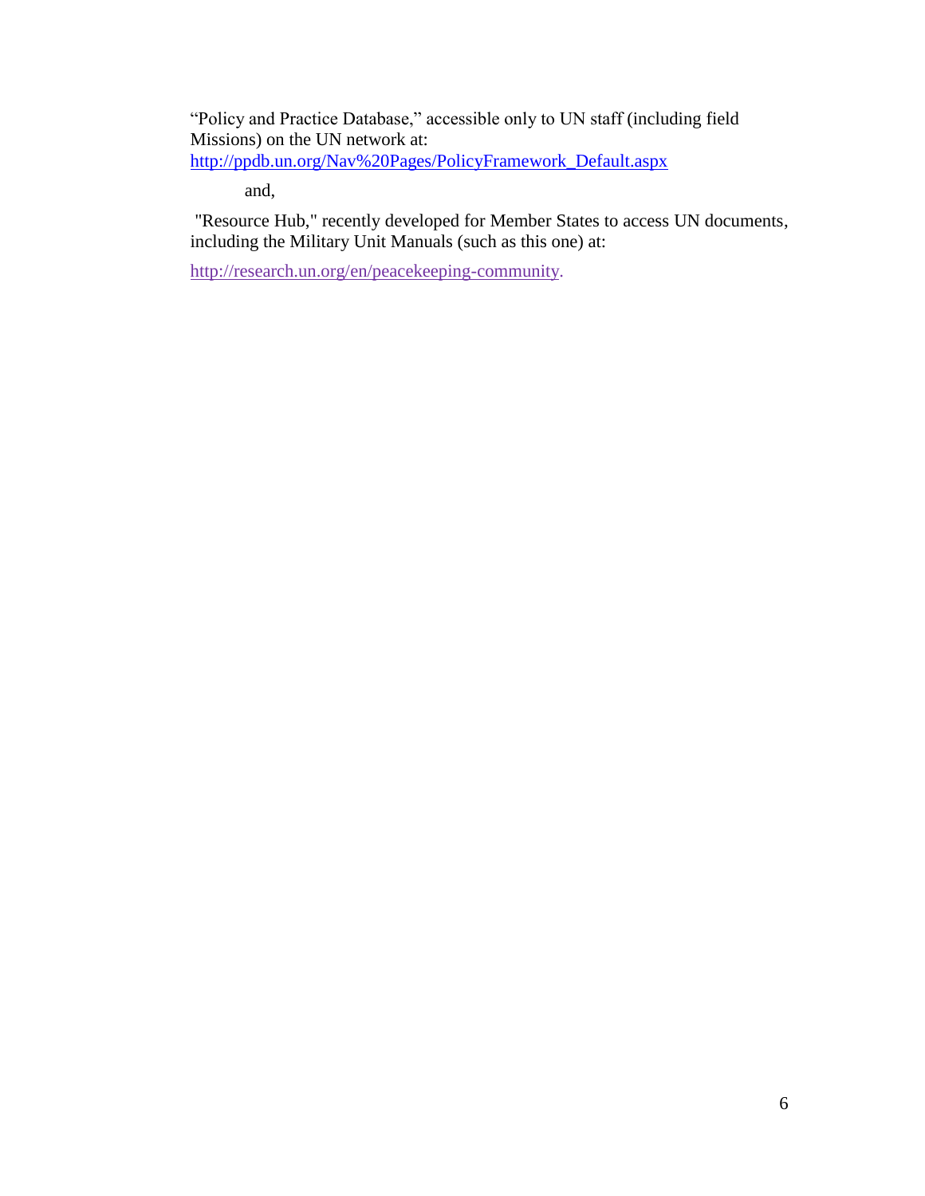"Policy and Practice Database," accessible only to UN staff (including field Missions) on the UN network at: http://ppdb.un.org/Nav%20Pages/PolicyFramework_Default.aspx

and,

"Resource Hub," recently developed for Member States to access UN documents, including the Military Unit Manuals (such as this one) at:

http://research.un.org/en/peacekeeping-community.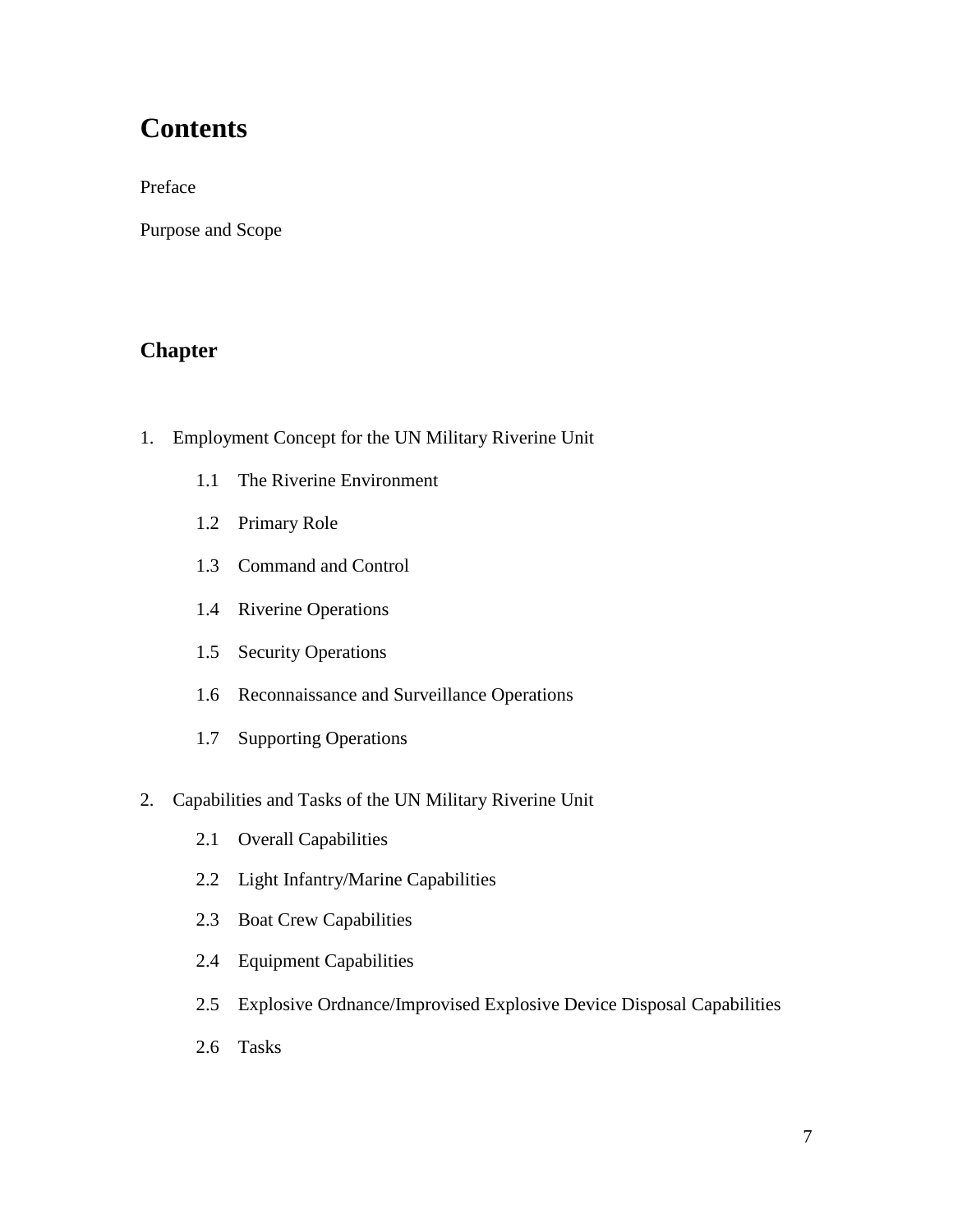# Contents

Preface

Purpose and Scope

## Chapter

1. Employment Concept for the UN Military Riverine Unit

    1.1 The Riverine Environment

    1.2 Primary Role

    1.3 Command and Control

    1.4 Riverine Operations

    1.5 Security Operations

    1.6 Reconnaissance and Surveillance Operations

    1.7 Supporting Operations

2. Capabilities and Tasks of the UN Military Riverine Unit

    2.1 Overall Capabilities

    2.2 Light Infantry/Marine Capabilities

    2.3 Boat Crew Capabilities

    2.4 Equipment Capabilities

    2.5 Explosive Ordnance/Improvised Explosive Device Disposal Capabilities

    2.6 Tasks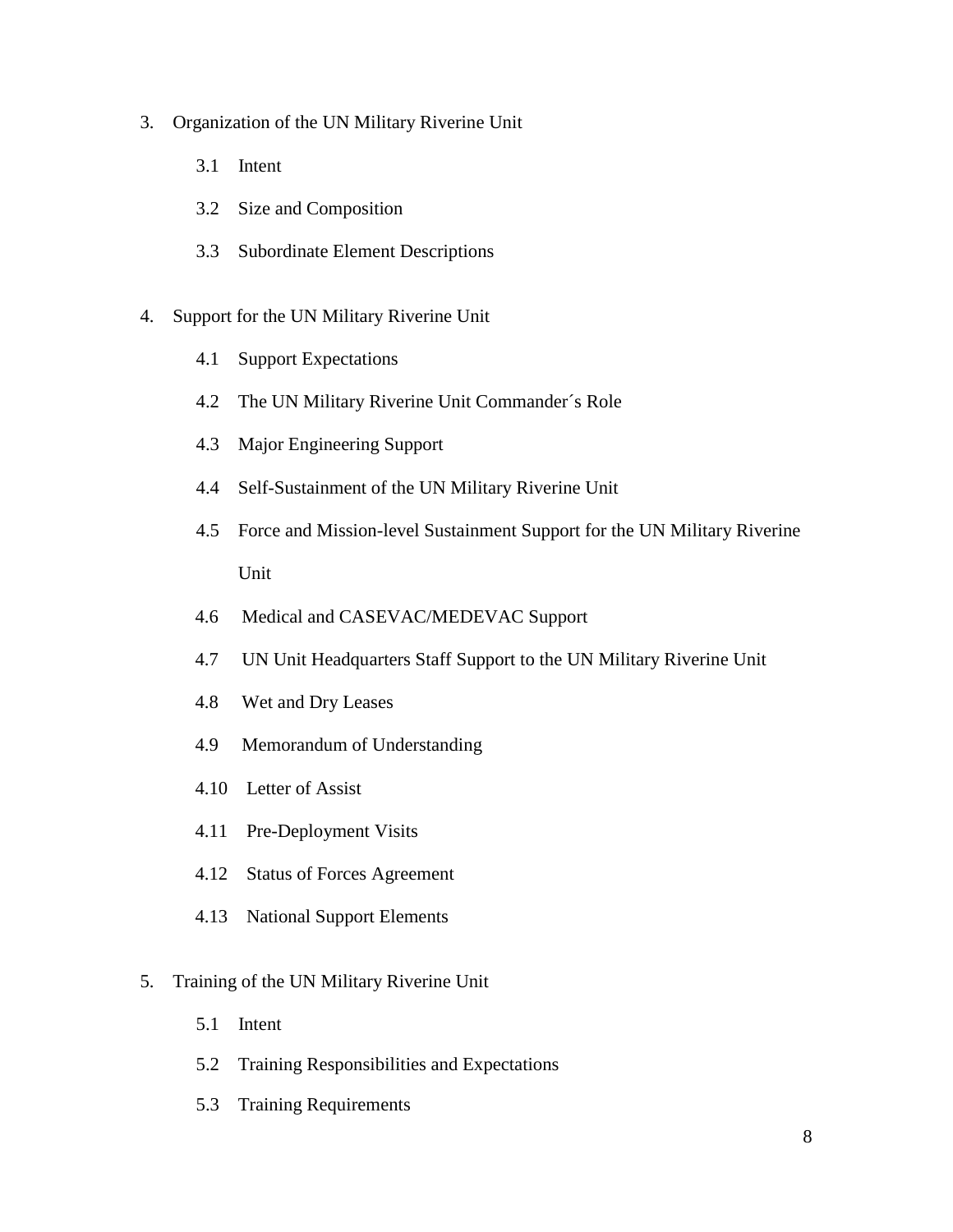3. Organization of the UN Military Riverine Unit

    3.1 Intent

    3.2 Size and Composition

    3.3 Subordinate Element Descriptions

4. Support for the UN Military Riverine Unit

    4.1 Support Expectations

    4.2 The UN Military Riverine Unit Commander´s Role

    4.3 Major Engineering Support

    4.4 Self-Sustainment of the UN Military Riverine Unit

    4.5 Force and Mission-level Sustainment Support for the UN Military Riverine Unit

    4.6 Medical and CASEVAC/MEDEVAC Support

    4.7 UN Unit Headquarters Staff Support to the UN Military Riverine Unit

    4.8 Wet and Dry Leases

    4.9 Memorandum of Understanding

    4.10 Letter of Assist

    4.11 Pre-Deployment Visits

    4.12 Status of Forces Agreement

    4.13 National Support Elements

5. Training of the UN Military Riverine Unit

    5.1 Intent

    5.2 Training Responsibilities and Expectations

    5.3 Training Requirements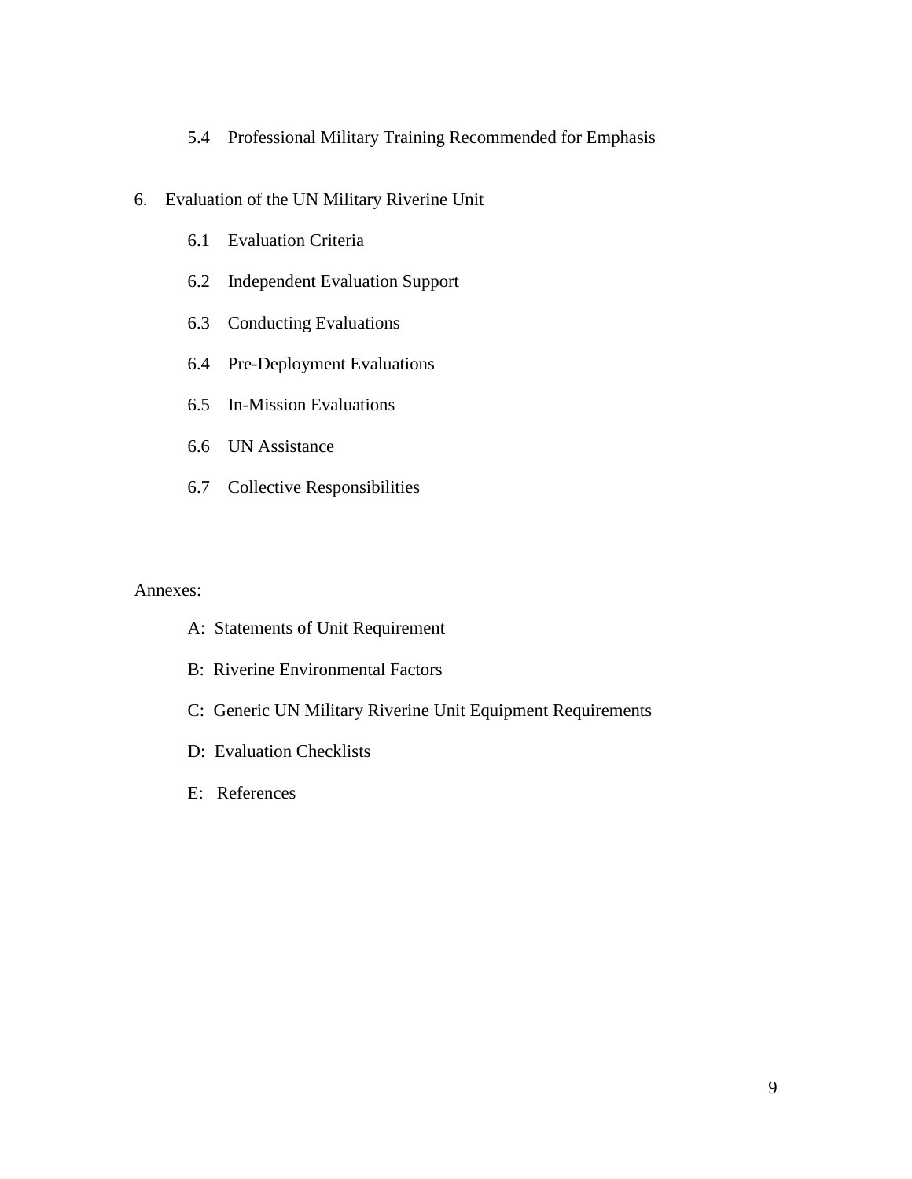5.4 Professional Military Training Recommended for Emphasis

6. Evaluation of the UN Military Riverine Unit

    6.1 Evaluation Criteria

    6.2 Independent Evaluation Support

    6.3 Conducting Evaluations

    6.4 Pre-Deployment Evaluations

    6.5 In-Mission Evaluations

    6.6 UN Assistance

    6.7 Collective Responsibilities

Annexes:

A: Statements of Unit Requirement

B: Riverine Environmental Factors

C: Generic UN Military Riverine Unit Equipment Requirements

D: Evaluation Checklists

E: References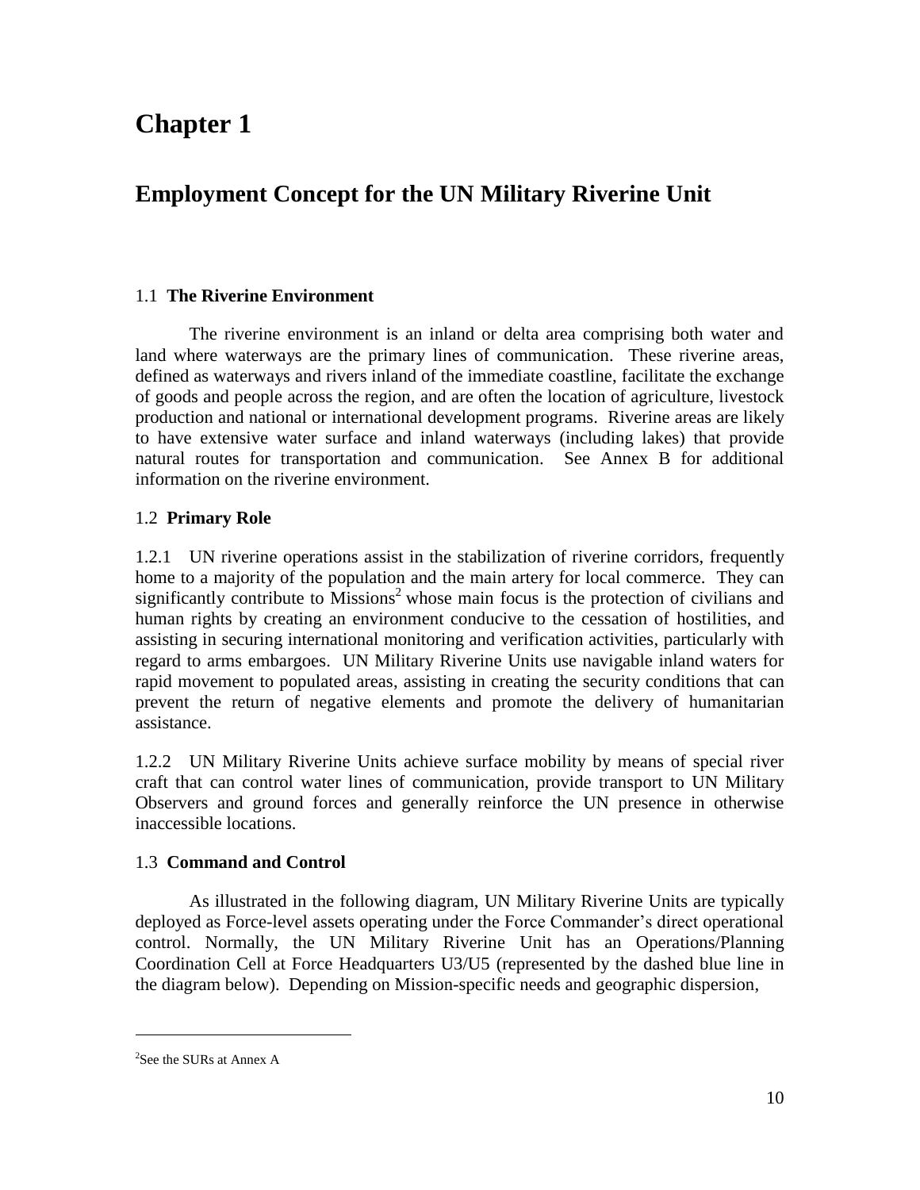# Chapter 1

## Employment Concept for the UN Military Riverine Unit

### 1.1 **The Riverine Environment**

The riverine environment is an inland or delta area comprising both water and land where waterways are the primary lines of communication. These riverine areas, defined as waterways and rivers inland of the immediate coastline, facilitate the exchange of goods and people across the region, and are often the location of agriculture, livestock production and national or international development programs. Riverine areas are likely to have extensive water surface and inland waterways (including lakes) that provide natural routes for transportation and communication. See Annex B for additional information on the riverine environment.

### 1.2 **Primary Role**

1.2.1 UN riverine operations assist in the stabilization of riverine corridors, frequently home to a majority of the population and the main artery for local commerce. They can significantly contribute to Missions[2] whose main focus is the protection of civilians and human rights by creating an environment conducive to the cessation of hostilities, and assisting in securing international monitoring and verification activities, particularly with regard to arms embargoes. UN Military Riverine Units use navigable inland waters for rapid movement to populated areas, assisting in creating the security conditions that can prevent the return of negative elements and promote the delivery of humanitarian assistance.

1.2.2 UN Military Riverine Units achieve surface mobility by means of special river craft that can control water lines of communication, provide transport to UN Military Observers and ground forces and generally reinforce the UN presence in otherwise inaccessible locations.

### 1.3 **Command and Control**

As illustrated in the following diagram, UN Military Riverine Units are typically deployed as Force-level assets operating under the Force Commander's direct operational control. Normally, the UN Military Riverine Unit has an Operations/Planning Coordination Cell at Force Headquarters U3/U5 (represented by the dashed blue line in the diagram below). Depending on Mission-specific needs and geographic dispersion,

---

[2]See the SURs at Annex A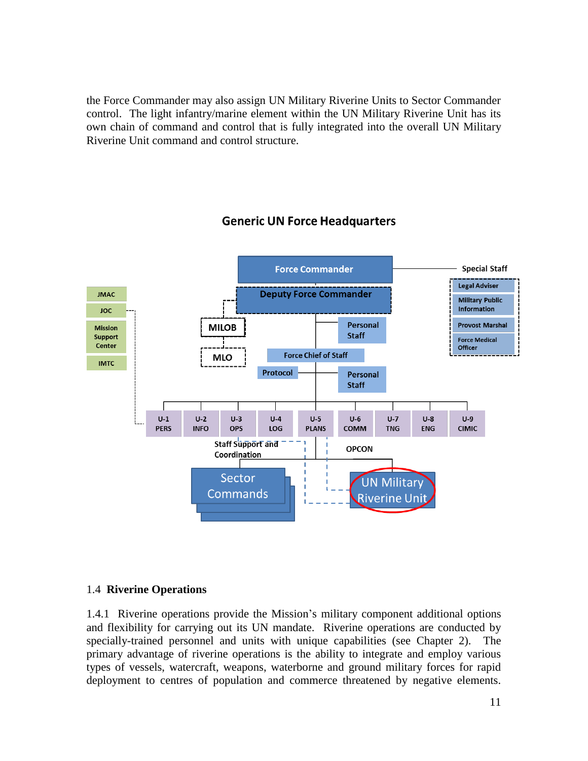the Force Commander may also assign UN Military Riverine Units to Sector Commander control. The light infantry/marine element within the UN Military Riverine Unit has its own chain of command and control that is fully integrated into the overall UN Military Riverine Unit command and control structure.

**Generic UN Force Headquarters**

Force Commander

Deputy Force Commander

Special Staff: Legal Adviser; Military Public Information; Provost Marshal; Force Medical Officer

JMAC; JOC; Mission Support Center; IMTC

MILOB; MLO

Personal Staff

Force Chief of Staff

Protocol

Personal Staff

U-1 PERS; U-2 INFO; U-3 OPS; U-4 LOG; U-5 PLANS; U-6 COMM; U-7 TNG; U-8 ENG; U-9 CIMIC

Staff Support and Coordination

OPCON

Sector Commands

UN Military Riverine Unit

### 1.4 **Riverine Operations**

1.4.1 Riverine operations provide the Mission's military component additional options and flexibility for carrying out its UN mandate. Riverine operations are conducted by specially-trained personnel and units with unique capabilities (see Chapter 2). The primary advantage of riverine operations is the ability to integrate and employ various types of vessels, watercraft, weapons, waterborne and ground military forces for rapid deployment to centres of population and commerce threatened by negative elements.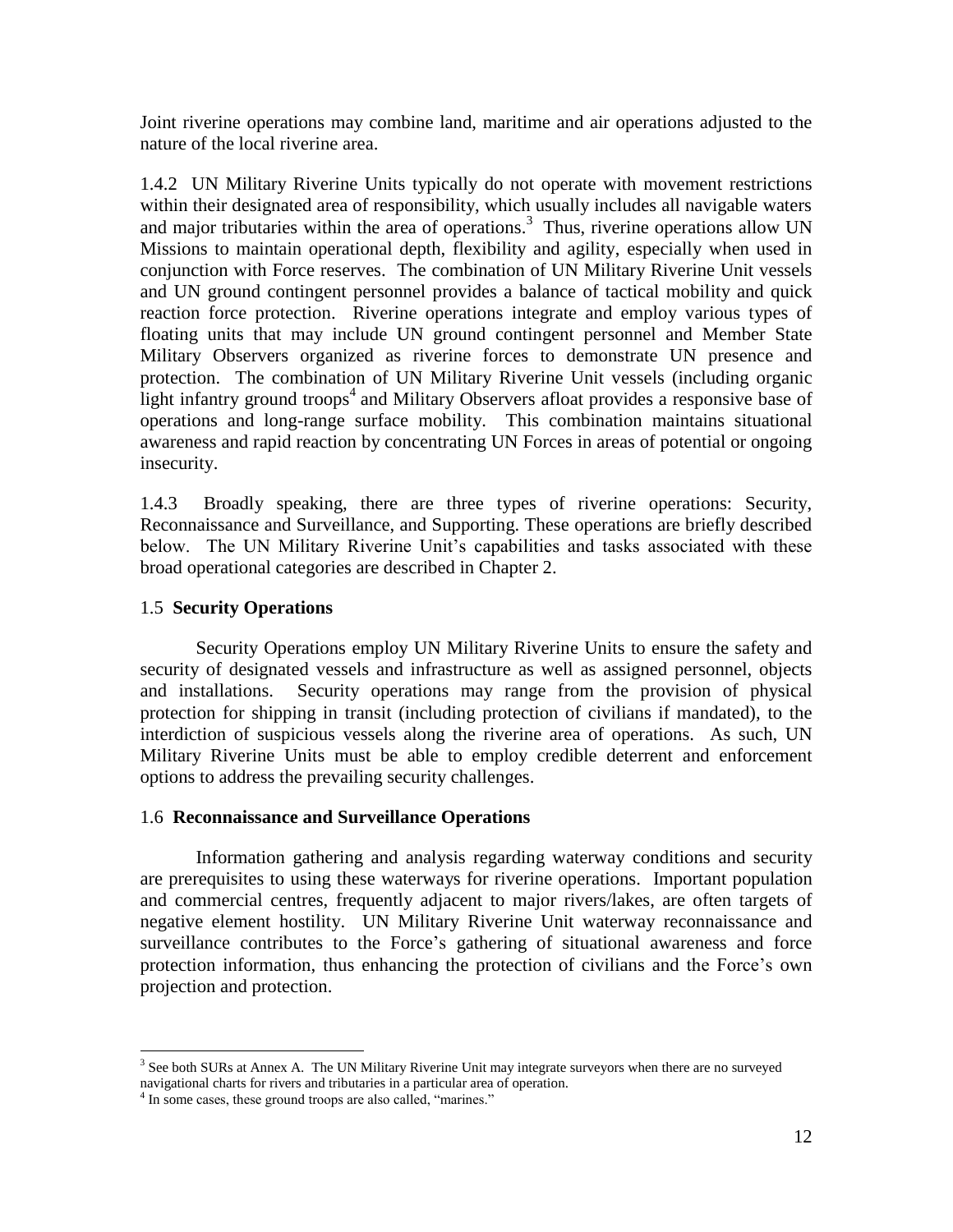Joint riverine operations may combine land, maritime and air operations adjusted to the nature of the local riverine area.

1.4.2 UN Military Riverine Units typically do not operate with movement restrictions within their designated area of responsibility, which usually includes all navigable waters and major tributaries within the area of operations.[3] Thus, riverine operations allow UN Missions to maintain operational depth, flexibility and agility, especially when used in conjunction with Force reserves. The combination of UN Military Riverine Unit vessels and UN ground contingent personnel provides a balance of tactical mobility and quick reaction force protection. Riverine operations integrate and employ various types of floating units that may include UN ground contingent personnel and Member State Military Observers organized as riverine forces to demonstrate UN presence and protection. The combination of UN Military Riverine Unit vessels (including organic light infantry ground troops[4] and Military Observers afloat provides a responsive base of operations and long-range surface mobility. This combination maintains situational awareness and rapid reaction by concentrating UN Forces in areas of potential or ongoing insecurity.

1.4.3 Broadly speaking, there are three types of riverine operations: Security, Reconnaissance and Surveillance, and Supporting. These operations are briefly described below. The UN Military Riverine Unit's capabilities and tasks associated with these broad operational categories are described in Chapter 2.

## 1.5 Security Operations

Security Operations employ UN Military Riverine Units to ensure the safety and security of designated vessels and infrastructure as well as assigned personnel, objects and installations. Security operations may range from the provision of physical protection for shipping in transit (including protection of civilians if mandated), to the interdiction of suspicious vessels along the riverine area of operations. As such, UN Military Riverine Units must be able to employ credible deterrent and enforcement options to address the prevailing security challenges.

## 1.6 Reconnaissance and Surveillance Operations

Information gathering and analysis regarding waterway conditions and security are prerequisites to using these waterways for riverine operations. Important population and commercial centres, frequently adjacent to major rivers/lakes, are often targets of negative element hostility. UN Military Riverine Unit waterway reconnaissance and surveillance contributes to the Force's gathering of situational awareness and force protection information, thus enhancing the protection of civilians and the Force's own projection and protection.

---

[3] See both SURs at Annex A. The UN Military Riverine Unit may integrate surveyors when there are no surveyed navigational charts for rivers and tributaries in a particular area of operation.

[4] In some cases, these ground troops are also called, "marines."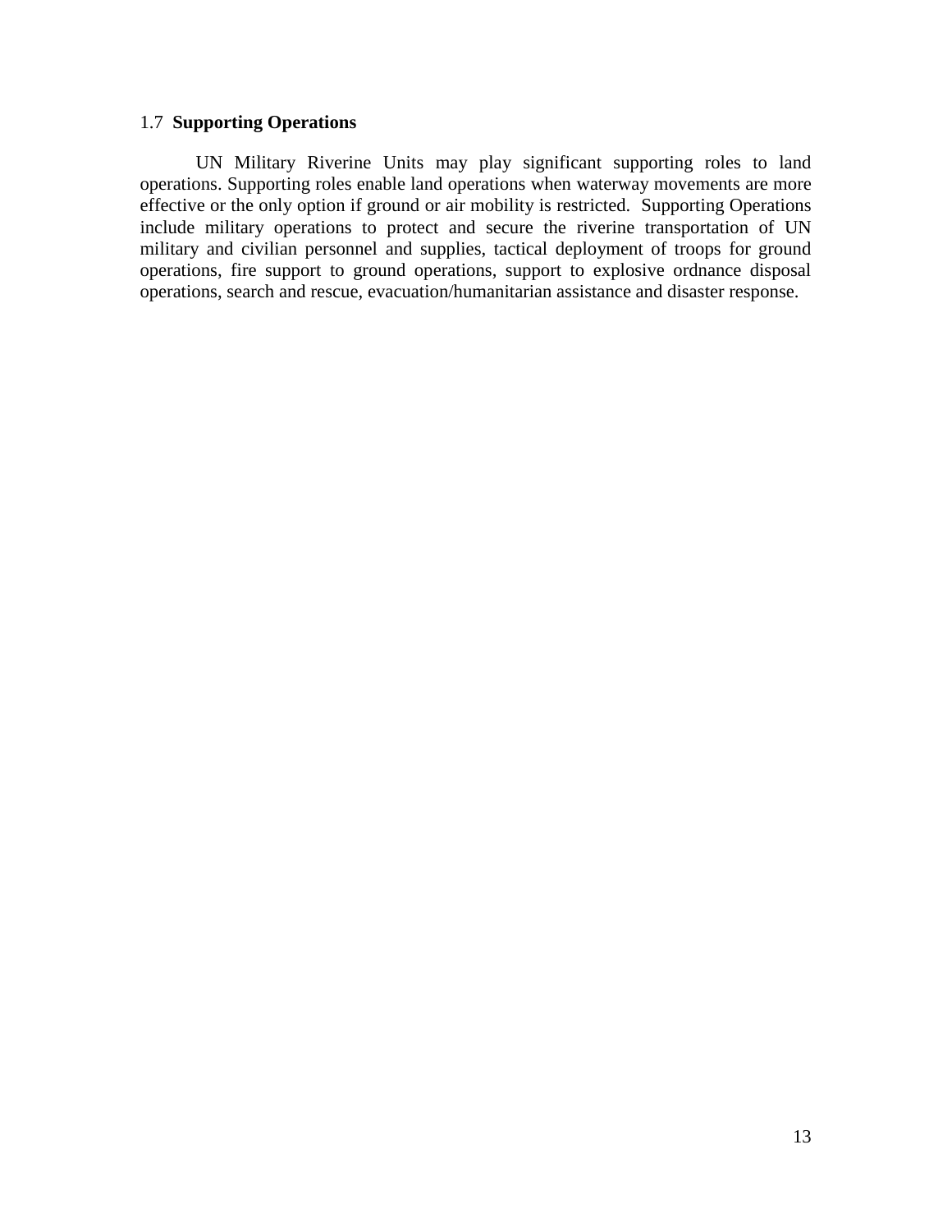## 1.7 **Supporting Operations**

UN Military Riverine Units may play significant supporting roles to land operations. Supporting roles enable land operations when waterway movements are more effective or the only option if ground or air mobility is restricted. Supporting Operations include military operations to protect and secure the riverine transportation of UN military and civilian personnel and supplies, tactical deployment of troops for ground operations, fire support to ground operations, support to explosive ordnance disposal operations, search and rescue, evacuation/humanitarian assistance and disaster response.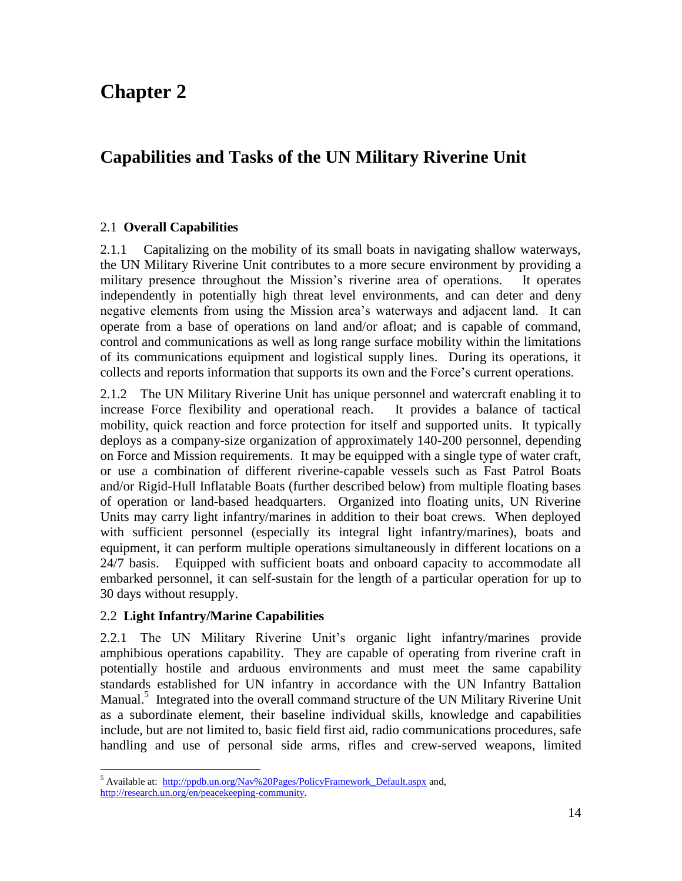# Chapter 2

## Capabilities and Tasks of the UN Military Riverine Unit

### 2.1 **Overall Capabilities**

2.1.1 Capitalizing on the mobility of its small boats in navigating shallow waterways, the UN Military Riverine Unit contributes to a more secure environment by providing a military presence throughout the Mission's riverine area of operations. It operates independently in potentially high threat level environments, and can deter and deny negative elements from using the Mission area's waterways and adjacent land. It can operate from a base of operations on land and/or afloat; and is capable of command, control and communications as well as long range surface mobility within the limitations of its communications equipment and logistical supply lines. During its operations, it collects and reports information that supports its own and the Force's current operations.

2.1.2 The UN Military Riverine Unit has unique personnel and watercraft enabling it to increase Force flexibility and operational reach. It provides a balance of tactical mobility, quick reaction and force protection for itself and supported units. It typically deploys as a company-size organization of approximately 140-200 personnel, depending on Force and Mission requirements. It may be equipped with a single type of water craft, or use a combination of different riverine-capable vessels such as Fast Patrol Boats and/or Rigid-Hull Inflatable Boats (further described below) from multiple floating bases of operation or land-based headquarters. Organized into floating units, UN Riverine Units may carry light infantry/marines in addition to their boat crews. When deployed with sufficient personnel (especially its integral light infantry/marines), boats and equipment, it can perform multiple operations simultaneously in different locations on a 24/7 basis. Equipped with sufficient boats and onboard capacity to accommodate all embarked personnel, it can self-sustain for the length of a particular operation for up to 30 days without resupply.

### 2.2 **Light Infantry/Marine Capabilities**

2.2.1 The UN Military Riverine Unit's organic light infantry/marines provide amphibious operations capability. They are capable of operating from riverine craft in potentially hostile and arduous environments and must meet the same capability standards established for UN infantry in accordance with the UN Infantry Battalion Manual.[5] Integrated into the overall command structure of the UN Military Riverine Unit as a subordinate element, their baseline individual skills, knowledge and capabilities include, but are not limited to, basic field first aid, radio communications procedures, safe handling and use of personal side arms, rifles and crew-served weapons, limited

---

[5] Available at: http://ppdb.un.org/Nav%20Pages/PolicyFramework_Default.aspx and, http://research.un.org/en/peacekeeping-community.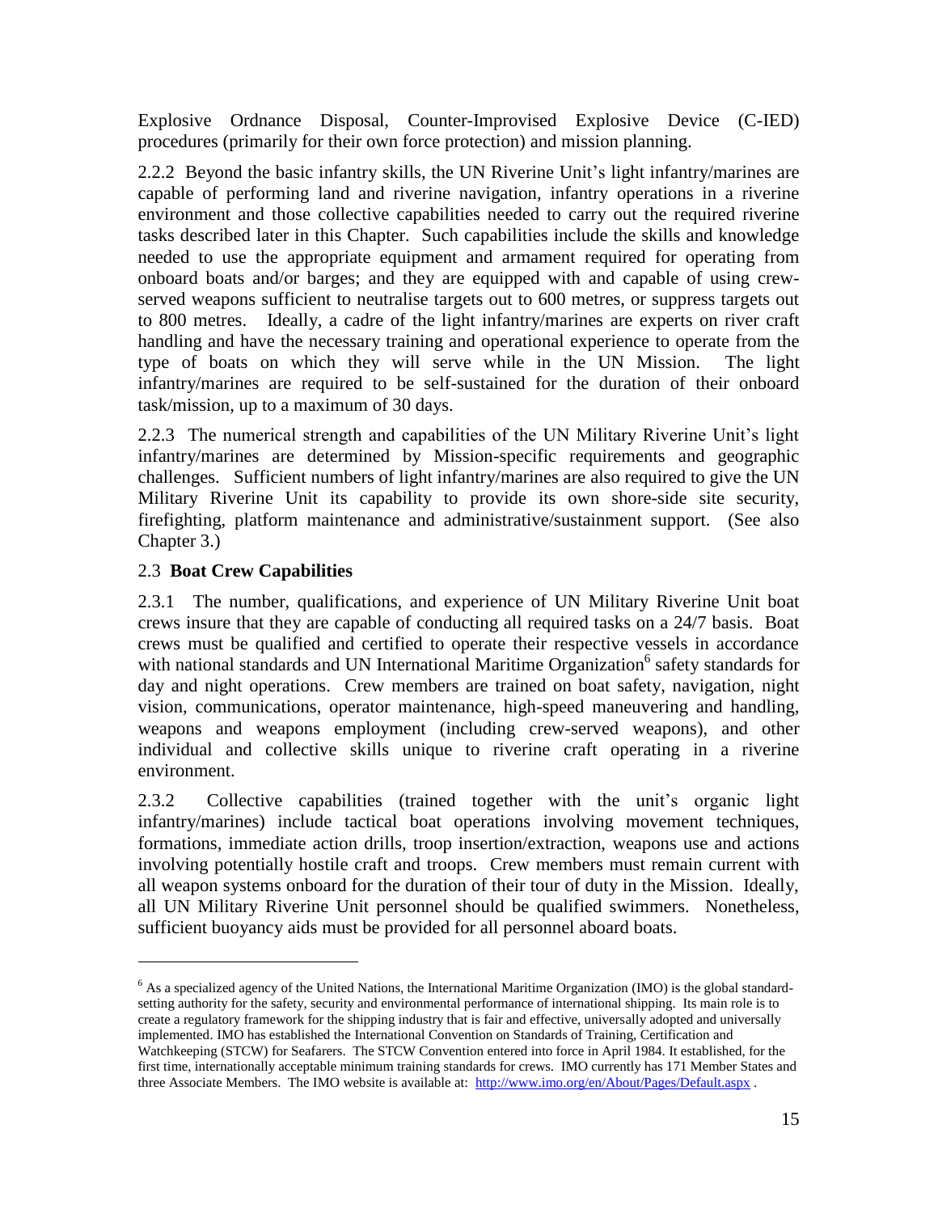Explosive Ordnance Disposal, Counter-Improvised Explosive Device (C-IED) procedures (primarily for their own force protection) and mission planning.

2.2.2 Beyond the basic infantry skills, the UN Riverine Unit's light infantry/marines are capable of performing land and riverine navigation, infantry operations in a riverine environment and those collective capabilities needed to carry out the required riverine tasks described later in this Chapter. Such capabilities include the skills and knowledge needed to use the appropriate equipment and armament required for operating from onboard boats and/or barges; and they are equipped with and capable of using crew-served weapons sufficient to neutralise targets out to 600 metres, or suppress targets out to 800 metres. Ideally, a cadre of the light infantry/marines are experts on river craft handling and have the necessary training and operational experience to operate from the type of boats on which they will serve while in the UN Mission. The light infantry/marines are required to be self-sustained for the duration of their onboard task/mission, up to a maximum of 30 days.

2.2.3 The numerical strength and capabilities of the UN Military Riverine Unit's light infantry/marines are determined by Mission-specific requirements and geographic challenges. Sufficient numbers of light infantry/marines are also required to give the UN Military Riverine Unit its capability to provide its own shore-side site security, firefighting, platform maintenance and administrative/sustainment support. (See also Chapter 3.)

### 2.3 **Boat Crew Capabilities**

2.3.1 The number, qualifications, and experience of UN Military Riverine Unit boat crews insure that they are capable of conducting all required tasks on a 24/7 basis. Boat crews must be qualified and certified to operate their respective vessels in accordance with national standards and UN International Maritime Organization[6] safety standards for day and night operations. Crew members are trained on boat safety, navigation, night vision, communications, operator maintenance, high-speed maneuvering and handling, weapons and weapons employment (including crew-served weapons), and other individual and collective skills unique to riverine craft operating in a riverine environment.

2.3.2 Collective capabilities (trained together with the unit's organic light infantry/marines) include tactical boat operations involving movement techniques, formations, immediate action drills, troop insertion/extraction, weapons use and actions involving potentially hostile craft and troops. Crew members must remain current with all weapon systems onboard for the duration of their tour of duty in the Mission. Ideally, all UN Military Riverine Unit personnel should be qualified swimmers. Nonetheless, sufficient buoyancy aids must be provided for all personnel aboard boats.

---

[6] As a specialized agency of the United Nations, the International Maritime Organization (IMO) is the global standard-setting authority for the safety, security and environmental performance of international shipping. Its main role is to create a regulatory framework for the shipping industry that is fair and effective, universally adopted and universally implemented. IMO has established the International Convention on Standards of Training, Certification and Watchkeeping (STCW) for Seafarers. The STCW Convention entered into force in April 1984. It established, for the first time, internationally acceptable minimum training standards for crews. IMO currently has 171 Member States and three Associate Members. The IMO website is available at: http://www.imo.org/en/About/Pages/Default.aspx .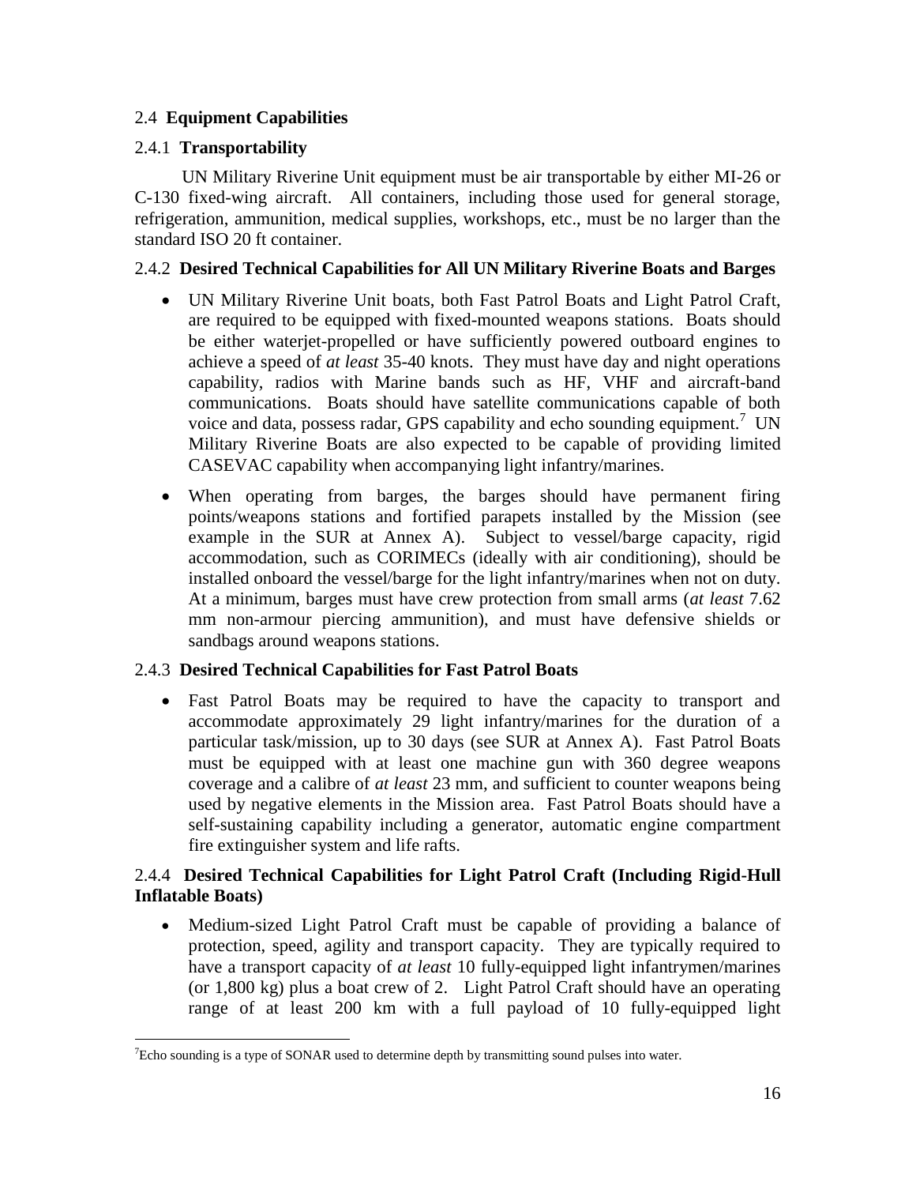## 2.4 **Equipment Capabilities**

### 2.4.1 **Transportability**

UN Military Riverine Unit equipment must be air transportable by either MI-26 or C-130 fixed-wing aircraft. All containers, including those used for general storage, refrigeration, ammunition, medical supplies, workshops, etc., must be no larger than the standard ISO 20 ft container.

### 2.4.2 **Desired Technical Capabilities for All UN Military Riverine Boats and Barges**

- UN Military Riverine Unit boats, both Fast Patrol Boats and Light Patrol Craft, are required to be equipped with fixed-mounted weapons stations. Boats should be either waterjet-propelled or have sufficiently powered outboard engines to achieve a speed of *at least* 35-40 knots. They must have day and night operations capability, radios with Marine bands such as HF, VHF and aircraft-band communications. Boats should have satellite communications capable of both voice and data, possess radar, GPS capability and echo sounding equipment.[7] UN Military Riverine Boats are also expected to be capable of providing limited CASEVAC capability when accompanying light infantry/marines.

- When operating from barges, the barges should have permanent firing points/weapons stations and fortified parapets installed by the Mission (see example in the SUR at Annex A). Subject to vessel/barge capacity, rigid accommodation, such as CORIMECs (ideally with air conditioning), should be installed onboard the vessel/barge for the light infantry/marines when not on duty. At a minimum, barges must have crew protection from small arms (*at least* 7.62 mm non-armour piercing ammunition), and must have defensive shields or sandbags around weapons stations.

### 2.4.3 **Desired Technical Capabilities for Fast Patrol Boats**

- Fast Patrol Boats may be required to have the capacity to transport and accommodate approximately 29 light infantry/marines for the duration of a particular task/mission, up to 30 days (see SUR at Annex A). Fast Patrol Boats must be equipped with at least one machine gun with 360 degree weapons coverage and a calibre of *at least* 23 mm, and sufficient to counter weapons being used by negative elements in the Mission area. Fast Patrol Boats should have a self-sustaining capability including a generator, automatic engine compartment fire extinguisher system and life rafts.

### 2.4.4 **Desired Technical Capabilities for Light Patrol Craft (Including Rigid-Hull Inflatable Boats)**

- Medium-sized Light Patrol Craft must be capable of providing a balance of protection, speed, agility and transport capacity. They are typically required to have a transport capacity of *at least* 10 fully-equipped light infantrymen/marines (or 1,800 kg) plus a boat crew of 2. Light Patrol Craft should have an operating range of at least 200 km with a full payload of 10 fully-equipped light

---

[7] Echo sounding is a type of SONAR used to determine depth by transmitting sound pulses into water.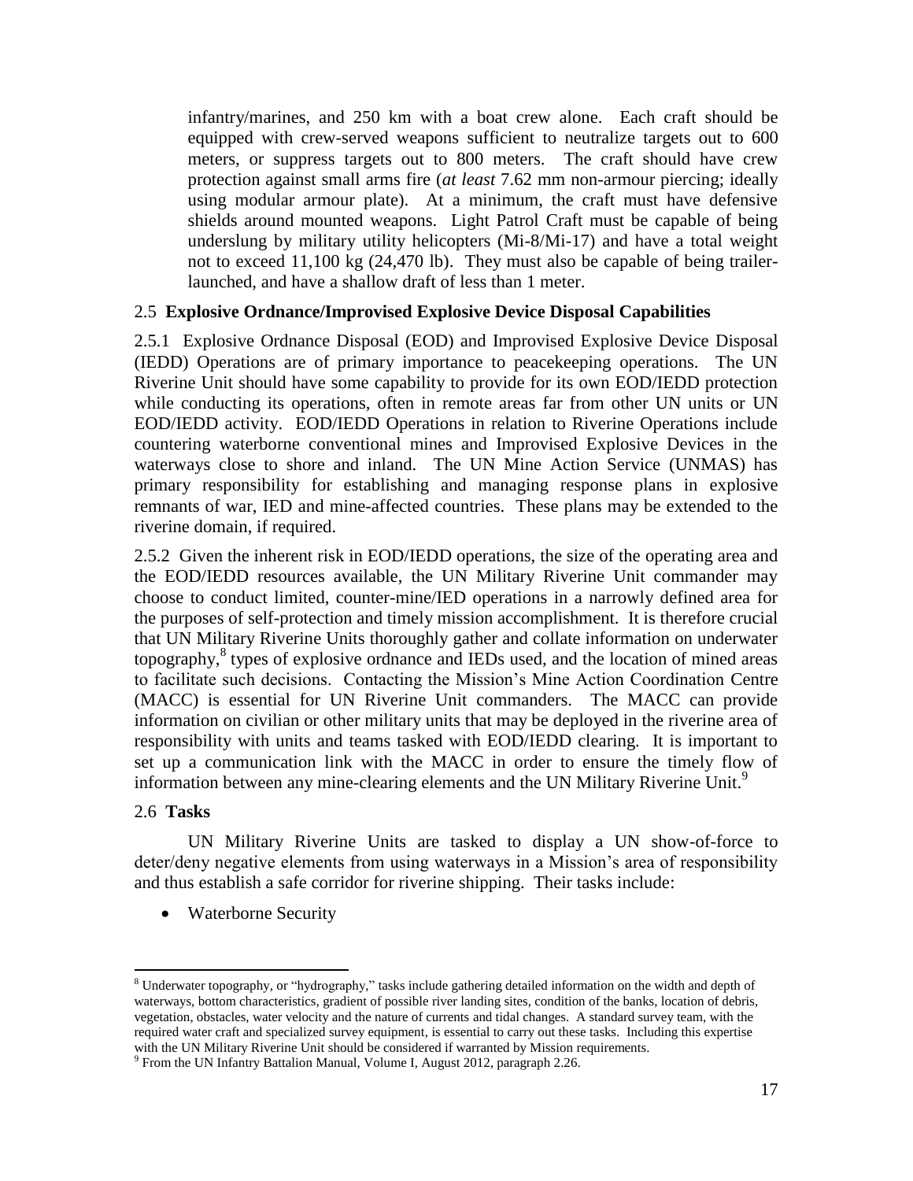infantry/marines, and 250 km with a boat crew alone. Each craft should be equipped with crew-served weapons sufficient to neutralize targets out to 600 meters, or suppress targets out to 800 meters. The craft should have crew protection against small arms fire (*at least* 7.62 mm non-armour piercing; ideally using modular armour plate). At a minimum, the craft must have defensive shields around mounted weapons. Light Patrol Craft must be capable of being underslung by military utility helicopters (Mi-8/Mi-17) and have a total weight not to exceed 11,100 kg (24,470 lb). They must also be capable of being trailer-launched, and have a shallow draft of less than 1 meter.

### 2.5 **Explosive Ordnance/Improvised Explosive Device Disposal Capabilities**

2.5.1 Explosive Ordnance Disposal (EOD) and Improvised Explosive Device Disposal (IEDD) Operations are of primary importance to peacekeeping operations. The UN Riverine Unit should have some capability to provide for its own EOD/IEDD protection while conducting its operations, often in remote areas far from other UN units or UN EOD/IEDD activity. EOD/IEDD Operations in relation to Riverine Operations include countering waterborne conventional mines and Improvised Explosive Devices in the waterways close to shore and inland. The UN Mine Action Service (UNMAS) has primary responsibility for establishing and managing response plans in explosive remnants of war, IED and mine-affected countries. These plans may be extended to the riverine domain, if required.

2.5.2 Given the inherent risk in EOD/IEDD operations, the size of the operating area and the EOD/IEDD resources available, the UN Military Riverine Unit commander may choose to conduct limited, counter-mine/IED operations in a narrowly defined area for the purposes of self-protection and timely mission accomplishment. It is therefore crucial that UN Military Riverine Units thoroughly gather and collate information on underwater topography,[8] types of explosive ordnance and IEDs used, and the location of mined areas to facilitate such decisions. Contacting the Mission's Mine Action Coordination Centre (MACC) is essential for UN Riverine Unit commanders. The MACC can provide information on civilian or other military units that may be deployed in the riverine area of responsibility with units and teams tasked with EOD/IEDD clearing. It is important to set up a communication link with the MACC in order to ensure the timely flow of information between any mine-clearing elements and the UN Military Riverine Unit.[9]

### 2.6 **Tasks**

UN Military Riverine Units are tasked to display a UN show-of-force to deter/deny negative elements from using waterways in a Mission's area of responsibility and thus establish a safe corridor for riverine shipping. Their tasks include:

- Waterborne Security

---

[8] Underwater topography, or "hydrography," tasks include gathering detailed information on the width and depth of waterways, bottom characteristics, gradient of possible river landing sites, condition of the banks, location of debris, vegetation, obstacles, water velocity and the nature of currents and tidal changes. A standard survey team, with the required water craft and specialized survey equipment, is essential to carry out these tasks. Including this expertise with the UN Military Riverine Unit should be considered if warranted by Mission requirements.

[9] From the UN Infantry Battalion Manual, Volume I, August 2012, paragraph 2.26.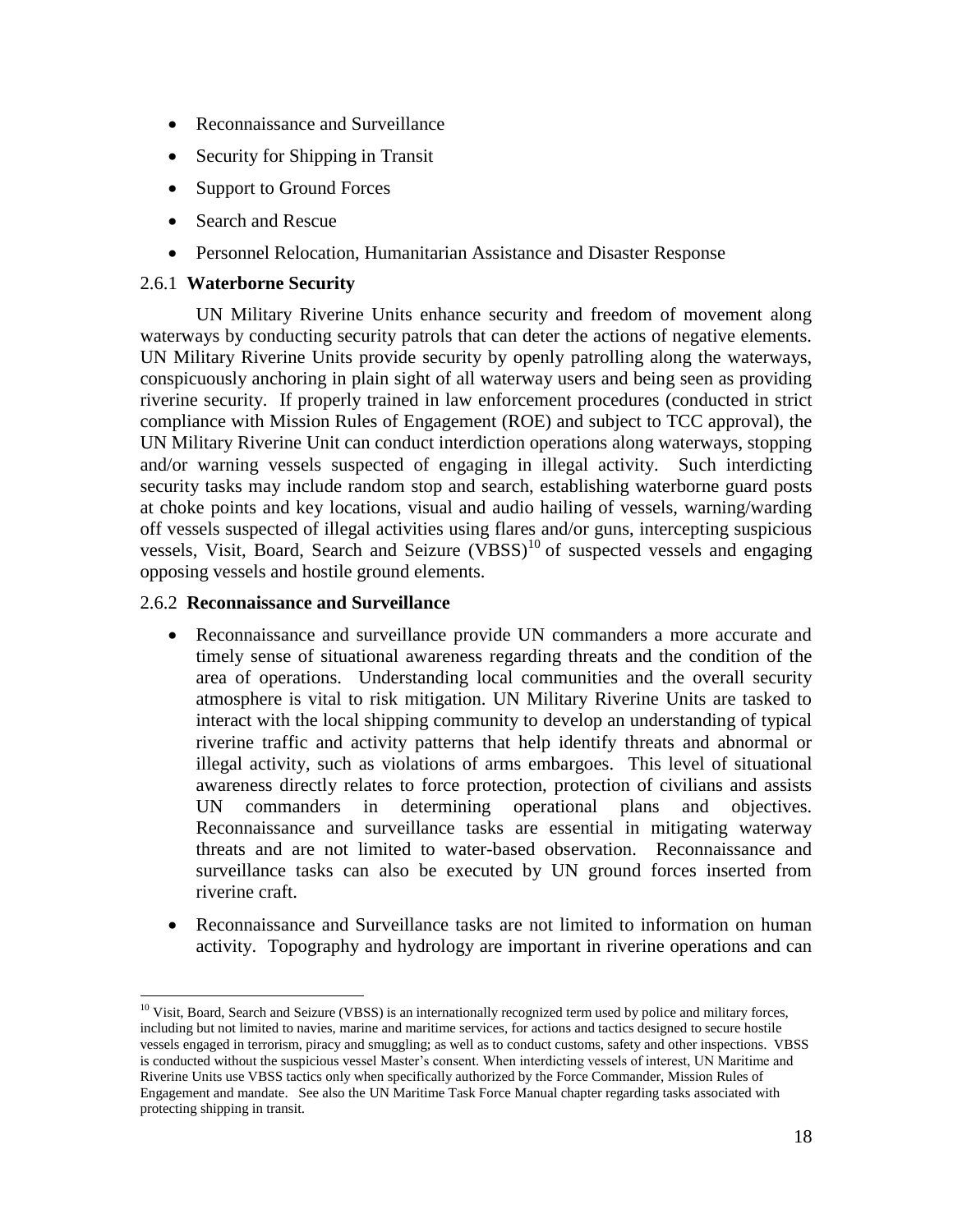- Reconnaissance and Surveillance
- Security for Shipping in Transit
- Support to Ground Forces
- Search and Rescue
- Personnel Relocation, Humanitarian Assistance and Disaster Response

### 2.6.1 **Waterborne Security**

UN Military Riverine Units enhance security and freedom of movement along waterways by conducting security patrols that can deter the actions of negative elements. UN Military Riverine Units provide security by openly patrolling along the waterways, conspicuously anchoring in plain sight of all waterway users and being seen as providing riverine security. If properly trained in law enforcement procedures (conducted in strict compliance with Mission Rules of Engagement (ROE) and subject to TCC approval), the UN Military Riverine Unit can conduct interdiction operations along waterways, stopping and/or warning vessels suspected of engaging in illegal activity. Such interdicting security tasks may include random stop and search, establishing waterborne guard posts at choke points and key locations, visual and audio hailing of vessels, warning/warding off vessels suspected of illegal activities using flares and/or guns, intercepting suspicious vessels, Visit, Board, Search and Seizure (VBSS)[10] of suspected vessels and engaging opposing vessels and hostile ground elements.

### 2.6.2 **Reconnaissance and Surveillance**

- Reconnaissance and surveillance provide UN commanders a more accurate and timely sense of situational awareness regarding threats and the condition of the area of operations. Understanding local communities and the overall security atmosphere is vital to risk mitigation. UN Military Riverine Units are tasked to interact with the local shipping community to develop an understanding of typical riverine traffic and activity patterns that help identify threats and abnormal or illegal activity, such as violations of arms embargoes. This level of situational awareness directly relates to force protection, protection of civilians and assists UN commanders in determining operational plans and objectives. Reconnaissance and surveillance tasks are essential in mitigating waterway threats and are not limited to water-based observation. Reconnaissance and surveillance tasks can also be executed by UN ground forces inserted from riverine craft.
- Reconnaissance and Surveillance tasks are not limited to information on human activity. Topography and hydrology are important in riverine operations and can

---

[10] Visit, Board, Search and Seizure (VBSS) is an internationally recognized term used by police and military forces, including but not limited to navies, marine and maritime services, for actions and tactics designed to secure hostile vessels engaged in terrorism, piracy and smuggling; as well as to conduct customs, safety and other inspections. VBSS is conducted without the suspicious vessel Master's consent. When interdicting vessels of interest, UN Maritime and Riverine Units use VBSS tactics only when specifically authorized by the Force Commander, Mission Rules of Engagement and mandate. See also the UN Maritime Task Force Manual chapter regarding tasks associated with protecting shipping in transit.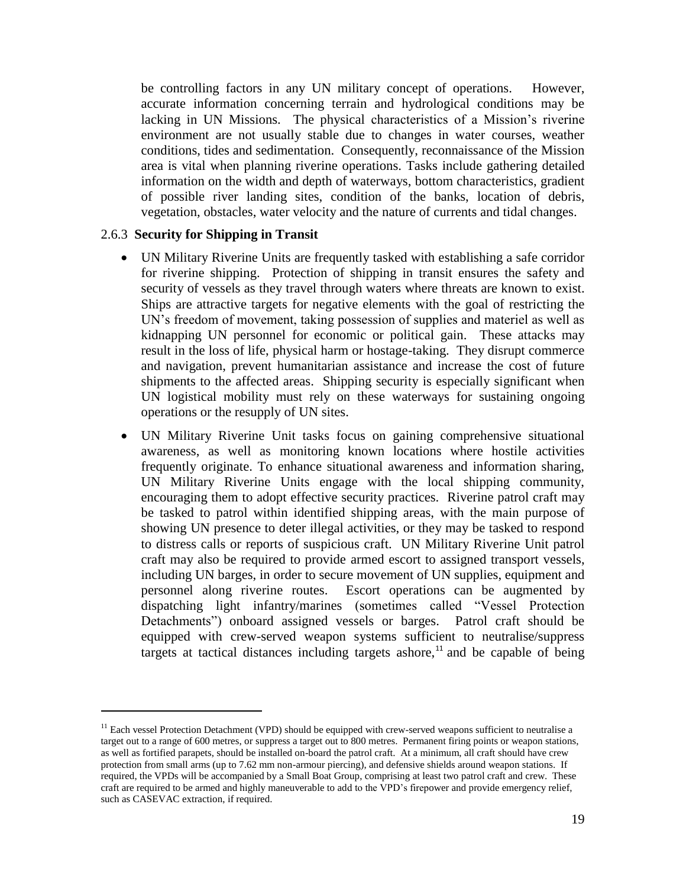be controlling factors in any UN military concept of operations. However, accurate information concerning terrain and hydrological conditions may be lacking in UN Missions. The physical characteristics of a Mission's riverine environment are not usually stable due to changes in water courses, weather conditions, tides and sedimentation. Consequently, reconnaissance of the Mission area is vital when planning riverine operations. Tasks include gathering detailed information on the width and depth of waterways, bottom characteristics, gradient of possible river landing sites, condition of the banks, location of debris, vegetation, obstacles, water velocity and the nature of currents and tidal changes.

### 2.6.3 **Security for Shipping in Transit**

- UN Military Riverine Units are frequently tasked with establishing a safe corridor for riverine shipping. Protection of shipping in transit ensures the safety and security of vessels as they travel through waters where threats are known to exist. Ships are attractive targets for negative elements with the goal of restricting the UN's freedom of movement, taking possession of supplies and materiel as well as kidnapping UN personnel for economic or political gain. These attacks may result in the loss of life, physical harm or hostage-taking. They disrupt commerce and navigation, prevent humanitarian assistance and increase the cost of future shipments to the affected areas. Shipping security is especially significant when UN logistical mobility must rely on these waterways for sustaining ongoing operations or the resupply of UN sites.
- UN Military Riverine Unit tasks focus on gaining comprehensive situational awareness, as well as monitoring known locations where hostile activities frequently originate. To enhance situational awareness and information sharing, UN Military Riverine Units engage with the local shipping community, encouraging them to adopt effective security practices. Riverine patrol craft may be tasked to patrol within identified shipping areas, with the main purpose of showing UN presence to deter illegal activities, or they may be tasked to respond to distress calls or reports of suspicious craft. UN Military Riverine Unit patrol craft may also be required to provide armed escort to assigned transport vessels, including UN barges, in order to secure movement of UN supplies, equipment and personnel along riverine routes. Escort operations can be augmented by dispatching light infantry/marines (sometimes called "Vessel Protection Detachments") onboard assigned vessels or barges. Patrol craft should be equipped with crew-served weapon systems sufficient to neutralise/suppress targets at tactical distances including targets ashore,[11] and be capable of being

---

[11] Each vessel Protection Detachment (VPD) should be equipped with crew-served weapons sufficient to neutralise a target out to a range of 600 metres, or suppress a target out to 800 metres. Permanent firing points or weapon stations, as well as fortified parapets, should be installed on-board the patrol craft. At a minimum, all craft should have crew protection from small arms (up to 7.62 mm non-armour piercing), and defensive shields around weapon stations. If required, the VPDs will be accompanied by a Small Boat Group, comprising at least two patrol craft and crew. These craft are required to be armed and highly maneuverable to add to the VPD's firepower and provide emergency relief, such as CASEVAC extraction, if required.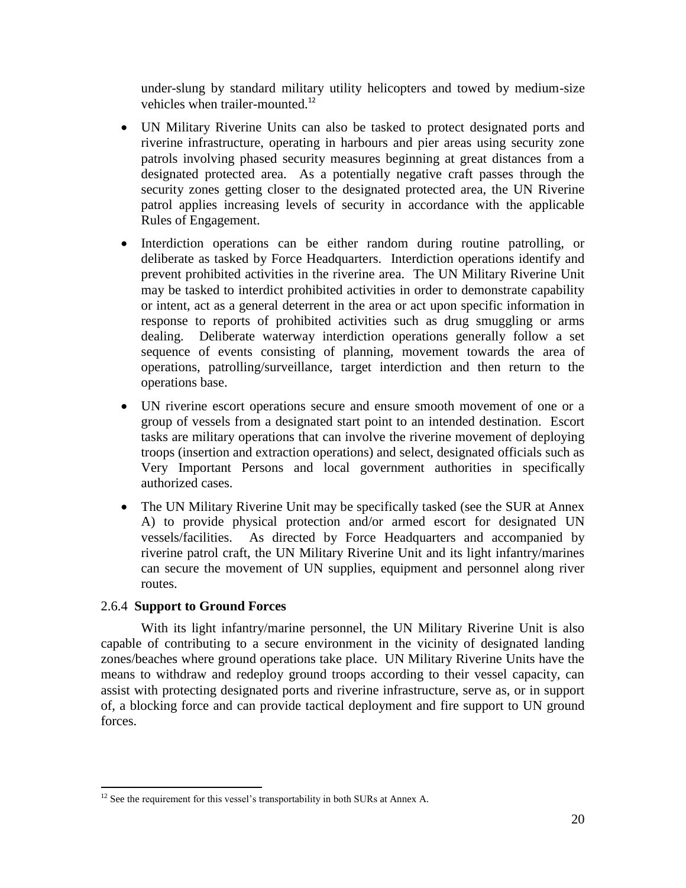under-slung by standard military utility helicopters and towed by medium-size vehicles when trailer-mounted.[12]

- UN Military Riverine Units can also be tasked to protect designated ports and riverine infrastructure, operating in harbours and pier areas using security zone patrols involving phased security measures beginning at great distances from a designated protected area. As a potentially negative craft passes through the security zones getting closer to the designated protected area, the UN Riverine patrol applies increasing levels of security in accordance with the applicable Rules of Engagement.

- Interdiction operations can be either random during routine patrolling, or deliberate as tasked by Force Headquarters. Interdiction operations identify and prevent prohibited activities in the riverine area. The UN Military Riverine Unit may be tasked to interdict prohibited activities in order to demonstrate capability or intent, act as a general deterrent in the area or act upon specific information in response to reports of prohibited activities such as drug smuggling or arms dealing. Deliberate waterway interdiction operations generally follow a set sequence of events consisting of planning, movement towards the area of operations, patrolling/surveillance, target interdiction and then return to the operations base.

- UN riverine escort operations secure and ensure smooth movement of one or a group of vessels from a designated start point to an intended destination. Escort tasks are military operations that can involve the riverine movement of deploying troops (insertion and extraction operations) and select, designated officials such as Very Important Persons and local government authorities in specifically authorized cases.

- The UN Military Riverine Unit may be specifically tasked (see the SUR at Annex A) to provide physical protection and/or armed escort for designated UN vessels/facilities. As directed by Force Headquarters and accompanied by riverine patrol craft, the UN Military Riverine Unit and its light infantry/marines can secure the movement of UN supplies, equipment and personnel along river routes.

### 2.6.4 **Support to Ground Forces**

With its light infantry/marine personnel, the UN Military Riverine Unit is also capable of contributing to a secure environment in the vicinity of designated landing zones/beaches where ground operations take place. UN Military Riverine Units have the means to withdraw and redeploy ground troops according to their vessel capacity, can assist with protecting designated ports and riverine infrastructure, serve as, or in support of, a blocking force and can provide tactical deployment and fire support to UN ground forces.

---

[12] See the requirement for this vessel's transportability in both SURs at Annex A.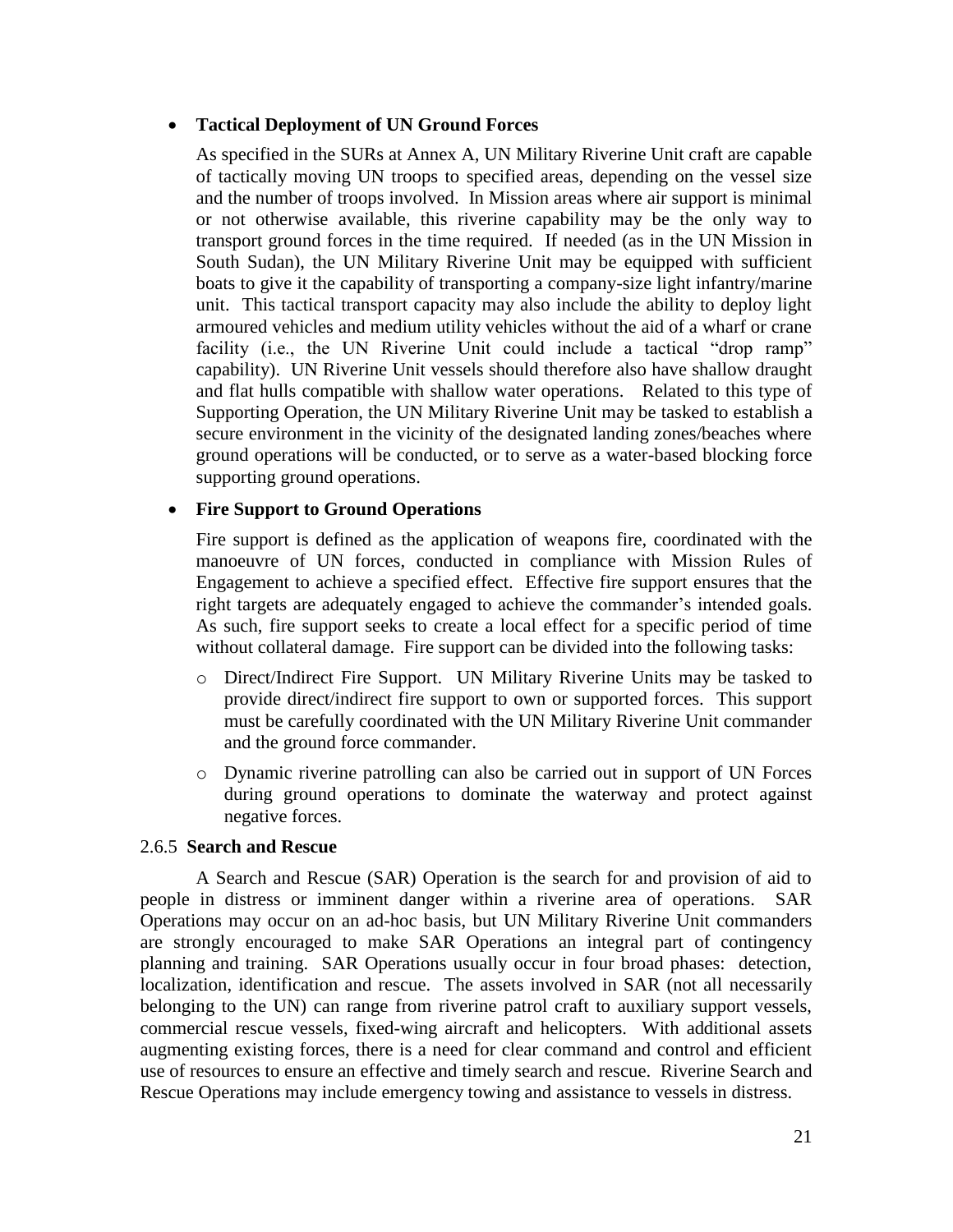- **Tactical Deployment of UN Ground Forces**

  As specified in the SURs at Annex A, UN Military Riverine Unit craft are capable of tactically moving UN troops to specified areas, depending on the vessel size and the number of troops involved. In Mission areas where air support is minimal or not otherwise available, this riverine capability may be the only way to transport ground forces in the time required. If needed (as in the UN Mission in South Sudan), the UN Military Riverine Unit may be equipped with sufficient boats to give it the capability of transporting a company-size light infantry/marine unit. This tactical transport capacity may also include the ability to deploy light armoured vehicles and medium utility vehicles without the aid of a wharf or crane facility (i.e., the UN Riverine Unit could include a tactical "drop ramp" capability). UN Riverine Unit vessels should therefore also have shallow draught and flat hulls compatible with shallow water operations. Related to this type of Supporting Operation, the UN Military Riverine Unit may be tasked to establish a secure environment in the vicinity of the designated landing zones/beaches where ground operations will be conducted, or to serve as a water-based blocking force supporting ground operations.

- **Fire Support to Ground Operations**

  Fire support is defined as the application of weapons fire, coordinated with the manoeuvre of UN forces, conducted in compliance with Mission Rules of Engagement to achieve a specified effect. Effective fire support ensures that the right targets are adequately engaged to achieve the commander's intended goals. As such, fire support seeks to create a local effect for a specific period of time without collateral damage. Fire support can be divided into the following tasks:

  - Direct/Indirect Fire Support. UN Military Riverine Units may be tasked to provide direct/indirect fire support to own or supported forces. This support must be carefully coordinated with the UN Military Riverine Unit commander and the ground force commander.

  - Dynamic riverine patrolling can also be carried out in support of UN Forces during ground operations to dominate the waterway and protect against negative forces.

### 2.6.5 **Search and Rescue**

A Search and Rescue (SAR) Operation is the search for and provision of aid to people in distress or imminent danger within a riverine area of operations. SAR Operations may occur on an ad-hoc basis, but UN Military Riverine Unit commanders are strongly encouraged to make SAR Operations an integral part of contingency planning and training. SAR Operations usually occur in four broad phases: detection, localization, identification and rescue. The assets involved in SAR (not all necessarily belonging to the UN) can range from riverine patrol craft to auxiliary support vessels, commercial rescue vessels, fixed-wing aircraft and helicopters. With additional assets augmenting existing forces, there is a need for clear command and control and efficient use of resources to ensure an effective and timely search and rescue. Riverine Search and Rescue Operations may include emergency towing and assistance to vessels in distress.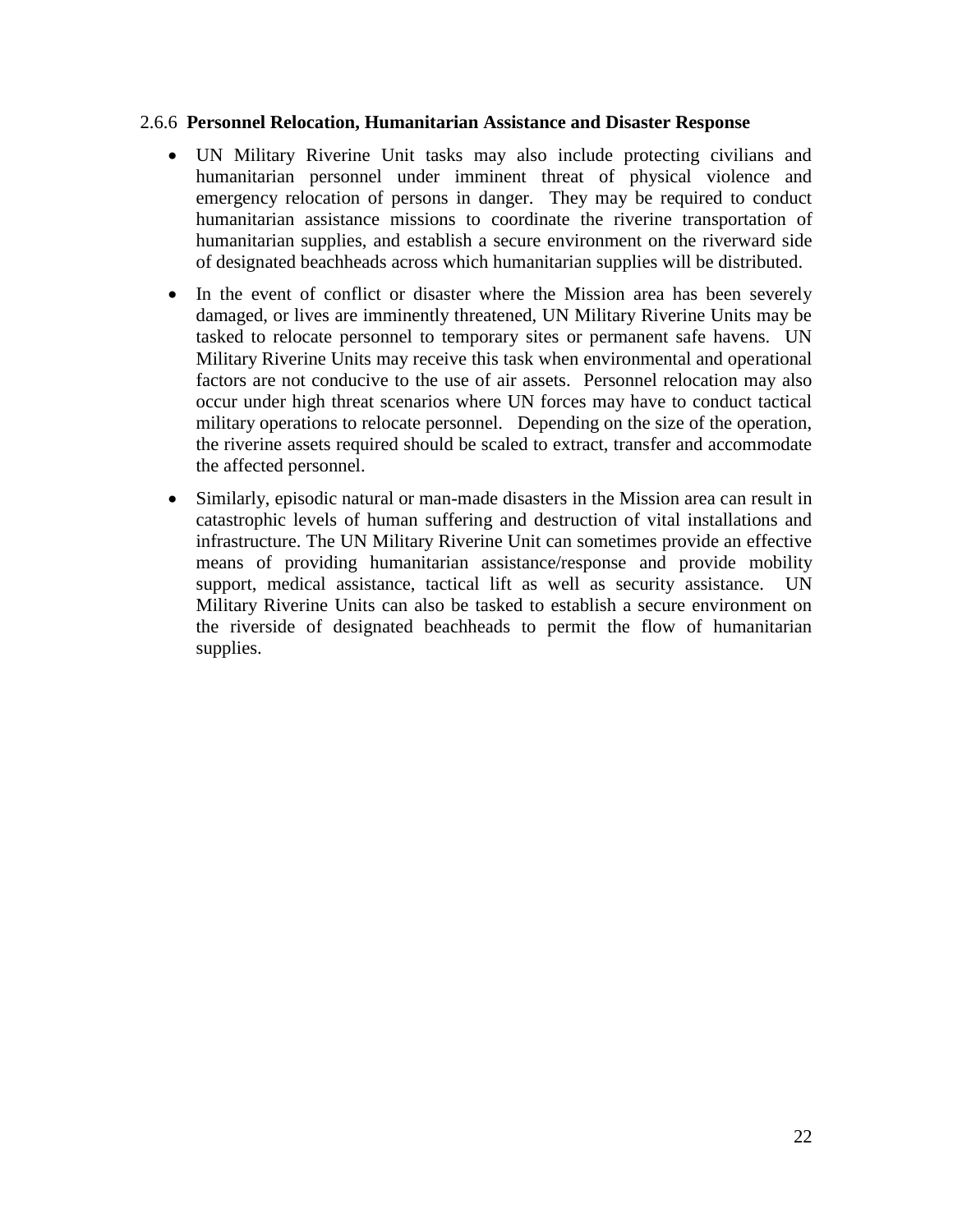### 2.6.6 **Personnel Relocation, Humanitarian Assistance and Disaster Response**

- UN Military Riverine Unit tasks may also include protecting civilians and humanitarian personnel under imminent threat of physical violence and emergency relocation of persons in danger. They may be required to conduct humanitarian assistance missions to coordinate the riverine transportation of humanitarian supplies, and establish a secure environment on the riverward side of designated beachheads across which humanitarian supplies will be distributed.
- In the event of conflict or disaster where the Mission area has been severely damaged, or lives are imminently threatened, UN Military Riverine Units may be tasked to relocate personnel to temporary sites or permanent safe havens. UN Military Riverine Units may receive this task when environmental and operational factors are not conducive to the use of air assets. Personnel relocation may also occur under high threat scenarios where UN forces may have to conduct tactical military operations to relocate personnel. Depending on the size of the operation, the riverine assets required should be scaled to extract, transfer and accommodate the affected personnel.
- Similarly, episodic natural or man-made disasters in the Mission area can result in catastrophic levels of human suffering and destruction of vital installations and infrastructure. The UN Military Riverine Unit can sometimes provide an effective means of providing humanitarian assistance/response and provide mobility support, medical assistance, tactical lift as well as security assistance. UN Military Riverine Units can also be tasked to establish a secure environment on the riverside of designated beachheads to permit the flow of humanitarian supplies.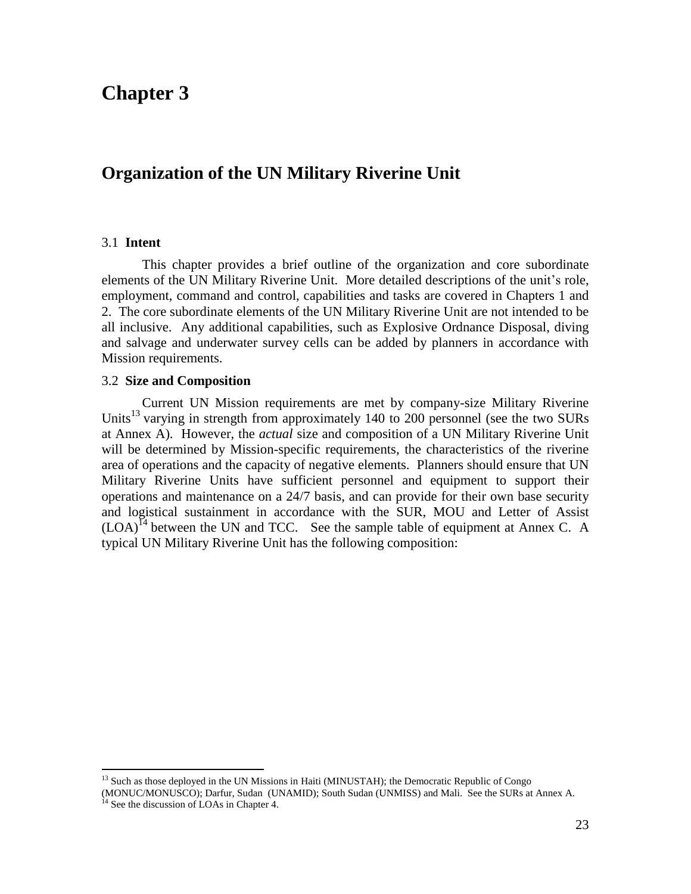# Chapter 3

## Organization of the UN Military Riverine Unit

3.1 **Intent**

This chapter provides a brief outline of the organization and core subordinate elements of the UN Military Riverine Unit. More detailed descriptions of the unit's role, employment, command and control, capabilities and tasks are covered in Chapters 1 and 2. The core subordinate elements of the UN Military Riverine Unit are not intended to be all inclusive. Any additional capabilities, such as Explosive Ordnance Disposal, diving and salvage and underwater survey cells can be added by planners in accordance with Mission requirements.

3.2 **Size and Composition**

Current UN Mission requirements are met by company-size Military Riverine Units[13] varying in strength from approximately 140 to 200 personnel (see the two SURs at Annex A). However, the *actual* size and composition of a UN Military Riverine Unit will be determined by Mission-specific requirements, the characteristics of the riverine area of operations and the capacity of negative elements. Planners should ensure that UN Military Riverine Units have sufficient personnel and equipment to support their operations and maintenance on a 24/7 basis, and can provide for their own base security and logistical sustainment in accordance with the SUR, MOU and Letter of Assist (LOA)[14] between the UN and TCC. See the sample table of equipment at Annex C. A typical UN Military Riverine Unit has the following composition:

---

[13] Such as those deployed in the UN Missions in Haiti (MINUSTAH); the Democratic Republic of Congo (MONUC/MONUSCO); Darfur, Sudan (UNAMID); South Sudan (UNMISS) and Mali. See the SURs at Annex A.

[14] See the discussion of LOAs in Chapter 4.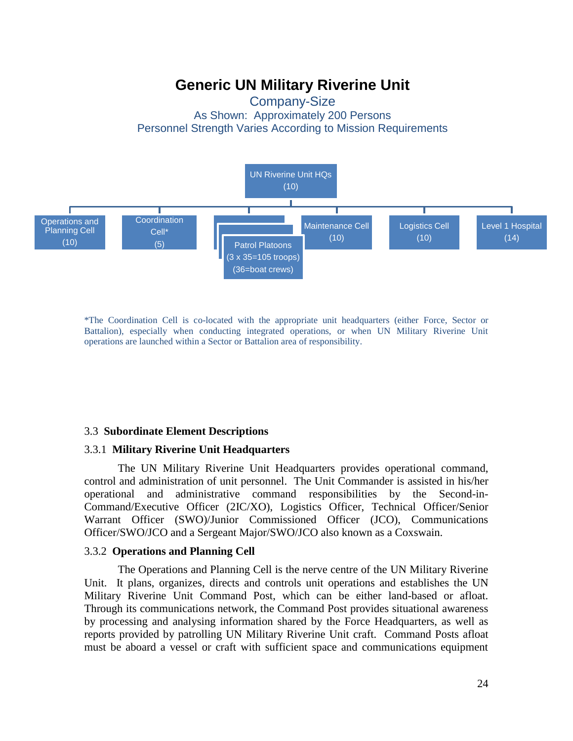# Generic UN Military Riverine Unit

Company-Size

As Shown: Approximately 200 Persons

Personnel Strength Varies According to Mission Requirements

- UN Riverine Unit HQs (10)
  - Operations and Planning Cell (10)
  - Coordination Cell* (5)
  - Patrol Platoons (3 x 35=105 troops) (36=boat crews)
  - Maintenance Cell (10)
  - Logistics Cell (10)
  - Level 1 Hospital (14)

*The Coordination Cell is co-located with the appropriate unit headquarters (either Force, Sector or Battalion), especially when conducting integrated operations, or when UN Military Riverine Unit operations are launched within a Sector or Battalion area of responsibility.

## 3.3 Subordinate Element Descriptions

### 3.3.1 Military Riverine Unit Headquarters

The UN Military Riverine Unit Headquarters provides operational command, control and administration of unit personnel. The Unit Commander is assisted in his/her operational and administrative command responsibilities by the Second-in-Command/Executive Officer (2IC/XO), Logistics Officer, Technical Officer/Senior Warrant Officer (SWO)/Junior Commissioned Officer (JCO), Communications Officer/SWO/JCO and a Sergeant Major/SWO/JCO also known as a Coxswain.

### 3.3.2 Operations and Planning Cell

The Operations and Planning Cell is the nerve centre of the UN Military Riverine Unit. It plans, organizes, directs and controls unit operations and establishes the UN Military Riverine Unit Command Post, which can be either land-based or afloat. Through its communications network, the Command Post provides situational awareness by processing and analysing information shared by the Force Headquarters, as well as reports provided by patrolling UN Military Riverine Unit craft. Command Posts afloat must be aboard a vessel or craft with sufficient space and communications equipment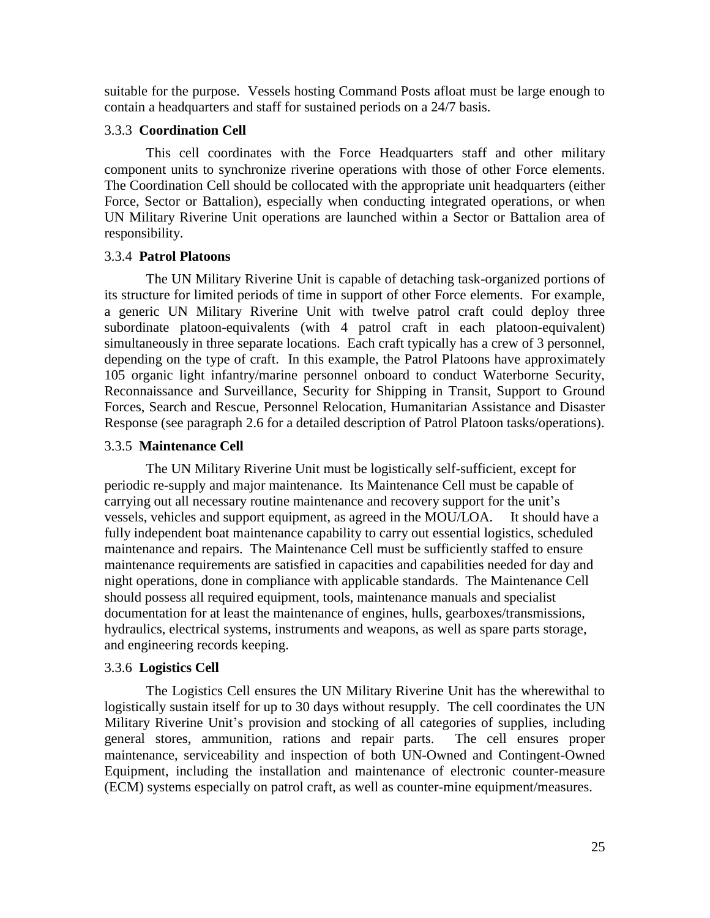suitable for the purpose. Vessels hosting Command Posts afloat must be large enough to contain a headquarters and staff for sustained periods on a 24/7 basis.

### 3.3.3 **Coordination Cell**

This cell coordinates with the Force Headquarters staff and other military component units to synchronize riverine operations with those of other Force elements. The Coordination Cell should be collocated with the appropriate unit headquarters (either Force, Sector or Battalion), especially when conducting integrated operations, or when UN Military Riverine Unit operations are launched within a Sector or Battalion area of responsibility.

### 3.3.4 **Patrol Platoons**

The UN Military Riverine Unit is capable of detaching task-organized portions of its structure for limited periods of time in support of other Force elements. For example, a generic UN Military Riverine Unit with twelve patrol craft could deploy three subordinate platoon-equivalents (with 4 patrol craft in each platoon-equivalent) simultaneously in three separate locations. Each craft typically has a crew of 3 personnel, depending on the type of craft. In this example, the Patrol Platoons have approximately 105 organic light infantry/marine personnel onboard to conduct Waterborne Security, Reconnaissance and Surveillance, Security for Shipping in Transit, Support to Ground Forces, Search and Rescue, Personnel Relocation, Humanitarian Assistance and Disaster Response (see paragraph 2.6 for a detailed description of Patrol Platoon tasks/operations).

### 3.3.5 **Maintenance Cell**

The UN Military Riverine Unit must be logistically self-sufficient, except for periodic re-supply and major maintenance. Its Maintenance Cell must be capable of carrying out all necessary routine maintenance and recovery support for the unit's vessels, vehicles and support equipment, as agreed in the MOU/LOA. It should have a fully independent boat maintenance capability to carry out essential logistics, scheduled maintenance and repairs. The Maintenance Cell must be sufficiently staffed to ensure maintenance requirements are satisfied in capacities and capabilities needed for day and night operations, done in compliance with applicable standards. The Maintenance Cell should possess all required equipment, tools, maintenance manuals and specialist documentation for at least the maintenance of engines, hulls, gearboxes/transmissions, hydraulics, electrical systems, instruments and weapons, as well as spare parts storage, and engineering records keeping.

### 3.3.6 **Logistics Cell**

The Logistics Cell ensures the UN Military Riverine Unit has the wherewithal to logistically sustain itself for up to 30 days without resupply. The cell coordinates the UN Military Riverine Unit's provision and stocking of all categories of supplies, including general stores, ammunition, rations and repair parts. The cell ensures proper maintenance, serviceability and inspection of both UN-Owned and Contingent-Owned Equipment, including the installation and maintenance of electronic counter-measure (ECM) systems especially on patrol craft, as well as counter-mine equipment/measures.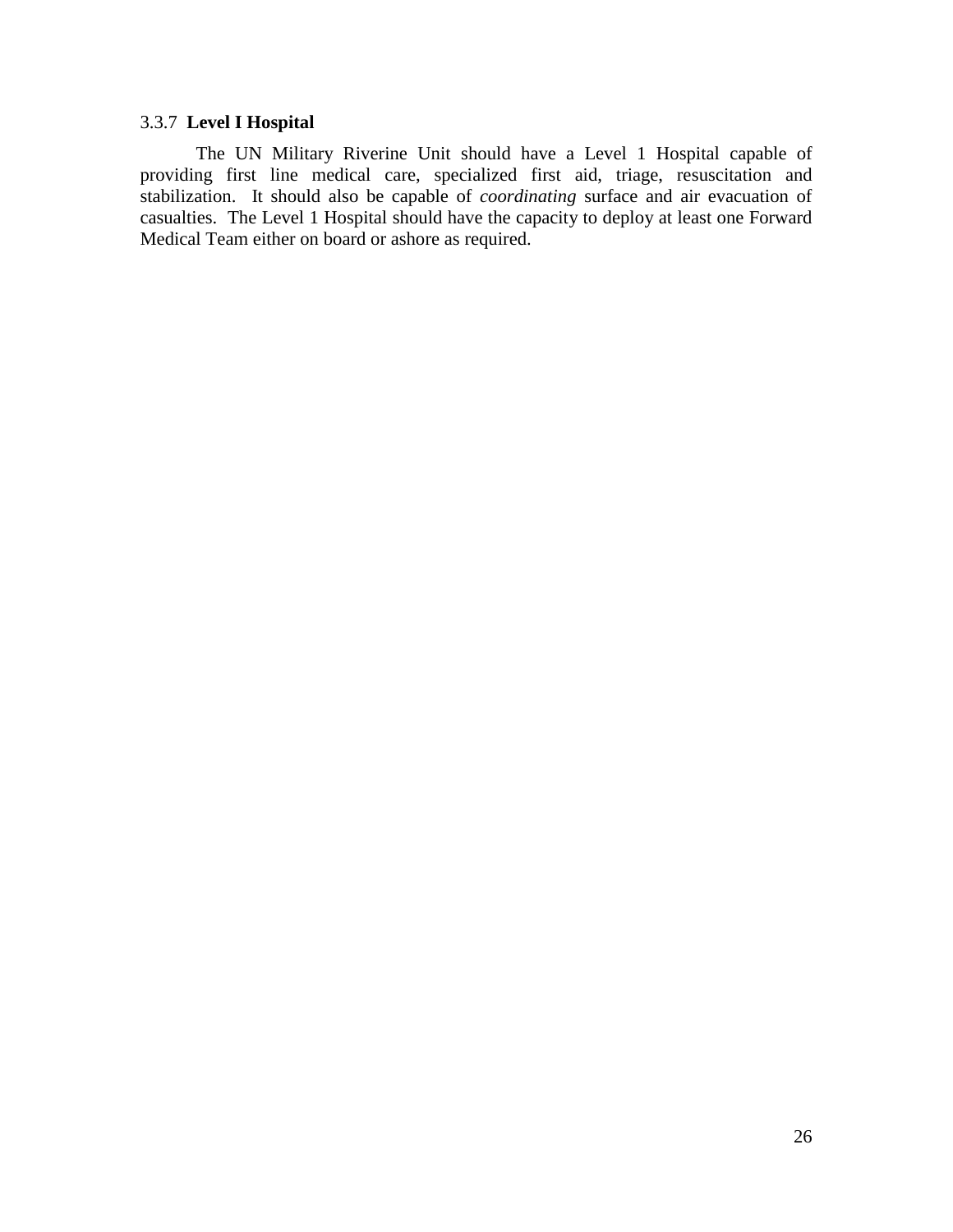### 3.3.7 **Level I Hospital**

The UN Military Riverine Unit should have a Level 1 Hospital capable of providing first line medical care, specialized first aid, triage, resuscitation and stabilization. It should also be capable of *coordinating* surface and air evacuation of casualties. The Level 1 Hospital should have the capacity to deploy at least one Forward Medical Team either on board or ashore as required.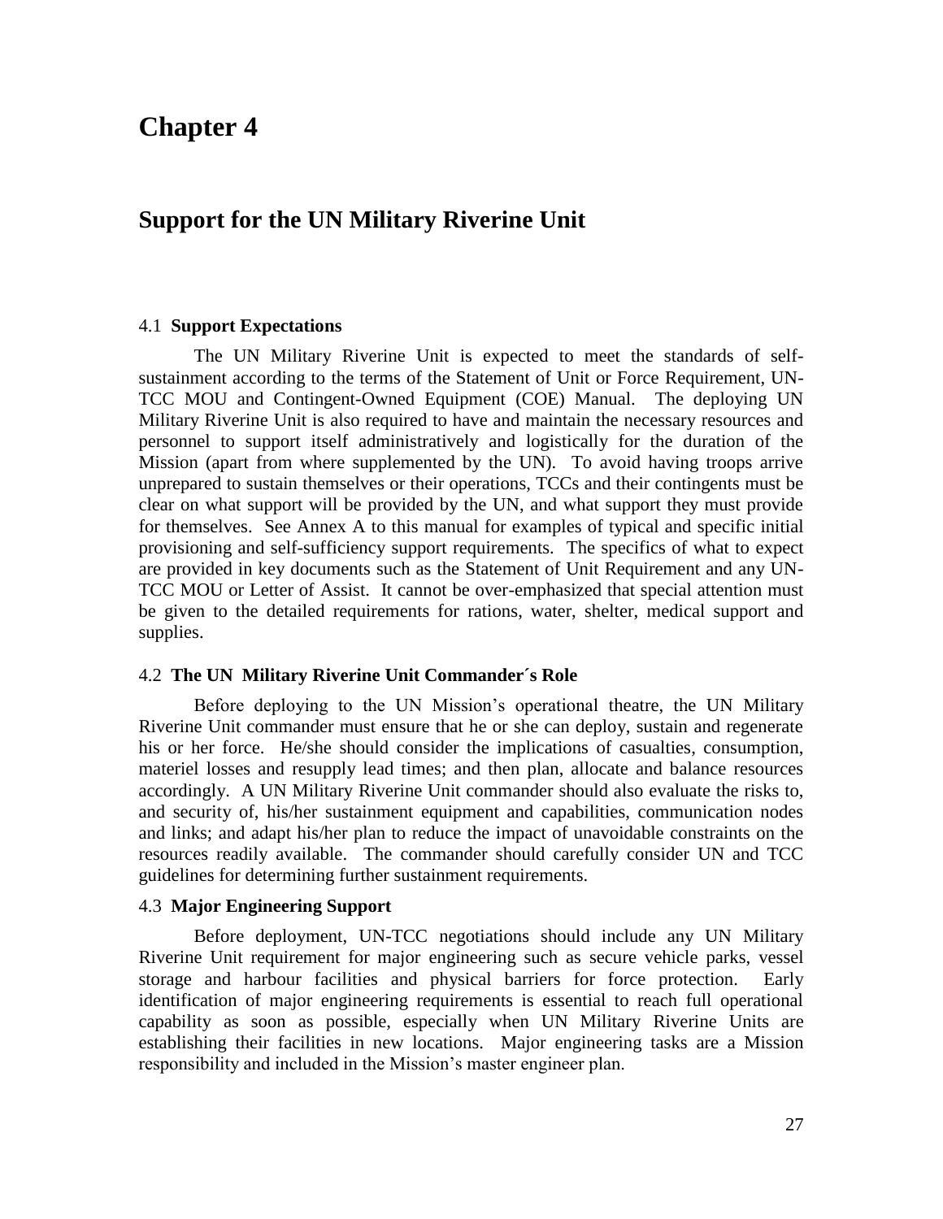# Chapter 4

## Support for the UN Military Riverine Unit

4.1 **Support Expectations**

The UN Military Riverine Unit is expected to meet the standards of self-sustainment according to the terms of the Statement of Unit or Force Requirement, UN-TCC MOU and Contingent-Owned Equipment (COE) Manual. The deploying UN Military Riverine Unit is also required to have and maintain the necessary resources and personnel to support itself administratively and logistically for the duration of the Mission (apart from where supplemented by the UN). To avoid having troops arrive unprepared to sustain themselves or their operations, TCCs and their contingents must be clear on what support will be provided by the UN, and what support they must provide for themselves. See Annex A to this manual for examples of typical and specific initial provisioning and self-sufficiency support requirements. The specifics of what to expect are provided in key documents such as the Statement of Unit Requirement and any UN-TCC MOU or Letter of Assist. It cannot be over-emphasized that special attention must be given to the detailed requirements for rations, water, shelter, medical support and supplies.

4.2 **The UN Military Riverine Unit Commander´s Role**

Before deploying to the UN Mission's operational theatre, the UN Military Riverine Unit commander must ensure that he or she can deploy, sustain and regenerate his or her force. He/she should consider the implications of casualties, consumption, materiel losses and resupply lead times; and then plan, allocate and balance resources accordingly. A UN Military Riverine Unit commander should also evaluate the risks to, and security of, his/her sustainment equipment and capabilities, communication nodes and links; and adapt his/her plan to reduce the impact of unavoidable constraints on the resources readily available. The commander should carefully consider UN and TCC guidelines for determining further sustainment requirements.

4.3 **Major Engineering Support**

Before deployment, UN-TCC negotiations should include any UN Military Riverine Unit requirement for major engineering such as secure vehicle parks, vessel storage and harbour facilities and physical barriers for force protection. Early identification of major engineering requirements is essential to reach full operational capability as soon as possible, especially when UN Military Riverine Units are establishing their facilities in new locations. Major engineering tasks are a Mission responsibility and included in the Mission's master engineer plan.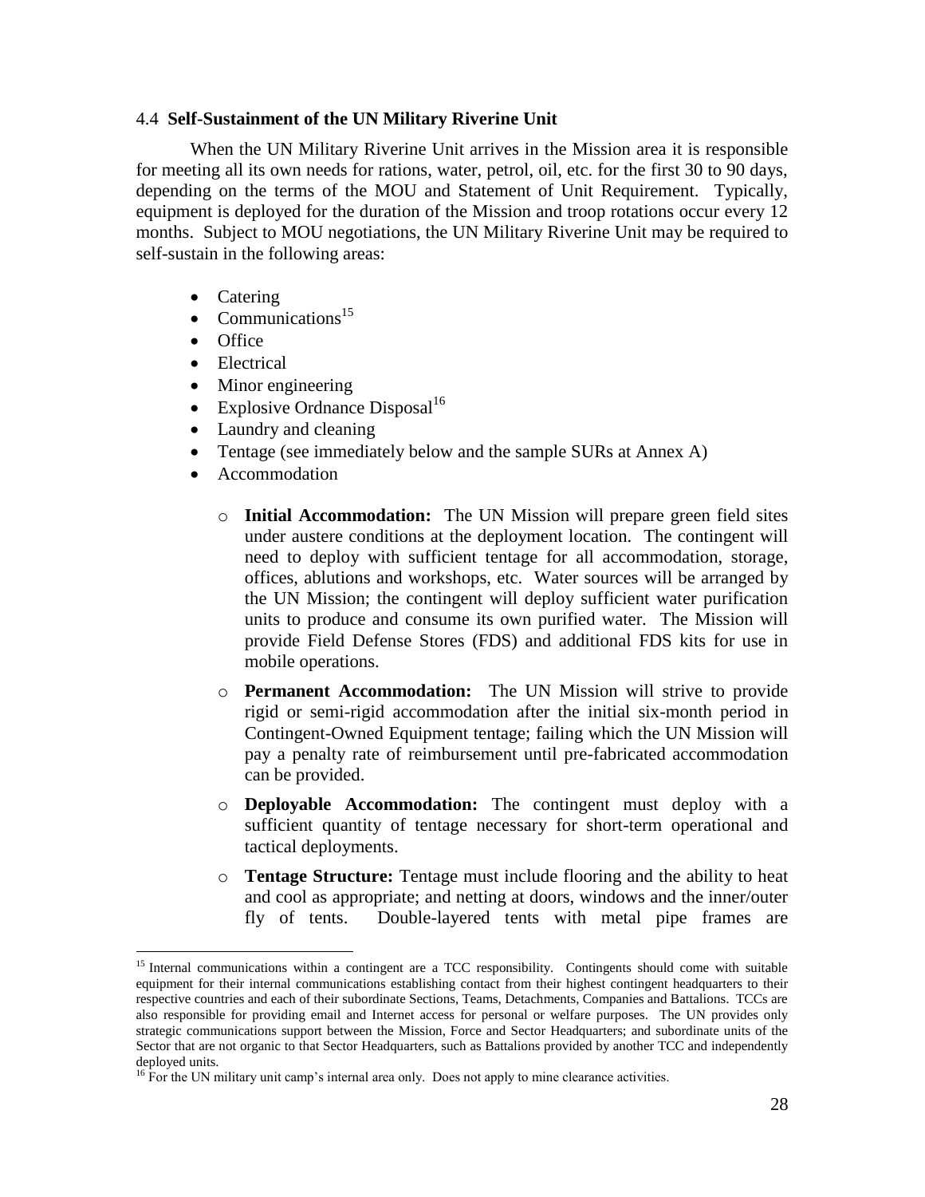### 4.4 **Self-Sustainment of the UN Military Riverine Unit**

When the UN Military Riverine Unit arrives in the Mission area it is responsible for meeting all its own needs for rations, water, petrol, oil, etc. for the first 30 to 90 days, depending on the terms of the MOU and Statement of Unit Requirement. Typically, equipment is deployed for the duration of the Mission and troop rotations occur every 12 months. Subject to MOU negotiations, the UN Military Riverine Unit may be required to self-sustain in the following areas:

- Catering
- Communications[15]
- Office
- Electrical
- Minor engineering
- Explosive Ordnance Disposal[16]
- Laundry and cleaning
- Tentage (see immediately below and the sample SURs at Annex A)
- Accommodation
  - **Initial Accommodation:** The UN Mission will prepare green field sites under austere conditions at the deployment location. The contingent will need to deploy with sufficient tentage for all accommodation, storage, offices, ablutions and workshops, etc. Water sources will be arranged by the UN Mission; the contingent will deploy sufficient water purification units to produce and consume its own purified water. The Mission will provide Field Defense Stores (FDS) and additional FDS kits for use in mobile operations.
  - **Permanent Accommodation:** The UN Mission will strive to provide rigid or semi-rigid accommodation after the initial six-month period in Contingent-Owned Equipment tentage; failing which the UN Mission will pay a penalty rate of reimbursement until pre-fabricated accommodation can be provided.
  - **Deployable Accommodation:** The contingent must deploy with a sufficient quantity of tentage necessary for short-term operational and tactical deployments.
  - **Tentage Structure:** Tentage must include flooring and the ability to heat and cool as appropriate; and netting at doors, windows and the inner/outer fly of tents. Double-layered tents with metal pipe frames are

---

[15] Internal communications within a contingent are a TCC responsibility. Contingents should come with suitable equipment for their internal communications establishing contact from their highest contingent headquarters to their respective countries and each of their subordinate Sections, Teams, Detachments, Companies and Battalions. TCCs are also responsible for providing email and Internet access for personal or welfare purposes. The UN provides only strategic communications support between the Mission, Force and Sector Headquarters; and subordinate units of the Sector that are not organic to that Sector Headquarters, such as Battalions provided by another TCC and independently deployed units.

[16] For the UN military unit camp's internal area only. Does not apply to mine clearance activities.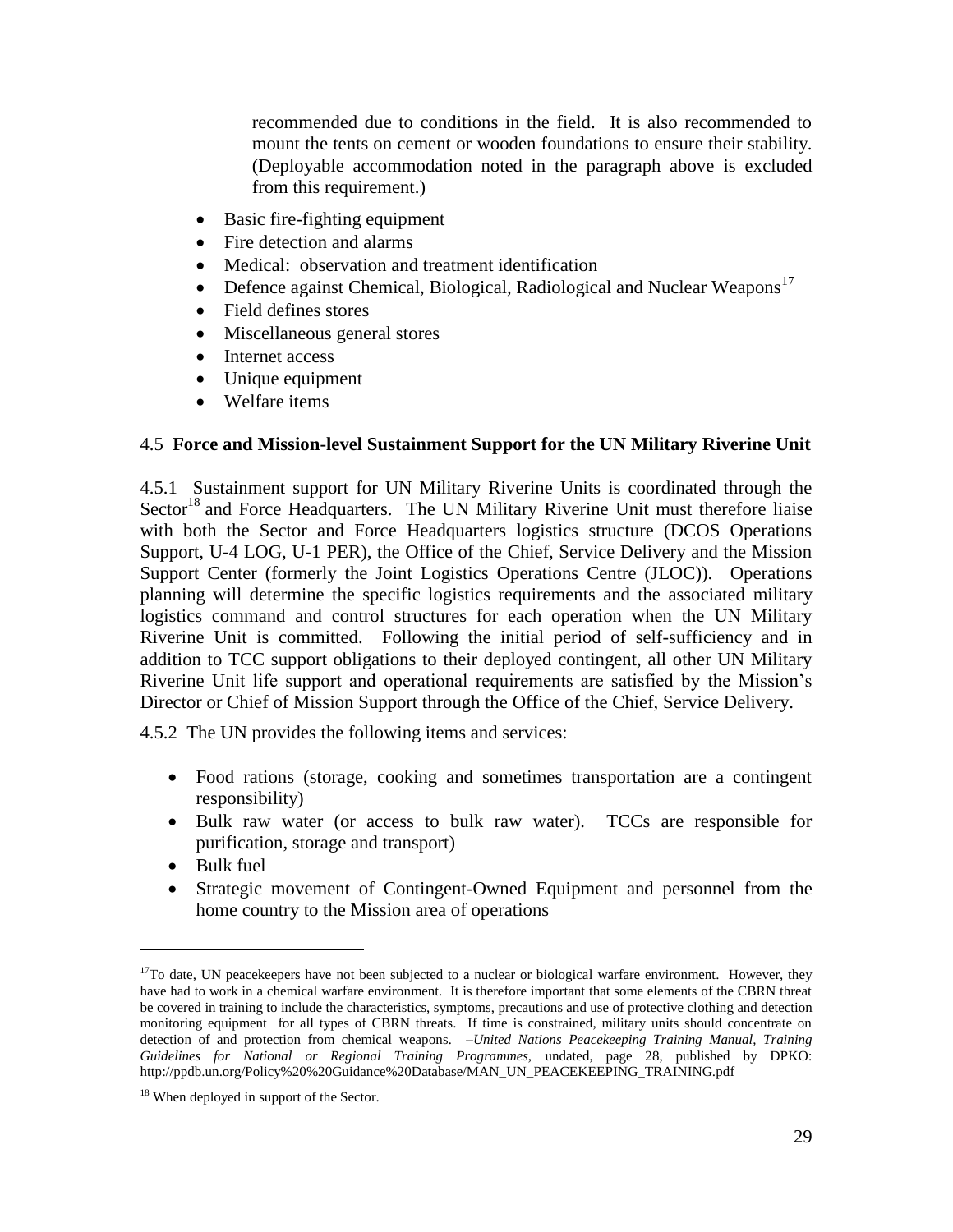recommended due to conditions in the field. It is also recommended to mount the tents on cement or wooden foundations to ensure their stability. (Deployable accommodation noted in the paragraph above is excluded from this requirement.)

- Basic fire-fighting equipment
- Fire detection and alarms
- Medical: observation and treatment identification
- Defence against Chemical, Biological, Radiological and Nuclear Weapons[17]
- Field defines stores
- Miscellaneous general stores
- Internet access
- Unique equipment
- Welfare items

### 4.5 Force and Mission-level Sustainment Support for the UN Military Riverine Unit

4.5.1 Sustainment support for UN Military Riverine Units is coordinated through the Sector[18] and Force Headquarters. The UN Military Riverine Unit must therefore liaise with both the Sector and Force Headquarters logistics structure (DCOS Operations Support, U-4 LOG, U-1 PER), the Office of the Chief, Service Delivery and the Mission Support Center (formerly the Joint Logistics Operations Centre (JLOC)). Operations planning will determine the specific logistics requirements and the associated military logistics command and control structures for each operation when the UN Military Riverine Unit is committed. Following the initial period of self-sufficiency and in addition to TCC support obligations to their deployed contingent, all other UN Military Riverine Unit life support and operational requirements are satisfied by the Mission's Director or Chief of Mission Support through the Office of the Chief, Service Delivery.

4.5.2 The UN provides the following items and services:

- Food rations (storage, cooking and sometimes transportation are a contingent responsibility)
- Bulk raw water (or access to bulk raw water). TCCs are responsible for purification, storage and transport)
- Bulk fuel
- Strategic movement of Contingent-Owned Equipment and personnel from the home country to the Mission area of operations

---

[17] To date, UN peacekeepers have not been subjected to a nuclear or biological warfare environment. However, they have had to work in a chemical warfare environment. It is therefore important that some elements of the CBRN threat be covered in training to include the characteristics, symptoms, precautions and use of protective clothing and detection monitoring equipment for all types of CBRN threats. If time is constrained, military units should concentrate on detection of and protection from chemical weapons. –*United Nations Peacekeeping Training Manual, Training Guidelines for National or Regional Training Programmes*, undated, page 28, published by DPKO: http://ppdb.un.org/Policy%20%20Guidance%20Database/MAN_UN_PEACEKEEPING_TRAINING.pdf

[18] When deployed in support of the Sector.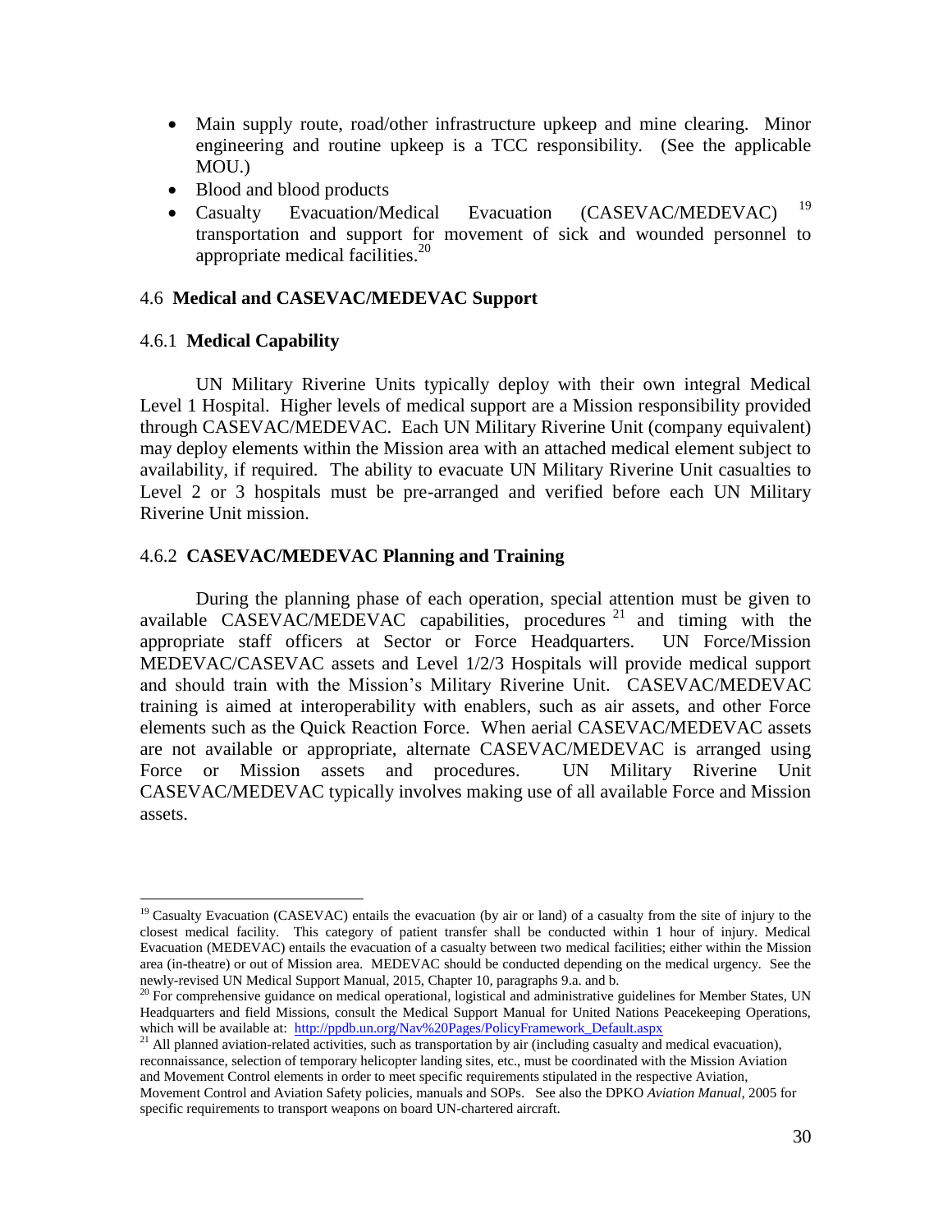- Main supply route, road/other infrastructure upkeep and mine clearing. Minor engineering and routine upkeep is a TCC responsibility. (See the applicable MOU.)
- Blood and blood products
- Casualty Evacuation/Medical Evacuation (CASEVAC/MEDEVAC) [19] transportation and support for movement of sick and wounded personnel to appropriate medical facilities.[20]

### 4.6 **Medical and CASEVAC/MEDEVAC Support**

#### 4.6.1 **Medical Capability**

UN Military Riverine Units typically deploy with their own integral Medical Level 1 Hospital. Higher levels of medical support are a Mission responsibility provided through CASEVAC/MEDEVAC. Each UN Military Riverine Unit (company equivalent) may deploy elements within the Mission area with an attached medical element subject to availability, if required. The ability to evacuate UN Military Riverine Unit casualties to Level 2 or 3 hospitals must be pre-arranged and verified before each UN Military Riverine Unit mission.

#### 4.6.2 **CASEVAC/MEDEVAC Planning and Training**

During the planning phase of each operation, special attention must be given to available CASEVAC/MEDEVAC capabilities, procedures [21] and timing with the appropriate staff officers at Sector or Force Headquarters. UN Force/Mission MEDEVAC/CASEVAC assets and Level 1/2/3 Hospitals will provide medical support and should train with the Mission's Military Riverine Unit. CASEVAC/MEDEVAC training is aimed at interoperability with enablers, such as air assets, and other Force elements such as the Quick Reaction Force. When aerial CASEVAC/MEDEVAC assets are not available or appropriate, alternate CASEVAC/MEDEVAC is arranged using Force or Mission assets and procedures. UN Military Riverine Unit CASEVAC/MEDEVAC typically involves making use of all available Force and Mission assets.

---

[19] Casualty Evacuation (CASEVAC) entails the evacuation (by air or land) of a casualty from the site of injury to the closest medical facility. This category of patient transfer shall be conducted within 1 hour of injury. Medical Evacuation (MEDEVAC) entails the evacuation of a casualty between two medical facilities; either within the Mission area (in-theatre) or out of Mission area. MEDEVAC should be conducted depending on the medical urgency. See the newly-revised UN Medical Support Manual, 2015, Chapter 10, paragraphs 9.a. and b.

[20] For comprehensive guidance on medical operational, logistical and administrative guidelines for Member States, UN Headquarters and field Missions, consult the Medical Support Manual for United Nations Peacekeeping Operations, which will be available at: http://ppdb.un.org/Nav%20Pages/PolicyFramework_Default.aspx

[21] All planned aviation-related activities, such as transportation by air (including casualty and medical evacuation), reconnaissance, selection of temporary helicopter landing sites, etc., must be coordinated with the Mission Aviation and Movement Control elements in order to meet specific requirements stipulated in the respective Aviation, Movement Control and Aviation Safety policies, manuals and SOPs. See also the DPKO *Aviation Manual*, 2005 for specific requirements to transport weapons on board UN-chartered aircraft.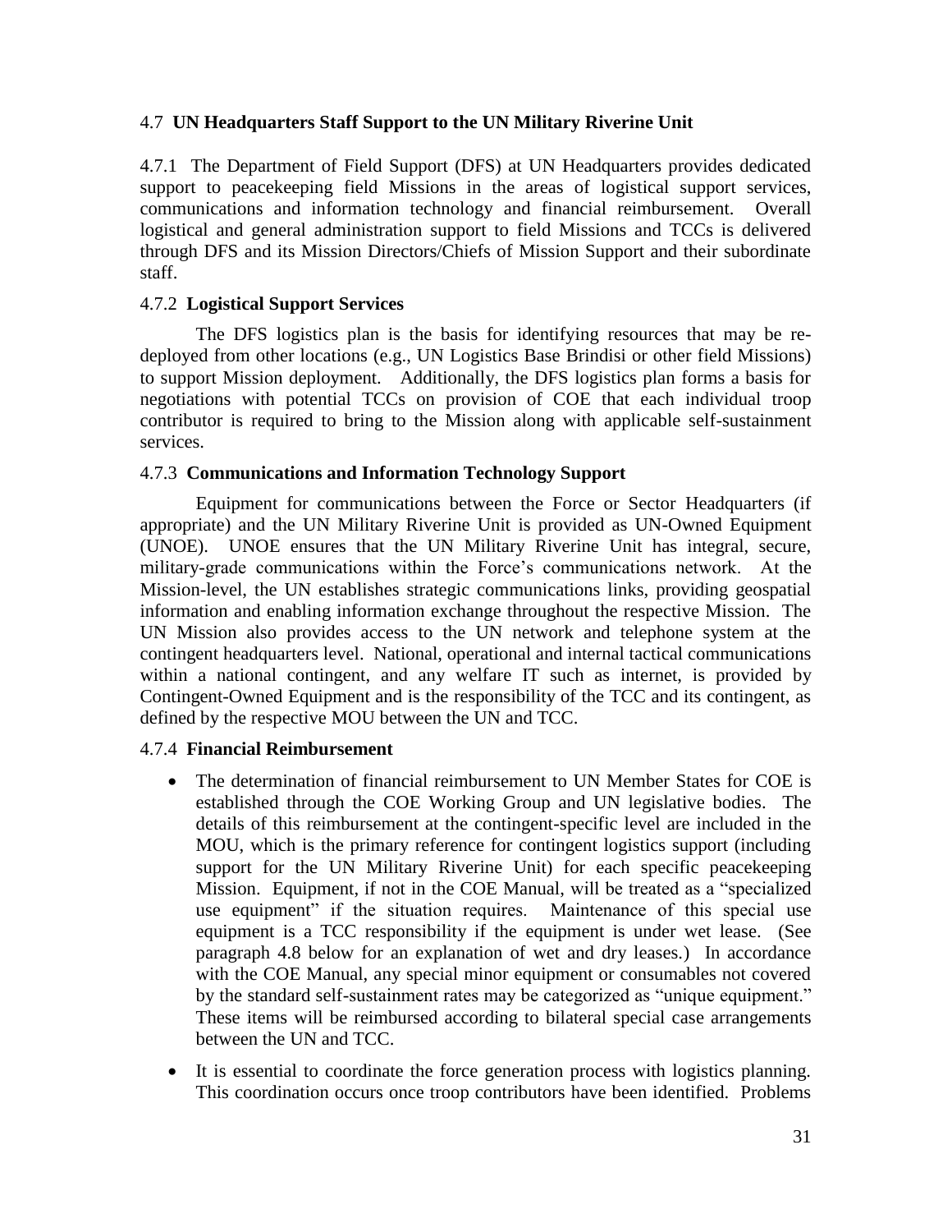### 4.7 UN Headquarters Staff Support to the UN Military Riverine Unit

4.7.1 The Department of Field Support (DFS) at UN Headquarters provides dedicated support to peacekeeping field Missions in the areas of logistical support services, communications and information technology and financial reimbursement. Overall logistical and general administration support to field Missions and TCCs is delivered through DFS and its Mission Directors/Chiefs of Mission Support and their subordinate staff.

#### 4.7.2 Logistical Support Services

The DFS logistics plan is the basis for identifying resources that may be re-deployed from other locations (e.g., UN Logistics Base Brindisi or other field Missions) to support Mission deployment. Additionally, the DFS logistics plan forms a basis for negotiations with potential TCCs on provision of COE that each individual troop contributor is required to bring to the Mission along with applicable self-sustainment services.

#### 4.7.3 Communications and Information Technology Support

Equipment for communications between the Force or Sector Headquarters (if appropriate) and the UN Military Riverine Unit is provided as UN-Owned Equipment (UNOE). UNOE ensures that the UN Military Riverine Unit has integral, secure, military-grade communications within the Force's communications network. At the Mission-level, the UN establishes strategic communications links, providing geospatial information and enabling information exchange throughout the respective Mission. The UN Mission also provides access to the UN network and telephone system at the contingent headquarters level. National, operational and internal tactical communications within a national contingent, and any welfare IT such as internet, is provided by Contingent-Owned Equipment and is the responsibility of the TCC and its contingent, as defined by the respective MOU between the UN and TCC.

#### 4.7.4 Financial Reimbursement

- The determination of financial reimbursement to UN Member States for COE is established through the COE Working Group and UN legislative bodies. The details of this reimbursement at the contingent-specific level are included in the MOU, which is the primary reference for contingent logistics support (including support for the UN Military Riverine Unit) for each specific peacekeeping Mission. Equipment, if not in the COE Manual, will be treated as a "specialized use equipment" if the situation requires. Maintenance of this special use equipment is a TCC responsibility if the equipment is under wet lease. (See paragraph 4.8 below for an explanation of wet and dry leases.) In accordance with the COE Manual, any special minor equipment or consumables not covered by the standard self-sustainment rates may be categorized as "unique equipment." These items will be reimbursed according to bilateral special case arrangements between the UN and TCC.

- It is essential to coordinate the force generation process with logistics planning. This coordination occurs once troop contributors have been identified. Problems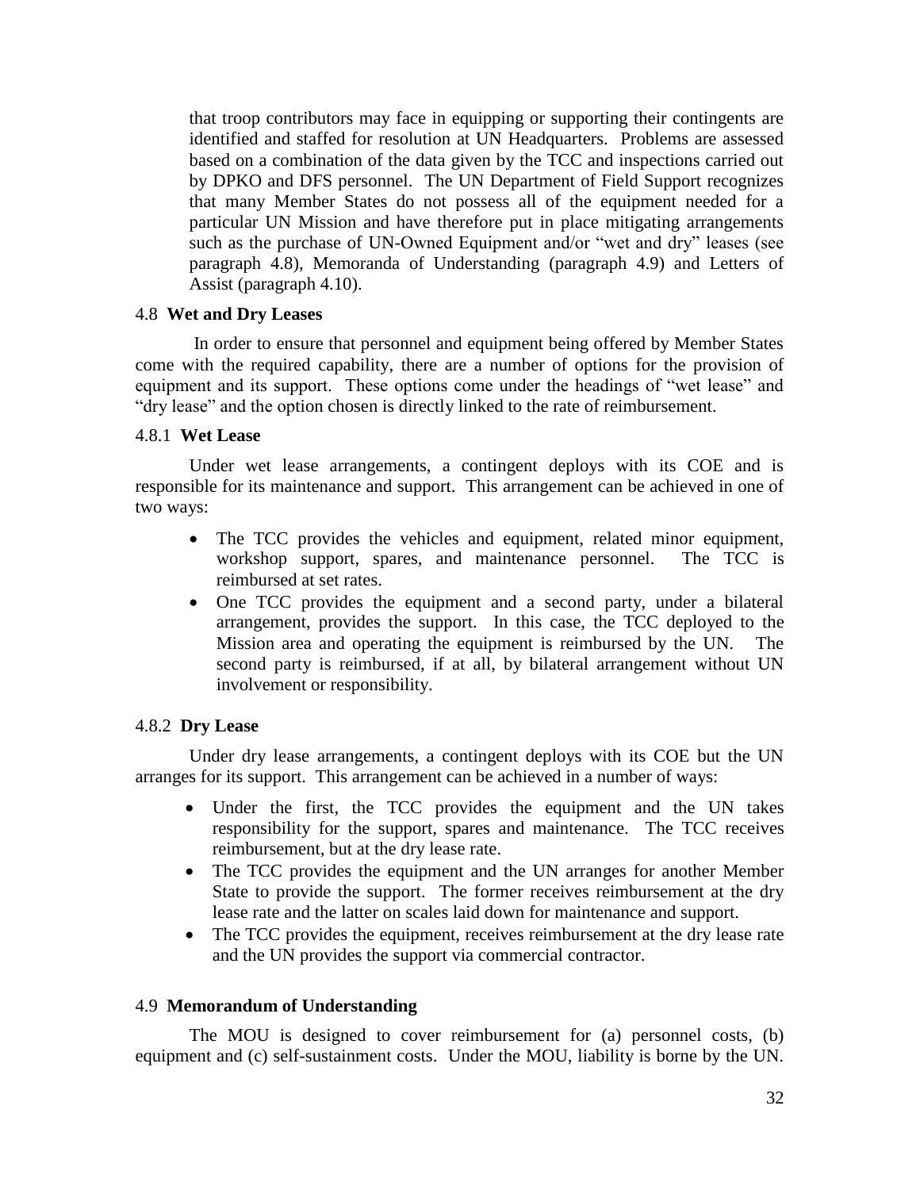that troop contributors may face in equipping or supporting their contingents are identified and staffed for resolution at UN Headquarters. Problems are assessed based on a combination of the data given by the TCC and inspections carried out by DPKO and DFS personnel. The UN Department of Field Support recognizes that many Member States do not possess all of the equipment needed for a particular UN Mission and have therefore put in place mitigating arrangements such as the purchase of UN-Owned Equipment and/or "wet and dry" leases (see paragraph 4.8), Memoranda of Understanding (paragraph 4.9) and Letters of Assist (paragraph 4.10).

### 4.8 **Wet and Dry Leases**

In order to ensure that personnel and equipment being offered by Member States come with the required capability, there are a number of options for the provision of equipment and its support. These options come under the headings of "wet lease" and "dry lease" and the option chosen is directly linked to the rate of reimbursement.

#### 4.8.1 **Wet Lease**

Under wet lease arrangements, a contingent deploys with its COE and is responsible for its maintenance and support. This arrangement can be achieved in one of two ways:

- The TCC provides the vehicles and equipment, related minor equipment, workshop support, spares, and maintenance personnel. The TCC is reimbursed at set rates.
- One TCC provides the equipment and a second party, under a bilateral arrangement, provides the support. In this case, the TCC deployed to the Mission area and operating the equipment is reimbursed by the UN. The second party is reimbursed, if at all, by bilateral arrangement without UN involvement or responsibility.

#### 4.8.2 **Dry Lease**

Under dry lease arrangements, a contingent deploys with its COE but the UN arranges for its support. This arrangement can be achieved in a number of ways:

- Under the first, the TCC provides the equipment and the UN takes responsibility for the support, spares and maintenance. The TCC receives reimbursement, but at the dry lease rate.
- The TCC provides the equipment and the UN arranges for another Member State to provide the support. The former receives reimbursement at the dry lease rate and the latter on scales laid down for maintenance and support.
- The TCC provides the equipment, receives reimbursement at the dry lease rate and the UN provides the support via commercial contractor.

### 4.9 **Memorandum of Understanding**

The MOU is designed to cover reimbursement for (a) personnel costs, (b) equipment and (c) self-sustainment costs. Under the MOU, liability is borne by the UN.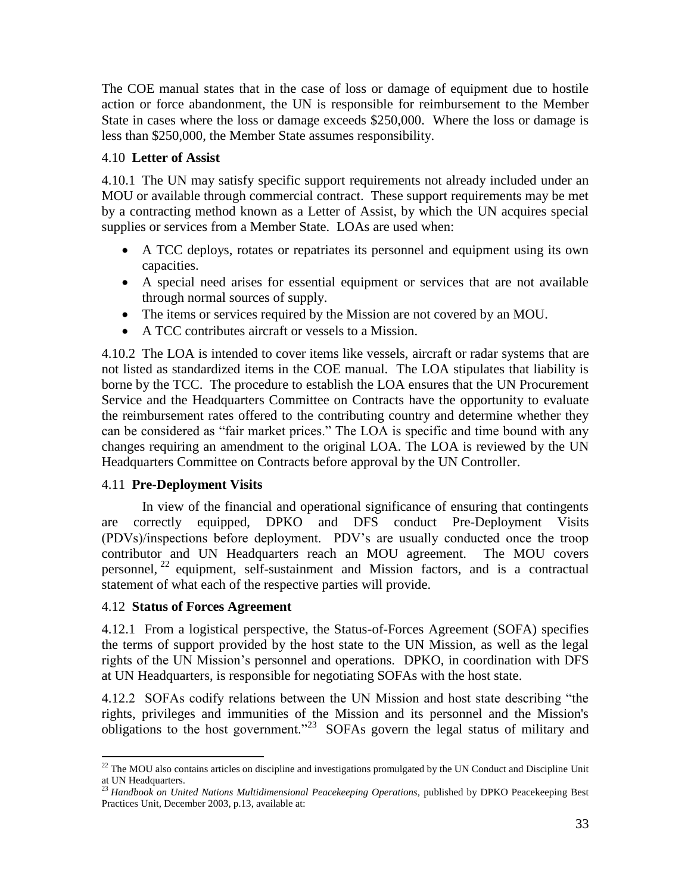The COE manual states that in the case of loss or damage of equipment due to hostile action or force abandonment, the UN is responsible for reimbursement to the Member State in cases where the loss or damage exceeds \$250,000. Where the loss or damage is less than \$250,000, the Member State assumes responsibility.

### 4.10 **Letter of Assist**

4.10.1 The UN may satisfy specific support requirements not already included under an MOU or available through commercial contract. These support requirements may be met by a contracting method known as a Letter of Assist, by which the UN acquires special supplies or services from a Member State. LOAs are used when:

- A TCC deploys, rotates or repatriates its personnel and equipment using its own capacities.
- A special need arises for essential equipment or services that are not available through normal sources of supply.
- The items or services required by the Mission are not covered by an MOU.
- A TCC contributes aircraft or vessels to a Mission.

4.10.2 The LOA is intended to cover items like vessels, aircraft or radar systems that are not listed as standardized items in the COE manual. The LOA stipulates that liability is borne by the TCC. The procedure to establish the LOA ensures that the UN Procurement Service and the Headquarters Committee on Contracts have the opportunity to evaluate the reimbursement rates offered to the contributing country and determine whether they can be considered as "fair market prices." The LOA is specific and time bound with any changes requiring an amendment to the original LOA. The LOA is reviewed by the UN Headquarters Committee on Contracts before approval by the UN Controller.

### 4.11 **Pre-Deployment Visits**

In view of the financial and operational significance of ensuring that contingents are correctly equipped, DPKO and DFS conduct Pre-Deployment Visits (PDVs)/inspections before deployment. PDV's are usually conducted once the troop contributor and UN Headquarters reach an MOU agreement. The MOU covers personnel,[22] equipment, self-sustainment and Mission factors, and is a contractual statement of what each of the respective parties will provide.

### 4.12 **Status of Forces Agreement**

4.12.1 From a logistical perspective, the Status-of-Forces Agreement (SOFA) specifies the terms of support provided by the host state to the UN Mission, as well as the legal rights of the UN Mission's personnel and operations. DPKO, in coordination with DFS at UN Headquarters, is responsible for negotiating SOFAs with the host state.

4.12.2 SOFAs codify relations between the UN Mission and host state describing "the rights, privileges and immunities of the Mission and its personnel and the Mission's obligations to the host government."[23] SOFAs govern the legal status of military and

---

[22] The MOU also contains articles on discipline and investigations promulgated by the UN Conduct and Discipline Unit at UN Headquarters.

[23] *Handbook on United Nations Multidimensional Peacekeeping Operations,* published by DPKO Peacekeeping Best Practices Unit, December 2003, p.13, available at: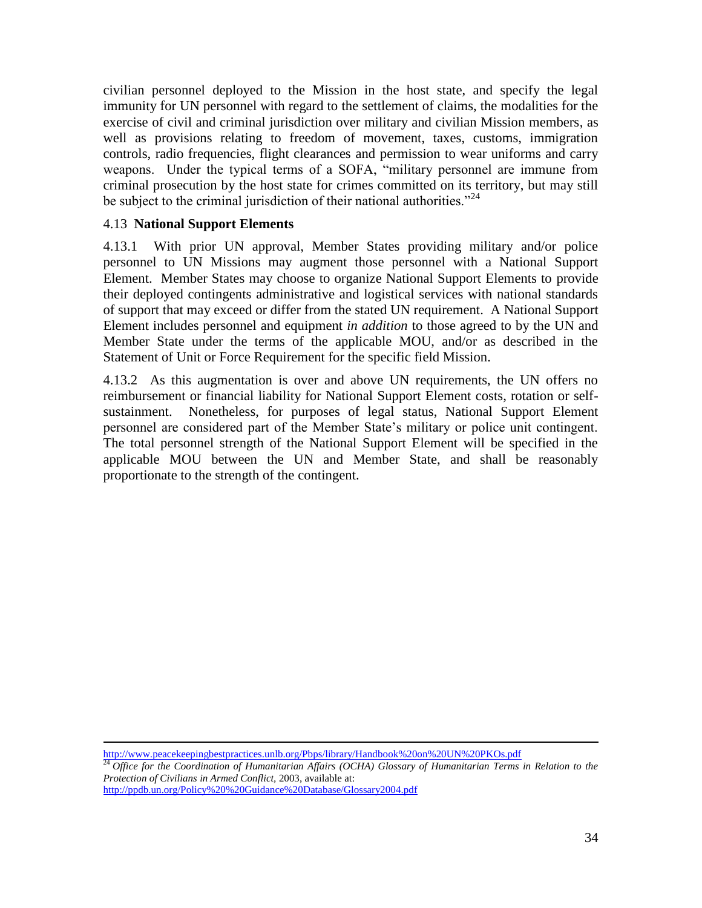civilian personnel deployed to the Mission in the host state, and specify the legal immunity for UN personnel with regard to the settlement of claims, the modalities for the exercise of civil and criminal jurisdiction over military and civilian Mission members, as well as provisions relating to freedom of movement, taxes, customs, immigration controls, radio frequencies, flight clearances and permission to wear uniforms and carry weapons. Under the typical terms of a SOFA, "military personnel are immune from criminal prosecution by the host state for crimes committed on its territory, but may still be subject to the criminal jurisdiction of their national authorities."[24]

### 4.13 **National Support Elements**

4.13.1 With prior UN approval, Member States providing military and/or police personnel to UN Missions may augment those personnel with a National Support Element. Member States may choose to organize National Support Elements to provide their deployed contingents administrative and logistical services with national standards of support that may exceed or differ from the stated UN requirement. A National Support Element includes personnel and equipment *in addition* to those agreed to by the UN and Member State under the terms of the applicable MOU, and/or as described in the Statement of Unit or Force Requirement for the specific field Mission.

4.13.2 As this augmentation is over and above UN requirements, the UN offers no reimbursement or financial liability for National Support Element costs, rotation or self-sustainment. Nonetheless, for purposes of legal status, National Support Element personnel are considered part of the Member State's military or police unit contingent. The total personnel strength of the National Support Element will be specified in the applicable MOU between the UN and Member State, and shall be reasonably proportionate to the strength of the contingent.

---

http://www.peacekeepingbestpractices.unlb.org/Pbps/library/Handbook%20on%20UN%20PKOs.pdf

[24] *Office for the Coordination of Humanitarian Affairs (OCHA) Glossary of Humanitarian Terms in Relation to the Protection of Civilians in Armed Conflict*, 2003, available at: http://ppdb.un.org/Policy%20%20Guidance%20Database/Glossary2004.pdf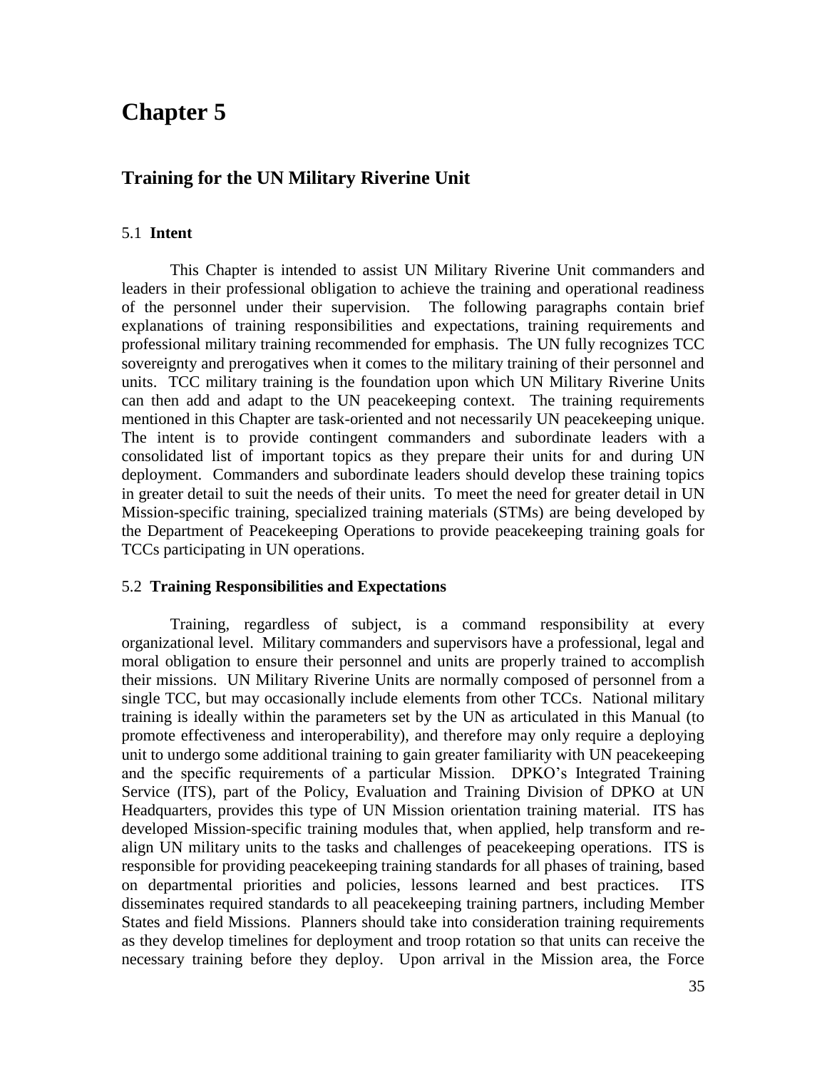# Chapter 5

## Training for the UN Military Riverine Unit

### 5.1 Intent

This Chapter is intended to assist UN Military Riverine Unit commanders and leaders in their professional obligation to achieve the training and operational readiness of the personnel under their supervision. The following paragraphs contain brief explanations of training responsibilities and expectations, training requirements and professional military training recommended for emphasis. The UN fully recognizes TCC sovereignty and prerogatives when it comes to the military training of their personnel and units. TCC military training is the foundation upon which UN Military Riverine Units can then add and adapt to the UN peacekeeping context. The training requirements mentioned in this Chapter are task-oriented and not necessarily UN peacekeeping unique. The intent is to provide contingent commanders and subordinate leaders with a consolidated list of important topics as they prepare their units for and during UN deployment. Commanders and subordinate leaders should develop these training topics in greater detail to suit the needs of their units. To meet the need for greater detail in UN Mission-specific training, specialized training materials (STMs) are being developed by the Department of Peacekeeping Operations to provide peacekeeping training goals for TCCs participating in UN operations.

### 5.2 Training Responsibilities and Expectations

Training, regardless of subject, is a command responsibility at every organizational level. Military commanders and supervisors have a professional, legal and moral obligation to ensure their personnel and units are properly trained to accomplish their missions. UN Military Riverine Units are normally composed of personnel from a single TCC, but may occasionally include elements from other TCCs. National military training is ideally within the parameters set by the UN as articulated in this Manual (to promote effectiveness and interoperability), and therefore may only require a deploying unit to undergo some additional training to gain greater familiarity with UN peacekeeping and the specific requirements of a particular Mission. DPKO's Integrated Training Service (ITS), part of the Policy, Evaluation and Training Division of DPKO at UN Headquarters, provides this type of UN Mission orientation training material. ITS has developed Mission-specific training modules that, when applied, help transform and re-align UN military units to the tasks and challenges of peacekeeping operations. ITS is responsible for providing peacekeeping training standards for all phases of training, based on departmental priorities and policies, lessons learned and best practices. ITS disseminates required standards to all peacekeeping training partners, including Member States and field Missions. Planners should take into consideration training requirements as they develop timelines for deployment and troop rotation so that units can receive the necessary training before they deploy. Upon arrival in the Mission area, the Force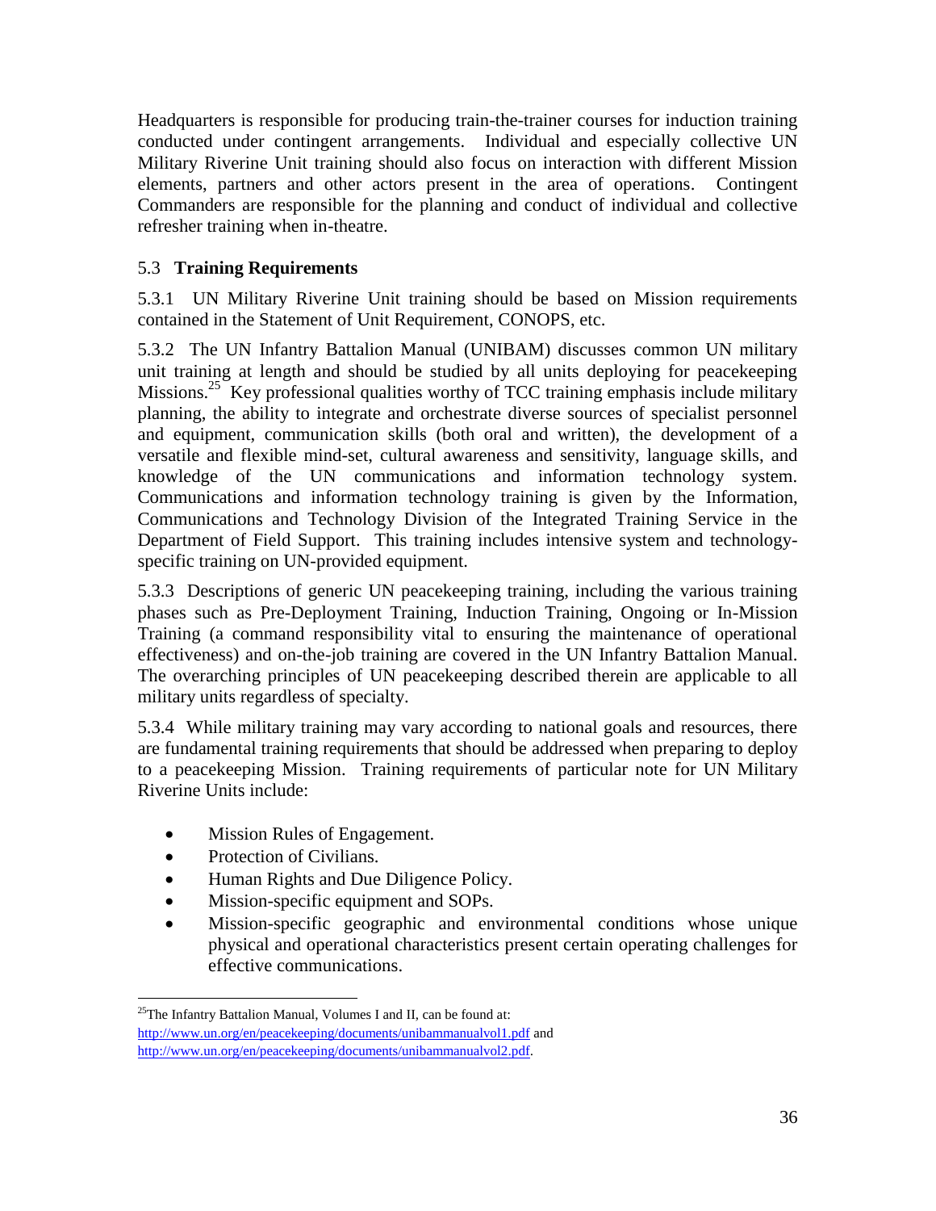Headquarters is responsible for producing train-the-trainer courses for induction training conducted under contingent arrangements. Individual and especially collective UN Military Riverine Unit training should also focus on interaction with different Mission elements, partners and other actors present in the area of operations. Contingent Commanders are responsible for the planning and conduct of individual and collective refresher training when in-theatre.

### 5.3 Training Requirements

5.3.1 UN Military Riverine Unit training should be based on Mission requirements contained in the Statement of Unit Requirement, CONOPS, etc.

5.3.2 The UN Infantry Battalion Manual (UNIBAM) discusses common UN military unit training at length and should be studied by all units deploying for peacekeeping Missions.[25] Key professional qualities worthy of TCC training emphasis include military planning, the ability to integrate and orchestrate diverse sources of specialist personnel and equipment, communication skills (both oral and written), the development of a versatile and flexible mind-set, cultural awareness and sensitivity, language skills, and knowledge of the UN communications and information technology system. Communications and information technology training is given by the Information, Communications and Technology Division of the Integrated Training Service in the Department of Field Support. This training includes intensive system and technology-specific training on UN-provided equipment.

5.3.3 Descriptions of generic UN peacekeeping training, including the various training phases such as Pre-Deployment Training, Induction Training, Ongoing or In-Mission Training (a command responsibility vital to ensuring the maintenance of operational effectiveness) and on-the-job training are covered in the UN Infantry Battalion Manual. The overarching principles of UN peacekeeping described therein are applicable to all military units regardless of specialty.

5.3.4 While military training may vary according to national goals and resources, there are fundamental training requirements that should be addressed when preparing to deploy to a peacekeeping Mission. Training requirements of particular note for UN Military Riverine Units include:

- Mission Rules of Engagement.
- Protection of Civilians.
- Human Rights and Due Diligence Policy.
- Mission-specific equipment and SOPs.
- Mission-specific geographic and environmental conditions whose unique physical and operational characteristics present certain operating challenges for effective communications.

---

[25] The Infantry Battalion Manual, Volumes I and II, can be found at: http://www.un.org/en/peacekeeping/documents/unibammanualvol1.pdf and http://www.un.org/en/peacekeeping/documents/unibammanualvol2.pdf.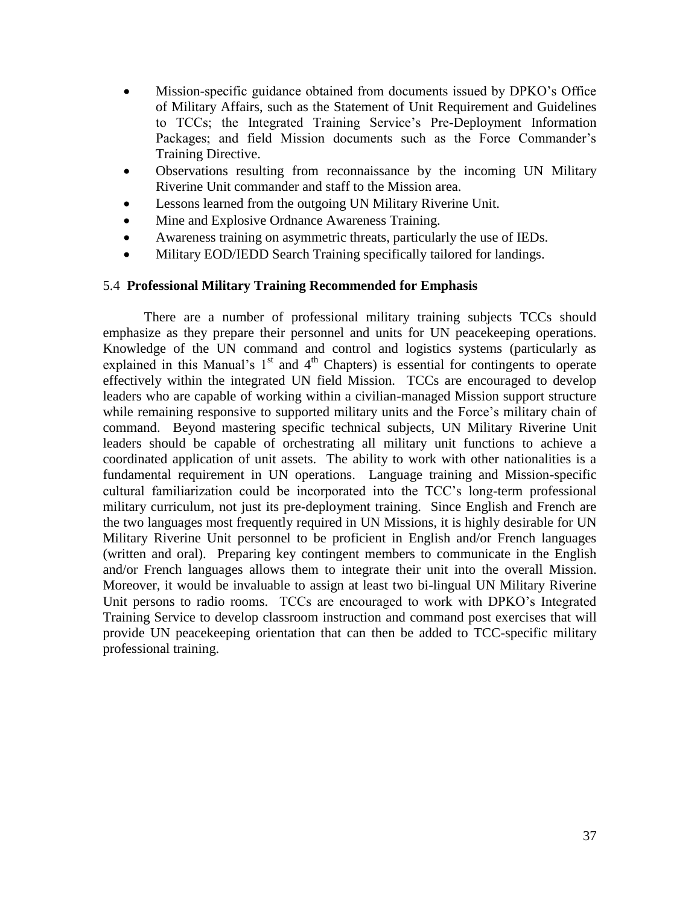- Mission-specific guidance obtained from documents issued by DPKO's Office of Military Affairs, such as the Statement of Unit Requirement and Guidelines to TCCs; the Integrated Training Service's Pre-Deployment Information Packages; and field Mission documents such as the Force Commander's Training Directive.
- Observations resulting from reconnaissance by the incoming UN Military Riverine Unit commander and staff to the Mission area.
- Lessons learned from the outgoing UN Military Riverine Unit.
- Mine and Explosive Ordnance Awareness Training.
- Awareness training on asymmetric threats, particularly the use of IEDs.
- Military EOD/IEDD Search Training specifically tailored for landings.

### 5.4 **Professional Military Training Recommended for Emphasis**

There are a number of professional military training subjects TCCs should emphasize as they prepare their personnel and units for UN peacekeeping operations. Knowledge of the UN command and control and logistics systems (particularly as explained in this Manual's 1st and 4th Chapters) is essential for contingents to operate effectively within the integrated UN field Mission. TCCs are encouraged to develop leaders who are capable of working within a civilian-managed Mission support structure while remaining responsive to supported military units and the Force's military chain of command. Beyond mastering specific technical subjects, UN Military Riverine Unit leaders should be capable of orchestrating all military unit functions to achieve a coordinated application of unit assets. The ability to work with other nationalities is a fundamental requirement in UN operations. Language training and Mission-specific cultural familiarization could be incorporated into the TCC's long-term professional military curriculum, not just its pre-deployment training. Since English and French are the two languages most frequently required in UN Missions, it is highly desirable for UN Military Riverine Unit personnel to be proficient in English and/or French languages (written and oral). Preparing key contingent members to communicate in the English and/or French languages allows them to integrate their unit into the overall Mission. Moreover, it would be invaluable to assign at least two bi-lingual UN Military Riverine Unit persons to radio rooms. TCCs are encouraged to work with DPKO's Integrated Training Service to develop classroom instruction and command post exercises that will provide UN peacekeeping orientation that can then be added to TCC-specific military professional training.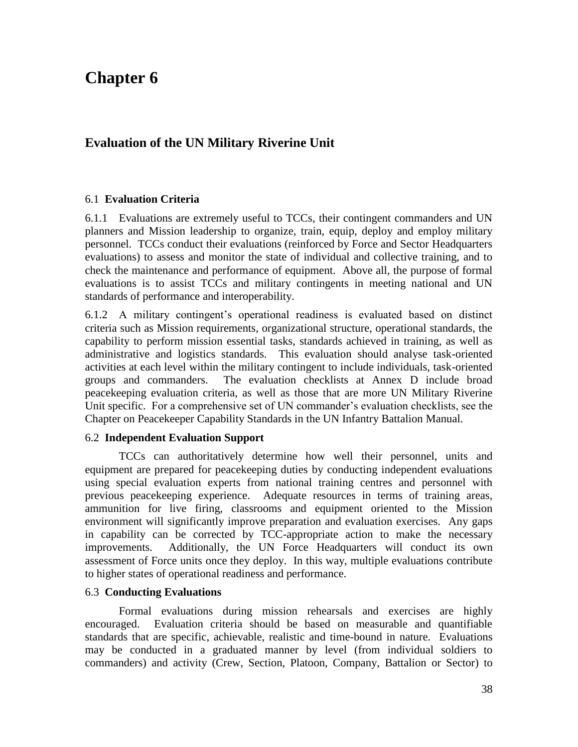# Chapter 6

## Evaluation of the UN Military Riverine Unit

### 6.1 **Evaluation Criteria**

6.1.1 Evaluations are extremely useful to TCCs, their contingent commanders and UN planners and Mission leadership to organize, train, equip, deploy and employ military personnel. TCCs conduct their evaluations (reinforced by Force and Sector Headquarters evaluations) to assess and monitor the state of individual and collective training, and to check the maintenance and performance of equipment. Above all, the purpose of formal evaluations is to assist TCCs and military contingents in meeting national and UN standards of performance and interoperability.

6.1.2 A military contingent's operational readiness is evaluated based on distinct criteria such as Mission requirements, organizational structure, operational standards, the capability to perform mission essential tasks, standards achieved in training, as well as administrative and logistics standards. This evaluation should analyse task-oriented activities at each level within the military contingent to include individuals, task-oriented groups and commanders. The evaluation checklists at Annex D include broad peacekeeping evaluation criteria, as well as those that are more UN Military Riverine Unit specific. For a comprehensive set of UN commander's evaluation checklists, see the Chapter on Peacekeeper Capability Standards in the UN Infantry Battalion Manual.

### 6.2 **Independent Evaluation Support**

TCCs can authoritatively determine how well their personnel, units and equipment are prepared for peacekeeping duties by conducting independent evaluations using special evaluation experts from national training centres and personnel with previous peacekeeping experience. Adequate resources in terms of training areas, ammunition for live firing, classrooms and equipment oriented to the Mission environment will significantly improve preparation and evaluation exercises. Any gaps in capability can be corrected by TCC-appropriate action to make the necessary improvements. Additionally, the UN Force Headquarters will conduct its own assessment of Force units once they deploy. In this way, multiple evaluations contribute to higher states of operational readiness and performance.

### 6.3 **Conducting Evaluations**

Formal evaluations during mission rehearsals and exercises are highly encouraged. Evaluation criteria should be based on measurable and quantifiable standards that are specific, achievable, realistic and time-bound in nature. Evaluations may be conducted in a graduated manner by level (from individual soldiers to commanders) and activity (Crew, Section, Platoon, Company, Battalion or Sector) to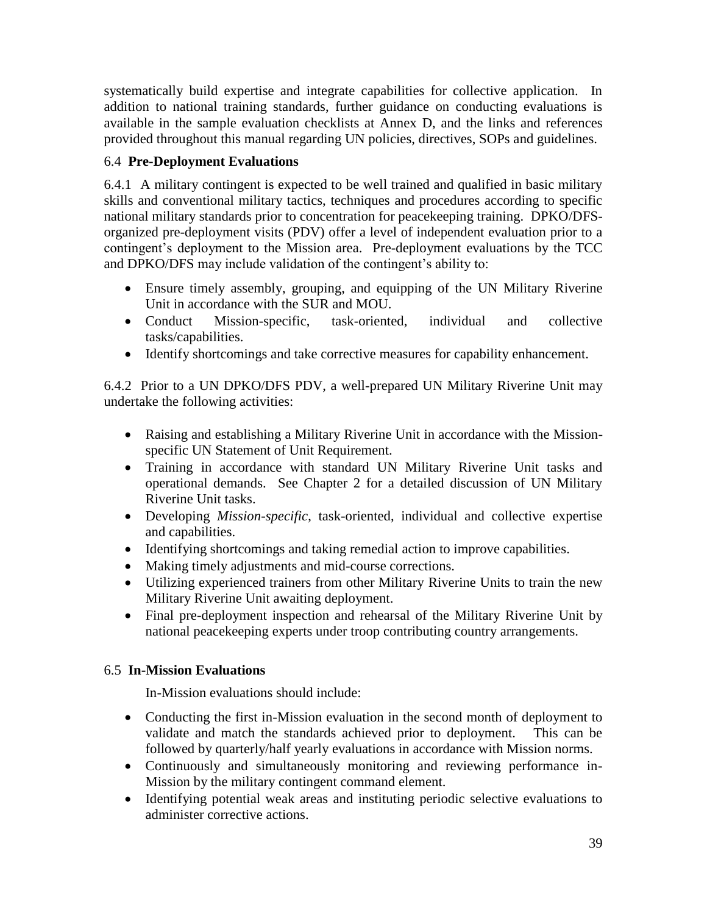systematically build expertise and integrate capabilities for collective application. In addition to national training standards, further guidance on conducting evaluations is available in the sample evaluation checklists at Annex D, and the links and references provided throughout this manual regarding UN policies, directives, SOPs and guidelines.

### 6.4 **Pre-Deployment Evaluations**

6.4.1 A military contingent is expected to be well trained and qualified in basic military skills and conventional military tactics, techniques and procedures according to specific national military standards prior to concentration for peacekeeping training. DPKO/DFS-organized pre-deployment visits (PDV) offer a level of independent evaluation prior to a contingent's deployment to the Mission area. Pre-deployment evaluations by the TCC and DPKO/DFS may include validation of the contingent's ability to:

- Ensure timely assembly, grouping, and equipping of the UN Military Riverine Unit in accordance with the SUR and MOU.
- Conduct Mission-specific, task-oriented, individual and collective tasks/capabilities.
- Identify shortcomings and take corrective measures for capability enhancement.

6.4.2 Prior to a UN DPKO/DFS PDV, a well-prepared UN Military Riverine Unit may undertake the following activities:

- Raising and establishing a Military Riverine Unit in accordance with the Mission-specific UN Statement of Unit Requirement.
- Training in accordance with standard UN Military Riverine Unit tasks and operational demands. See Chapter 2 for a detailed discussion of UN Military Riverine Unit tasks.
- Developing *Mission-specific*, task-oriented, individual and collective expertise and capabilities.
- Identifying shortcomings and taking remedial action to improve capabilities.
- Making timely adjustments and mid-course corrections.
- Utilizing experienced trainers from other Military Riverine Units to train the new Military Riverine Unit awaiting deployment.
- Final pre-deployment inspection and rehearsal of the Military Riverine Unit by national peacekeeping experts under troop contributing country arrangements.

### 6.5 **In-Mission Evaluations**

In-Mission evaluations should include:

- Conducting the first in-Mission evaluation in the second month of deployment to validate and match the standards achieved prior to deployment. This can be followed by quarterly/half yearly evaluations in accordance with Mission norms.
- Continuously and simultaneously monitoring and reviewing performance in-Mission by the military contingent command element.
- Identifying potential weak areas and instituting periodic selective evaluations to administer corrective actions.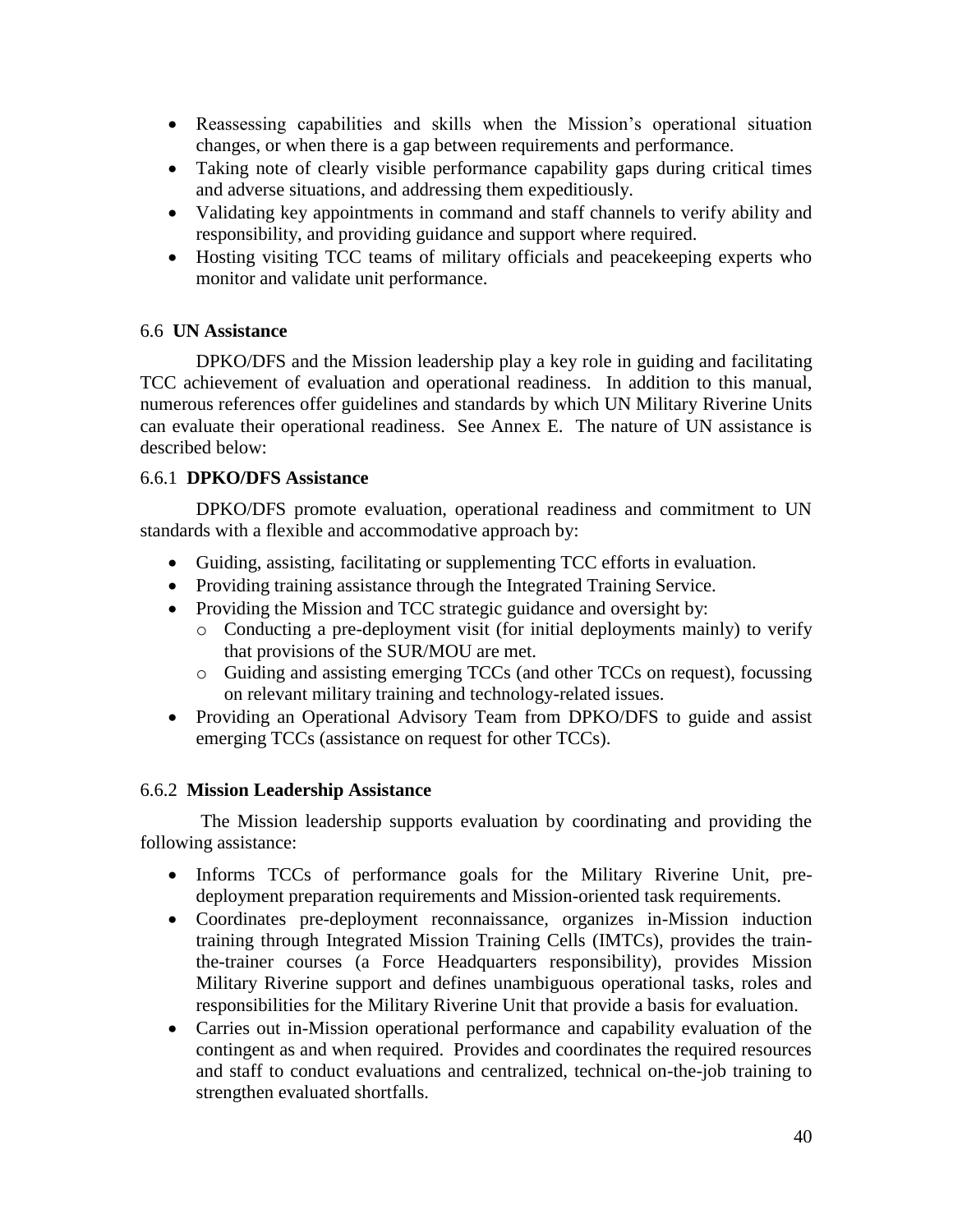- Reassessing capabilities and skills when the Mission's operational situation changes, or when there is a gap between requirements and performance.
- Taking note of clearly visible performance capability gaps during critical times and adverse situations, and addressing them expeditiously.
- Validating key appointments in command and staff channels to verify ability and responsibility, and providing guidance and support where required.
- Hosting visiting TCC teams of military officials and peacekeeping experts who monitor and validate unit performance.

### 6.6 UN Assistance

DPKO/DFS and the Mission leadership play a key role in guiding and facilitating TCC achievement of evaluation and operational readiness. In addition to this manual, numerous references offer guidelines and standards by which UN Military Riverine Units can evaluate their operational readiness. See Annex E. The nature of UN assistance is described below:

#### 6.6.1 DPKO/DFS Assistance

DPKO/DFS promote evaluation, operational readiness and commitment to UN standards with a flexible and accommodative approach by:

- Guiding, assisting, facilitating or supplementing TCC efforts in evaluation.
- Providing training assistance through the Integrated Training Service.
- Providing the Mission and TCC strategic guidance and oversight by:
  - Conducting a pre-deployment visit (for initial deployments mainly) to verify that provisions of the SUR/MOU are met.
  - Guiding and assisting emerging TCCs (and other TCCs on request), focussing on relevant military training and technology-related issues.
- Providing an Operational Advisory Team from DPKO/DFS to guide and assist emerging TCCs (assistance on request for other TCCs).

#### 6.6.2 Mission Leadership Assistance

The Mission leadership supports evaluation by coordinating and providing the following assistance:

- Informs TCCs of performance goals for the Military Riverine Unit, pre-deployment preparation requirements and Mission-oriented task requirements.
- Coordinates pre-deployment reconnaissance, organizes in-Mission induction training through Integrated Mission Training Cells (IMTCs), provides the train-the-trainer courses (a Force Headquarters responsibility), provides Mission Military Riverine support and defines unambiguous operational tasks, roles and responsibilities for the Military Riverine Unit that provide a basis for evaluation.
- Carries out in-Mission operational performance and capability evaluation of the contingent as and when required. Provides and coordinates the required resources and staff to conduct evaluations and centralized, technical on-the-job training to strengthen evaluated shortfalls.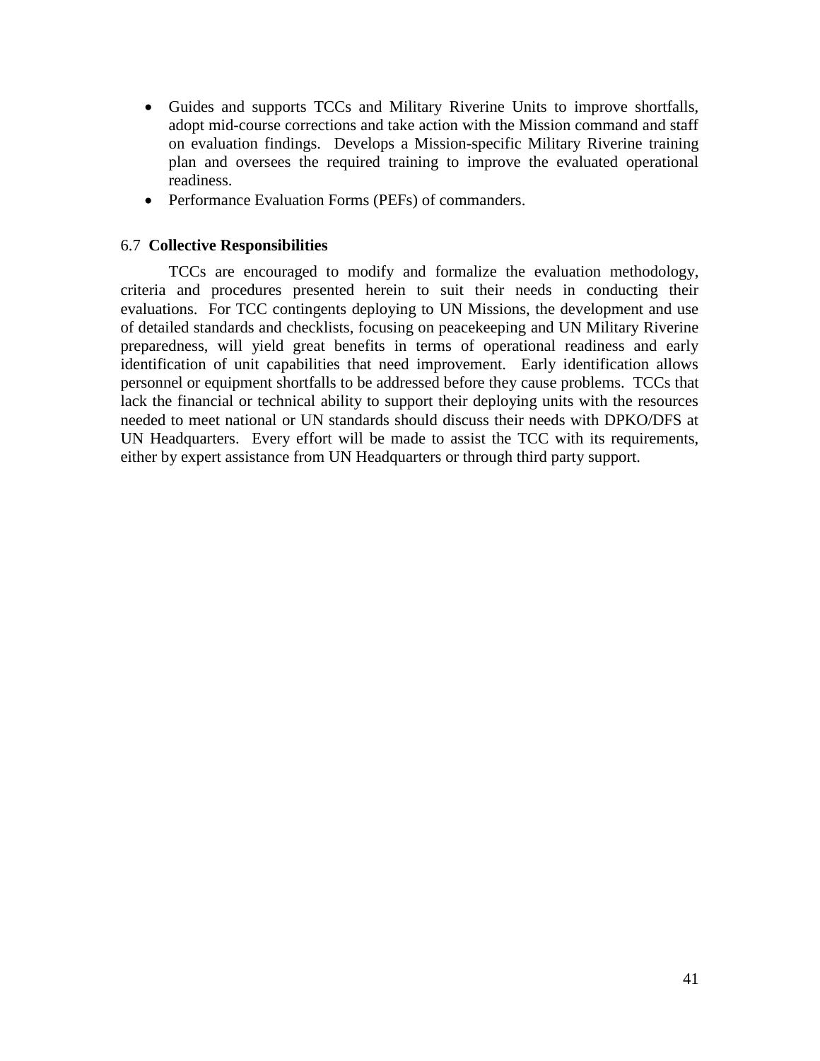- Guides and supports TCCs and Military Riverine Units to improve shortfalls, adopt mid-course corrections and take action with the Mission command and staff on evaluation findings. Develops a Mission-specific Military Riverine training plan and oversees the required training to improve the evaluated operational readiness.
- Performance Evaluation Forms (PEFs) of commanders.

### 6.7 **Collective Responsibilities**

TCCs are encouraged to modify and formalize the evaluation methodology, criteria and procedures presented herein to suit their needs in conducting their evaluations. For TCC contingents deploying to UN Missions, the development and use of detailed standards and checklists, focusing on peacekeeping and UN Military Riverine preparedness, will yield great benefits in terms of operational readiness and early identification of unit capabilities that need improvement. Early identification allows personnel or equipment shortfalls to be addressed before they cause problems. TCCs that lack the financial or technical ability to support their deploying units with the resources needed to meet national or UN standards should discuss their needs with DPKO/DFS at UN Headquarters. Every effort will be made to assist the TCC with its requirements, either by expert assistance from UN Headquarters or through third party support.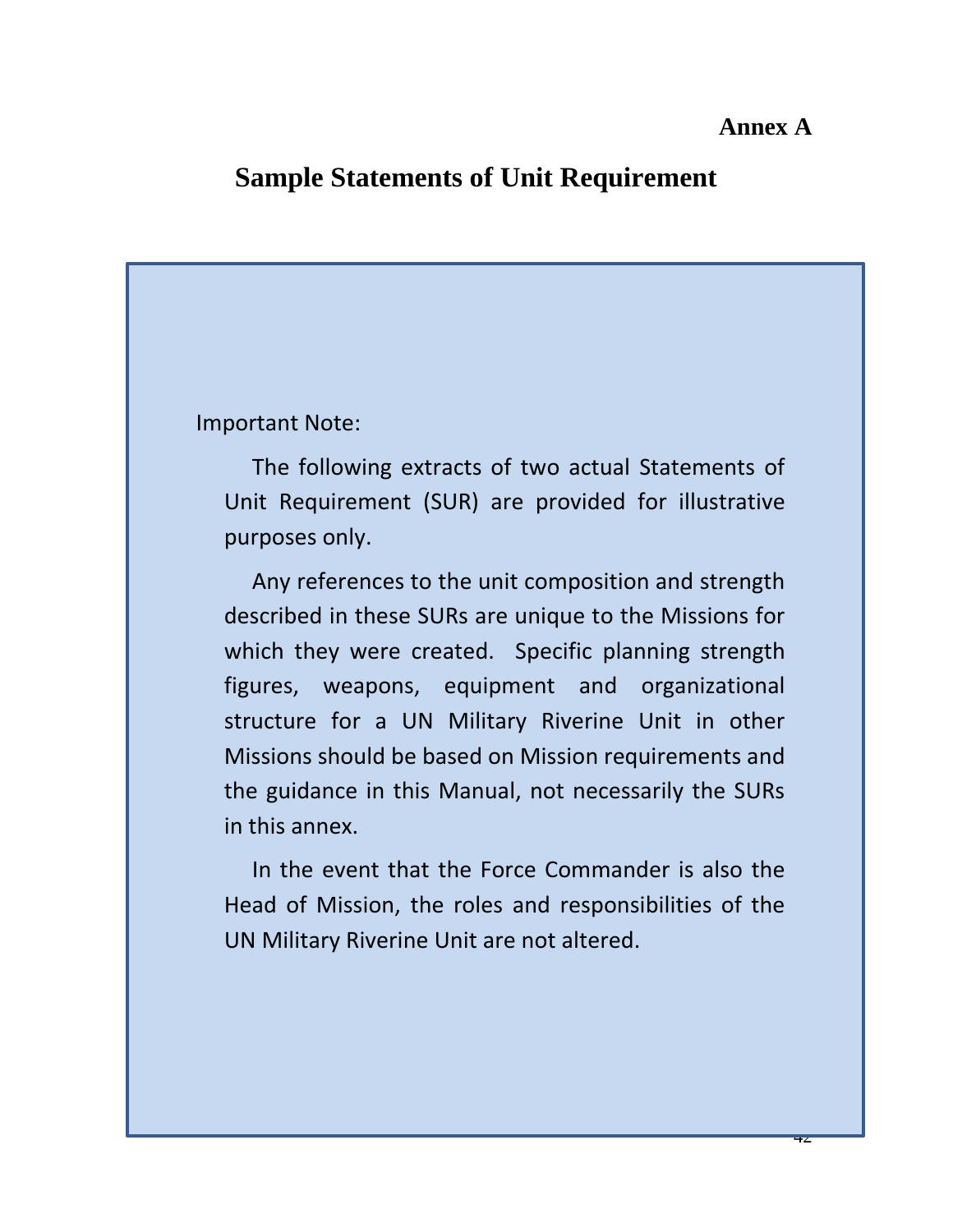**Annex A**

# Sample Statements of Unit Requirement

Important Note:

The following extracts of two actual Statements of Unit Requirement (SUR) are provided for illustrative purposes only.

Any references to the unit composition and strength described in these SURs are unique to the Missions for which they were created. Specific planning strength figures, weapons, equipment and organizational structure for a UN Military Riverine Unit in other Missions should be based on Mission requirements and the guidance in this Manual, not necessarily the SURs in this annex.

In the event that the Force Commander is also the Head of Mission, the roles and responsibilities of the UN Military Riverine Unit are not altered.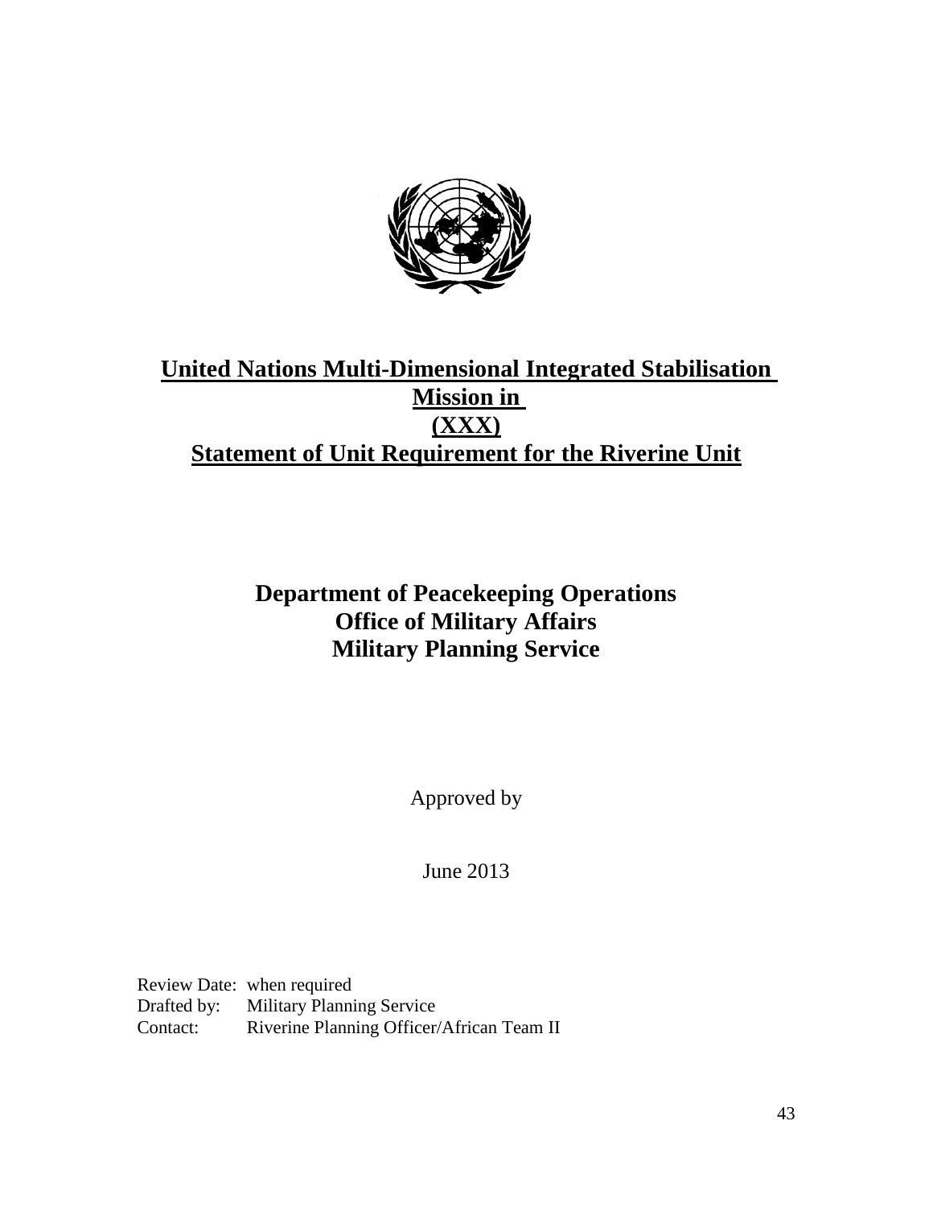# United Nations Multi-Dimensional Integrated Stabilisation Mission in (XXX)

# Statement of Unit Requirement for the Riverine Unit

**Department of Peacekeeping Operations**
**Office of Military Affairs**
**Military Planning Service**

Approved by

June 2013

Review Date: when required
Drafted by: Military Planning Service
Contact: Riverine Planning Officer/African Team II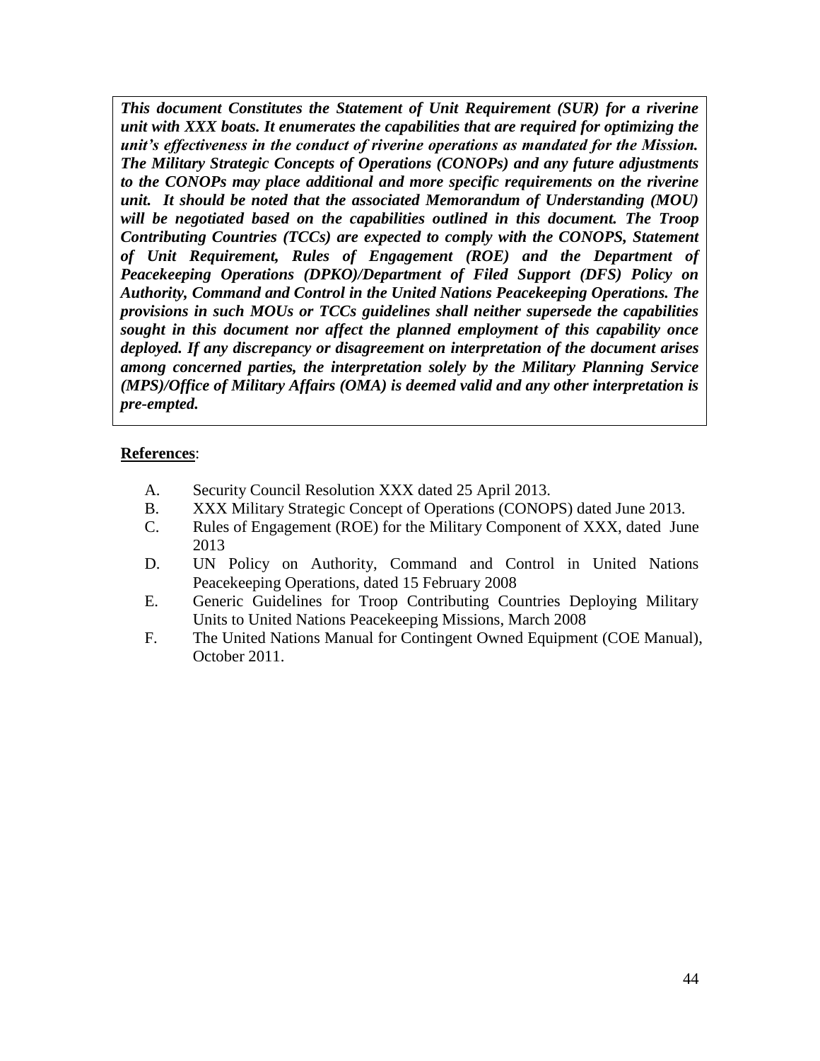***This document Constitutes the Statement of Unit Requirement (SUR) for a riverine unit with XXX boats. It enumerates the capabilities that are required for optimizing the unit's effectiveness in the conduct of riverine operations as mandated for the Mission. The Military Strategic Concepts of Operations (CONOPs) and any future adjustments to the CONOPs may place additional and more specific requirements on the riverine unit. It should be noted that the associated Memorandum of Understanding (MOU) will be negotiated based on the capabilities outlined in this document. The Troop Contributing Countries (TCCs) are expected to comply with the CONOPS, Statement of Unit Requirement, Rules of Engagement (ROE) and the Department of Peacekeeping Operations (DPKO)/Department of Filed Support (DFS) Policy on Authority, Command and Control in the United Nations Peacekeeping Operations. The provisions in such MOUs or TCCs guidelines shall neither supersede the capabilities sought in this document nor affect the planned employment of this capability once deployed. If any discrepancy or disagreement on interpretation of the document arises among concerned parties, the interpretation solely by the Military Planning Service (MPS)/Office of Military Affairs (OMA) is deemed valid and any other interpretation is pre-empted.***

**References**:

A. Security Council Resolution XXX dated 25 April 2013.
B. XXX Military Strategic Concept of Operations (CONOPS) dated June 2013.
C. Rules of Engagement (ROE) for the Military Component of XXX, dated June 2013
D. UN Policy on Authority, Command and Control in United Nations Peacekeeping Operations, dated 15 February 2008
E. Generic Guidelines for Troop Contributing Countries Deploying Military Units to United Nations Peacekeeping Missions, March 2008
F. The United Nations Manual for Contingent Owned Equipment (COE Manual), October 2011.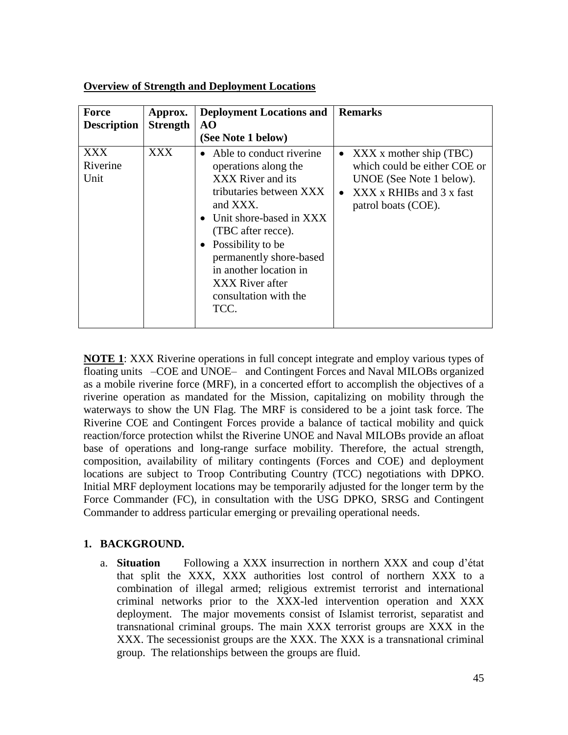**Overview of Strength and Deployment Locations**

| Force Description | Approx. Strength | Deployment Locations and AO (See Note 1 below) | Remarks |
|---|---|---|---|
| XXX Riverine Unit | XXX | • Able to conduct riverine operations along the XXX River and its tributaries between XXX and XXX.<br>• Unit shore-based in XXX (TBC after recce).<br>• Possibility to be permanently shore-based in another location in XXX River after consultation with the TCC. | • XXX x mother ship (TBC) which could be either COE or UNOE (See Note 1 below).<br>• XXX x RHIBs and 3 x fast patrol boats (COE). |

**NOTE 1**: XXX Riverine operations in full concept integrate and employ various types of floating units –COE and UNOE– and Contingent Forces and Naval MILOBs organized as a mobile riverine force (MRF), in a concerted effort to accomplish the objectives of a riverine operation as mandated for the Mission, capitalizing on mobility through the waterways to show the UN Flag. The MRF is considered to be a joint task force. The Riverine COE and Contingent Forces provide a balance of tactical mobility and quick reaction/force protection whilst the Riverine UNOE and Naval MILOBs provide an afloat base of operations and long-range surface mobility. Therefore, the actual strength, composition, availability of military contingents (Forces and COE) and deployment locations are subject to Troop Contributing Country (TCC) negotiations with DPKO. Initial MRF deployment locations may be temporarily adjusted for the longer term by the Force Commander (FC), in consultation with the USG DPKO, SRSG and Contingent Commander to address particular emerging or prevailing operational needs.

## 1. BACKGROUND.

a. **Situation** Following a XXX insurrection in northern XXX and coup d'état that split the XXX, XXX authorities lost control of northern XXX to a combination of illegal armed; religious extremist terrorist and international criminal networks prior to the XXX-led intervention operation and XXX deployment. The major movements consist of Islamist terrorist, separatist and transnational criminal groups. The main XXX terrorist groups are XXX in the XXX. The secessionist groups are the XXX. The XXX is a transnational criminal group. The relationships between the groups are fluid.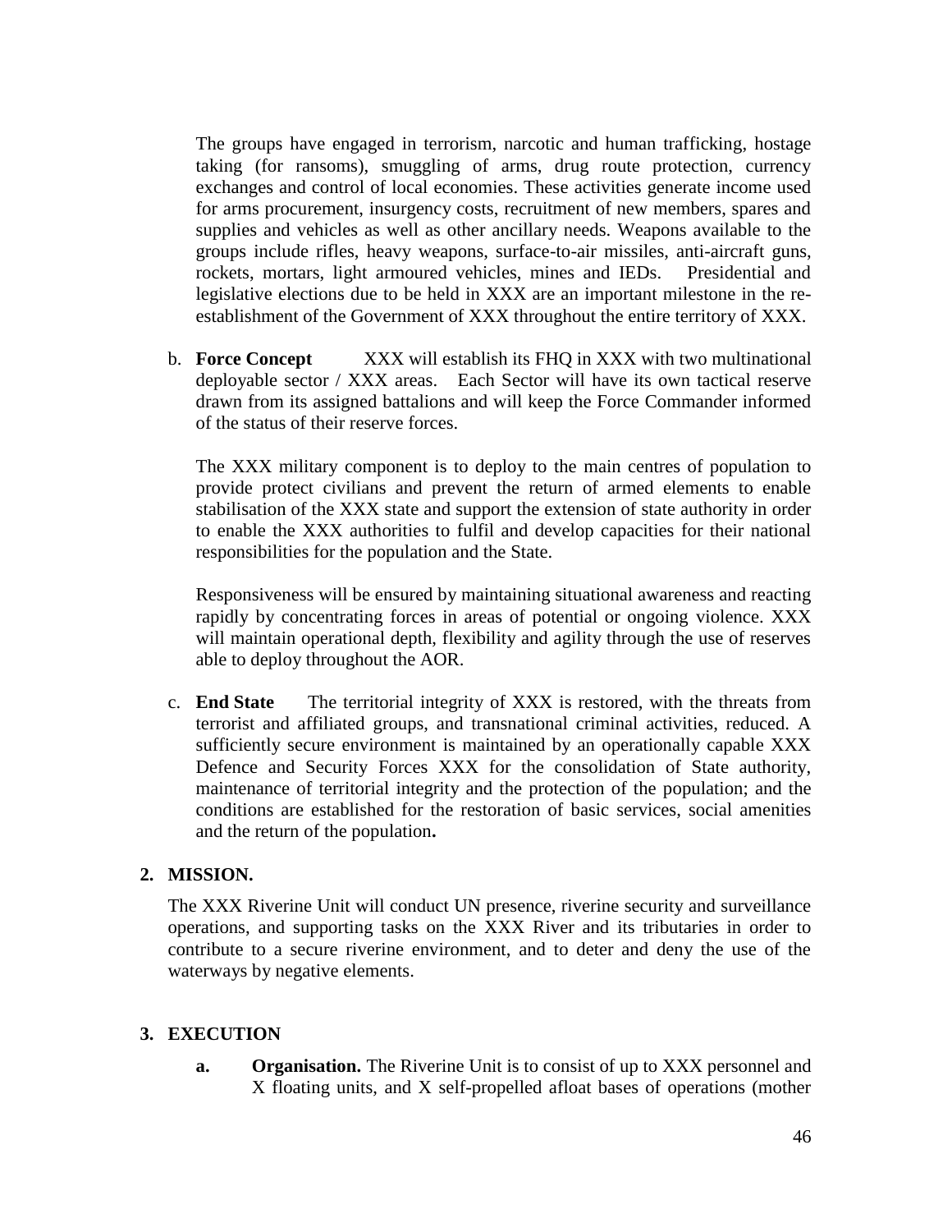The groups have engaged in terrorism, narcotic and human trafficking, hostage taking (for ransoms), smuggling of arms, drug route protection, currency exchanges and control of local economies. These activities generate income used for arms procurement, insurgency costs, recruitment of new members, spares and supplies and vehicles as well as other ancillary needs. Weapons available to the groups include rifles, heavy weapons, surface-to-air missiles, anti-aircraft guns, rockets, mortars, light armoured vehicles, mines and IEDs. Presidential and legislative elections due to be held in XXX are an important milestone in the re-establishment of the Government of XXX throughout the entire territory of XXX.

b. **Force Concept** XXX will establish its FHQ in XXX with two multinational deployable sector / XXX areas. Each Sector will have its own tactical reserve drawn from its assigned battalions and will keep the Force Commander informed of the status of their reserve forces.

The XXX military component is to deploy to the main centres of population to provide protect civilians and prevent the return of armed elements to enable stabilisation of the XXX state and support the extension of state authority in order to enable the XXX authorities to fulfil and develop capacities for their national responsibilities for the population and the State.

Responsiveness will be ensured by maintaining situational awareness and reacting rapidly by concentrating forces in areas of potential or ongoing violence. XXX will maintain operational depth, flexibility and agility through the use of reserves able to deploy throughout the AOR.

c. **End State** The territorial integrity of XXX is restored, with the threats from terrorist and affiliated groups, and transnational criminal activities, reduced. A sufficiently secure environment is maintained by an operationally capable XXX Defence and Security Forces XXX for the consolidation of State authority, maintenance of territorial integrity and the protection of the population; and the conditions are established for the restoration of basic services, social amenities and the return of the population**.**

## 2. MISSION.

The XXX Riverine Unit will conduct UN presence, riverine security and surveillance operations, and supporting tasks on the XXX River and its tributaries in order to contribute to a secure riverine environment, and to deter and deny the use of the waterways by negative elements.

## 3. EXECUTION

**a.** **Organisation.** The Riverine Unit is to consist of up to XXX personnel and X floating units, and X self-propelled afloat bases of operations (mother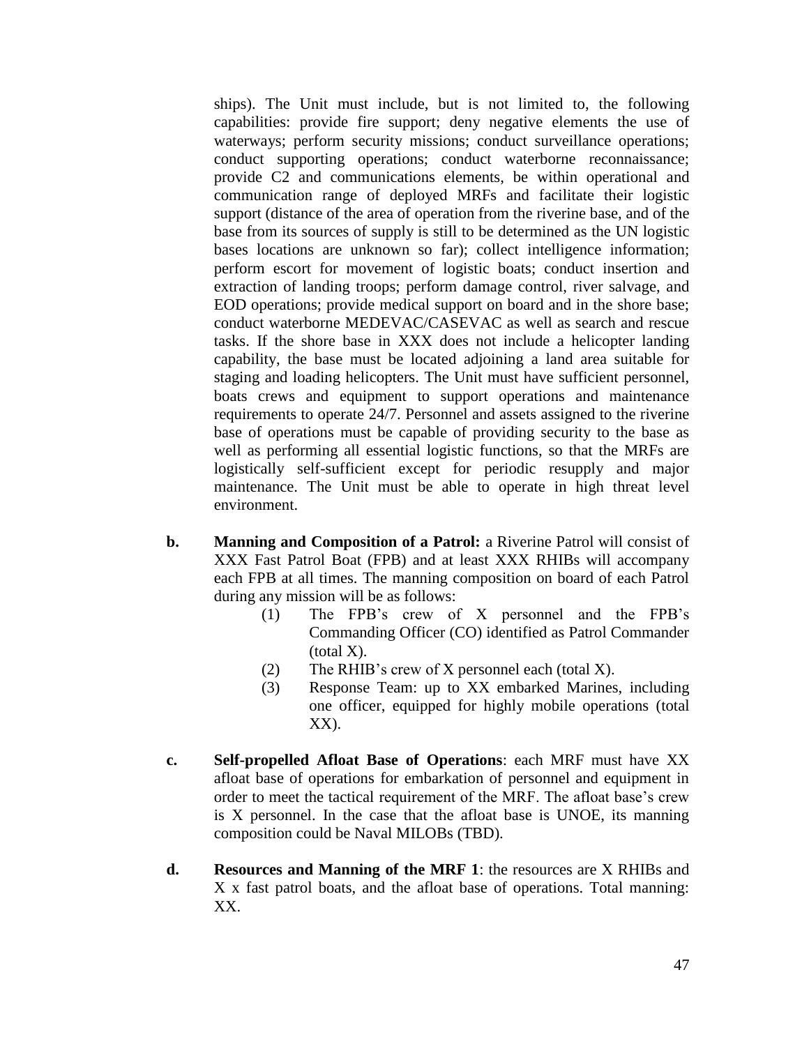ships). The Unit must include, but is not limited to, the following capabilities: provide fire support; deny negative elements the use of waterways; perform security missions; conduct surveillance operations; conduct supporting operations; conduct waterborne reconnaissance; provide C2 and communications elements, be within operational and communication range of deployed MRFs and facilitate their logistic support (distance of the area of operation from the riverine base, and of the base from its sources of supply is still to be determined as the UN logistic bases locations are unknown so far); collect intelligence information; perform escort for movement of logistic boats; conduct insertion and extraction of landing troops; perform damage control, river salvage, and EOD operations; provide medical support on board and in the shore base; conduct waterborne MEDEVAC/CASEVAC as well as search and rescue tasks. If the shore base in XXX does not include a helicopter landing capability, the base must be located adjoining a land area suitable for staging and loading helicopters. The Unit must have sufficient personnel, boats crews and equipment to support operations and maintenance requirements to operate 24/7. Personnel and assets assigned to the riverine base of operations must be capable of providing security to the base as well as performing all essential logistic functions, so that the MRFs are logistically self-sufficient except for periodic resupply and major maintenance. The Unit must be able to operate in high threat level environment.

b. **Manning and Composition of a Patrol:** a Riverine Patrol will consist of XXX Fast Patrol Boat (FPB) and at least XXX RHIBs will accompany each FPB at all times. The manning composition on board of each Patrol during any mission will be as follows:

   (1) The FPB's crew of X personnel and the FPB's Commanding Officer (CO) identified as Patrol Commander (total X).

   (2) The RHIB's crew of X personnel each (total X).

   (3) Response Team: up to XX embarked Marines, including one officer, equipped for highly mobile operations (total XX).

c. **Self-propelled Afloat Base of Operations**: each MRF must have XX afloat base of operations for embarkation of personnel and equipment in order to meet the tactical requirement of the MRF. The afloat base's crew is X personnel. In the case that the afloat base is UNOE, its manning composition could be Naval MILOBs (TBD).

d. **Resources and Manning of the MRF 1**: the resources are X RHIBs and X x fast patrol boats, and the afloat base of operations. Total manning: XX.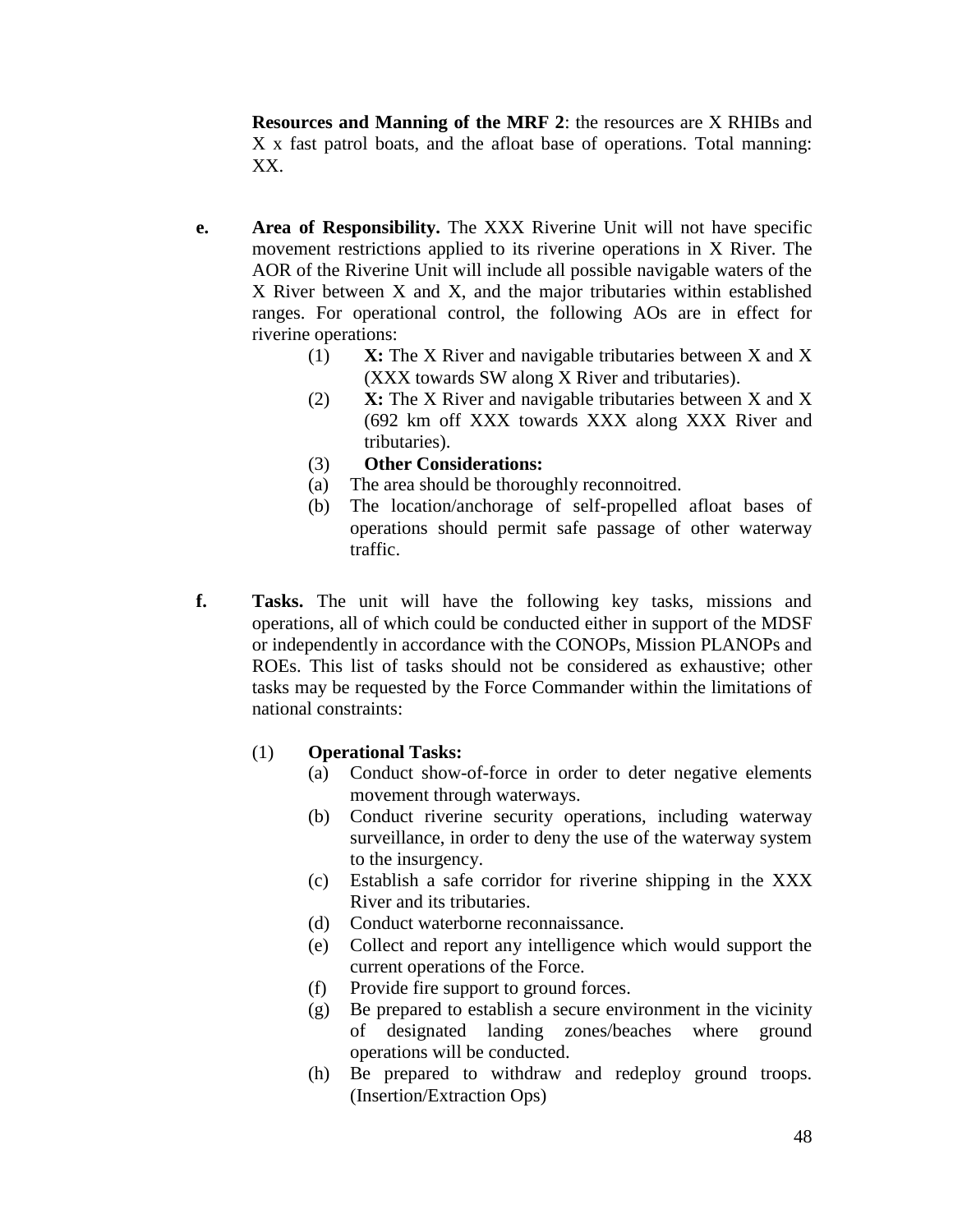**Resources and Manning of the MRF 2**: the resources are X RHIBs and X x fast patrol boats, and the afloat base of operations. Total manning: XX.

**e. Area of Responsibility.** The XXX Riverine Unit will not have specific movement restrictions applied to its riverine operations in X River. The AOR of the Riverine Unit will include all possible navigable waters of the X River between X and X, and the major tributaries within established ranges. For operational control, the following AOs are in effect for riverine operations:

(1) **X:** The X River and navigable tributaries between X and X (XXX towards SW along X River and tributaries).

(2) **X:** The X River and navigable tributaries between X and X (692 km off XXX towards XXX along XXX River and tributaries).

(3) **Other Considerations:**

(a) The area should be thoroughly reconnoitred.

(b) The location/anchorage of self-propelled afloat bases of operations should permit safe passage of other waterway traffic.

**f. Tasks.** The unit will have the following key tasks, missions and operations, all of which could be conducted either in support of the MDSF or independently in accordance with the CONOPs, Mission PLANOPs and ROEs. This list of tasks should not be considered as exhaustive; other tasks may be requested by the Force Commander within the limitations of national constraints:

(1) **Operational Tasks:**

(a) Conduct show-of-force in order to deter negative elements movement through waterways.

(b) Conduct riverine security operations, including waterway surveillance, in order to deny the use of the waterway system to the insurgency.

(c) Establish a safe corridor for riverine shipping in the XXX River and its tributaries.

(d) Conduct waterborne reconnaissance.

(e) Collect and report any intelligence which would support the current operations of the Force.

(f) Provide fire support to ground forces.

(g) Be prepared to establish a secure environment in the vicinity of designated landing zones/beaches where ground operations will be conducted.

(h) Be prepared to withdraw and redeploy ground troops. (Insertion/Extraction Ops)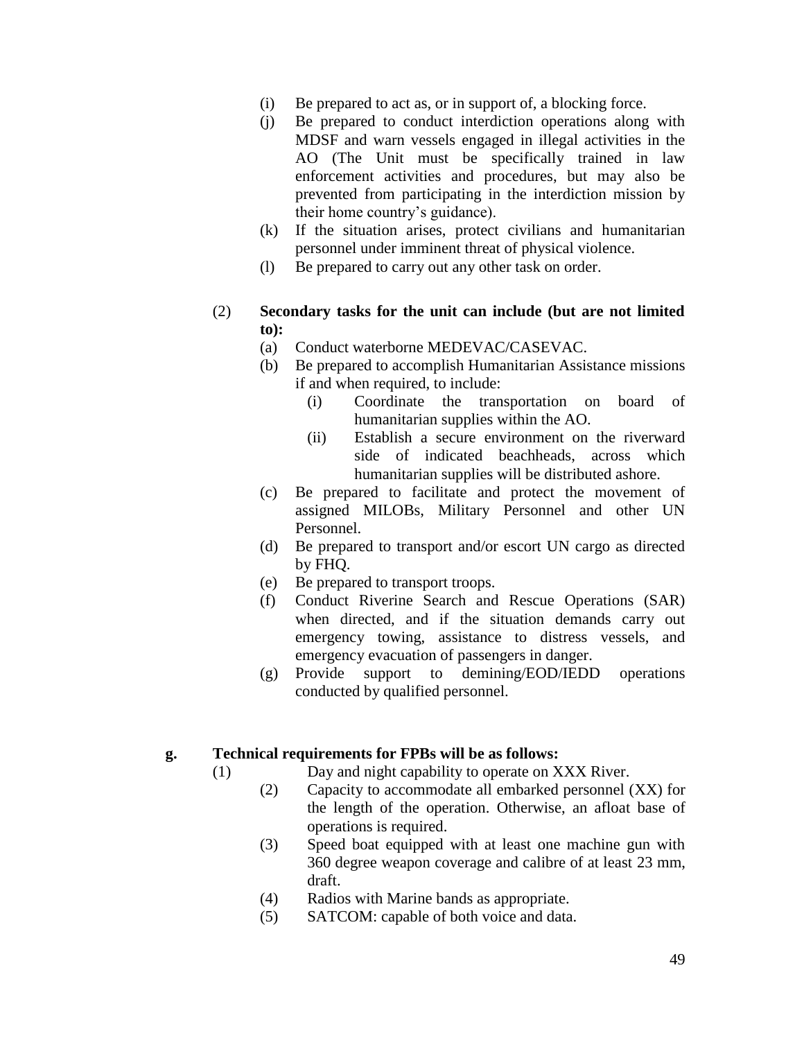(i) Be prepared to act as, or in support of, a blocking force.

(j) Be prepared to conduct interdiction operations along with MDSF and warn vessels engaged in illegal activities in the AO (The Unit must be specifically trained in law enforcement activities and procedures, but may also be prevented from participating in the interdiction mission by their home country's guidance).

(k) If the situation arises, protect civilians and humanitarian personnel under imminent threat of physical violence.

(l) Be prepared to carry out any other task on order.

(2) **Secondary tasks for the unit can include (but are not limited to):**

(a) Conduct waterborne MEDEVAC/CASEVAC.

(b) Be prepared to accomplish Humanitarian Assistance missions if and when required, to include:

(i) Coordinate the transportation on board of humanitarian supplies within the AO.

(ii) Establish a secure environment on the riverward side of indicated beachheads, across which humanitarian supplies will be distributed ashore.

(c) Be prepared to facilitate and protect the movement of assigned MILOBs, Military Personnel and other UN Personnel.

(d) Be prepared to transport and/or escort UN cargo as directed by FHQ.

(e) Be prepared to transport troops.

(f) Conduct Riverine Search and Rescue Operations (SAR) when directed, and if the situation demands carry out emergency towing, assistance to distress vessels, and emergency evacuation of passengers in danger.

(g) Provide support to demining/EOD/IEDD operations conducted by qualified personnel.

**g. Technical requirements for FPBs will be as follows:**

(1) Day and night capability to operate on XXX River.

(2) Capacity to accommodate all embarked personnel (XX) for the length of the operation. Otherwise, an afloat base of operations is required.

(3) Speed boat equipped with at least one machine gun with 360 degree weapon coverage and calibre of at least 23 mm, draft.

(4) Radios with Marine bands as appropriate.

(5) SATCOM: capable of both voice and data.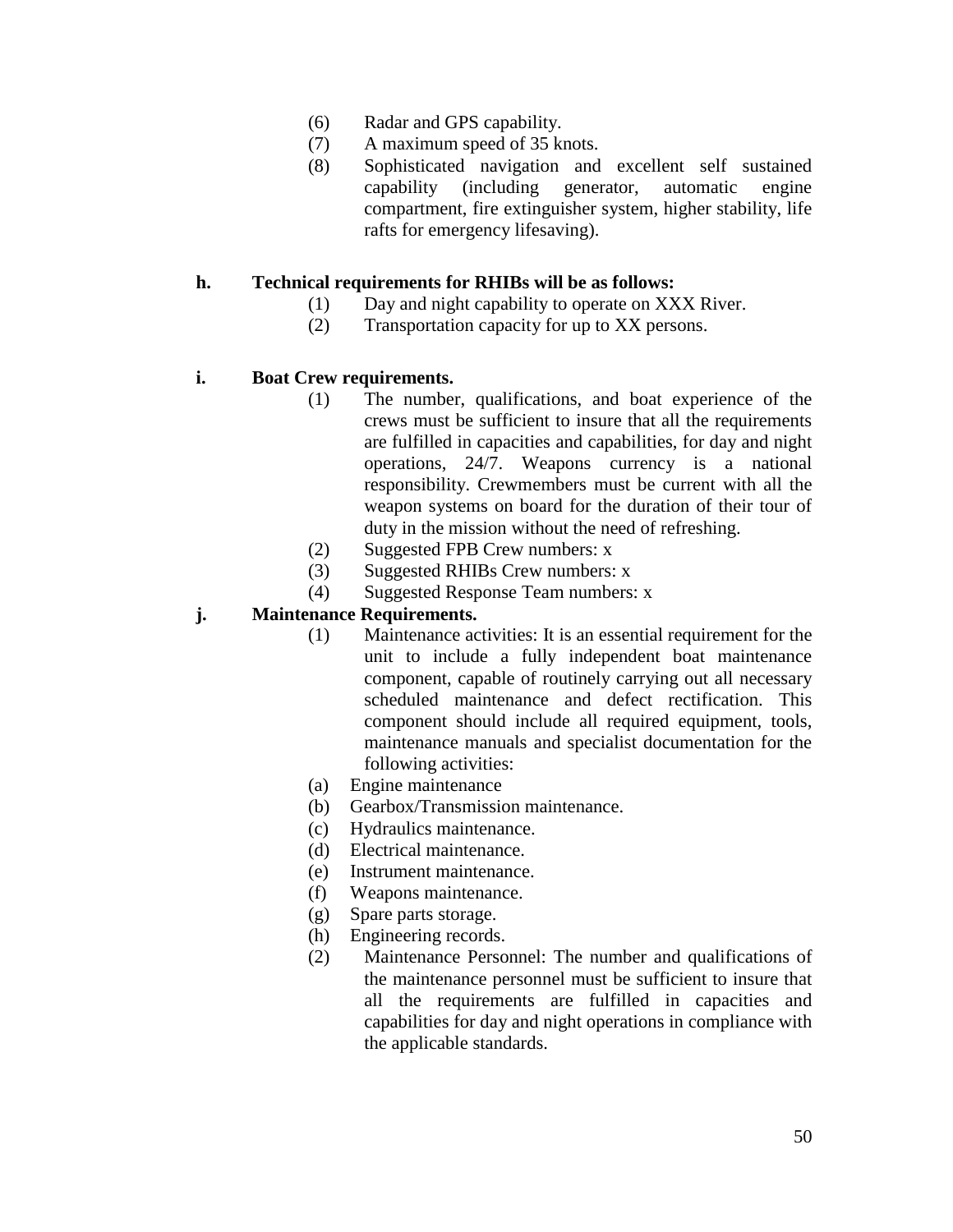(6) Radar and GPS capability.
(7) A maximum speed of 35 knots.
(8) Sophisticated navigation and excellent self sustained capability (including generator, automatic engine compartment, fire extinguisher system, higher stability, life rafts for emergency lifesaving).

**h. Technical requirements for RHIBs will be as follows:**

(1) Day and night capability to operate on XXX River.
(2) Transportation capacity for up to XX persons.

**i. Boat Crew requirements.**

(1) The number, qualifications, and boat experience of the crews must be sufficient to insure that all the requirements are fulfilled in capacities and capabilities, for day and night operations, 24/7. Weapons currency is a national responsibility. Crewmembers must be current with all the weapon systems on board for the duration of their tour of duty in the mission without the need of refreshing.
(2) Suggested FPB Crew numbers: x
(3) Suggested RHIBs Crew numbers: x
(4) Suggested Response Team numbers: x

**j. Maintenance Requirements.**

(1) Maintenance activities: It is an essential requirement for the unit to include a fully independent boat maintenance component, capable of routinely carrying out all necessary scheduled maintenance and defect rectification. This component should include all required equipment, tools, maintenance manuals and specialist documentation for the following activities:
   (a) Engine maintenance
   (b) Gearbox/Transmission maintenance.
   (c) Hydraulics maintenance.
   (d) Electrical maintenance.
   (e) Instrument maintenance.
   (f) Weapons maintenance.
   (g) Spare parts storage.
   (h) Engineering records.
(2) Maintenance Personnel: The number and qualifications of the maintenance personnel must be sufficient to insure that all the requirements are fulfilled in capacities and capabilities for day and night operations in compliance with the applicable standards.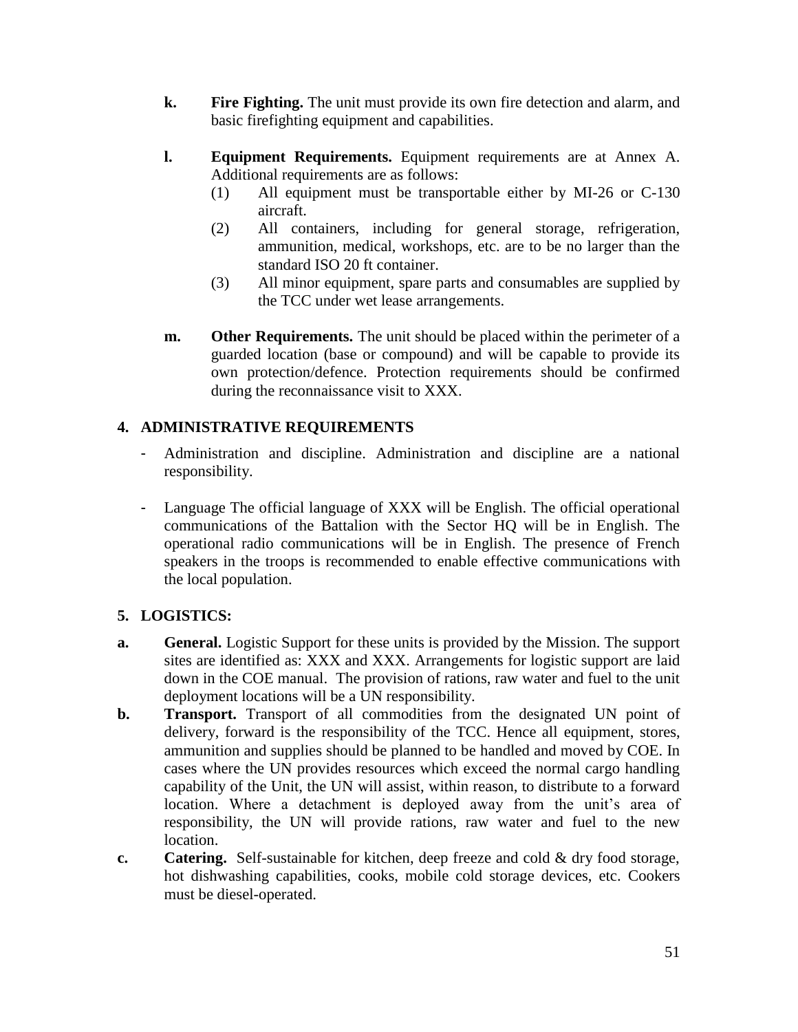**k. Fire Fighting.** The unit must provide its own fire detection and alarm, and basic firefighting equipment and capabilities.

**l. Equipment Requirements.** Equipment requirements are at Annex A. Additional requirements are as follows:

(1) All equipment must be transportable either by MI-26 or C-130 aircraft.

(2) All containers, including for general storage, refrigeration, ammunition, medical, workshops, etc. are to be no larger than the standard ISO 20 ft container.

(3) All minor equipment, spare parts and consumables are supplied by the TCC under wet lease arrangements.

**m. Other Requirements.** The unit should be placed within the perimeter of a guarded location (base or compound) and will be capable to provide its own protection/defence. Protection requirements should be confirmed during the reconnaissance visit to XXX.

## 4. ADMINISTRATIVE REQUIREMENTS

- Administration and discipline. Administration and discipline are a national responsibility.

- Language The official language of XXX will be English. The official operational communications of the Battalion with the Sector HQ will be in English. The operational radio communications will be in English. The presence of French speakers in the troops is recommended to enable effective communications with the local population.

## 5. LOGISTICS:

**a. General.** Logistic Support for these units is provided by the Mission. The support sites are identified as: XXX and XXX. Arrangements for logistic support are laid down in the COE manual. The provision of rations, raw water and fuel to the unit deployment locations will be a UN responsibility.

**b. Transport.** Transport of all commodities from the designated UN point of delivery, forward is the responsibility of the TCC. Hence all equipment, stores, ammunition and supplies should be planned to be handled and moved by COE. In cases where the UN provides resources which exceed the normal cargo handling capability of the Unit, the UN will assist, within reason, to distribute to a forward location. Where a detachment is deployed away from the unit's area of responsibility, the UN will provide rations, raw water and fuel to the new location.

**c. Catering.** Self-sustainable for kitchen, deep freeze and cold & dry food storage, hot dishwashing capabilities, cooks, mobile cold storage devices, etc. Cookers must be diesel-operated.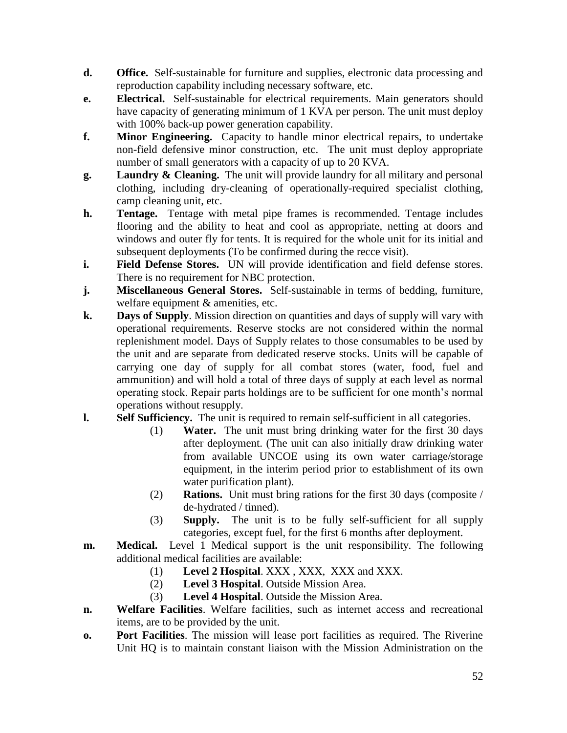**d.** **Office.** Self-sustainable for furniture and supplies, electronic data processing and reproduction capability including necessary software, etc.

**e.** **Electrical.** Self-sustainable for electrical requirements. Main generators should have capacity of generating minimum of 1 KVA per person. The unit must deploy with 100% back-up power generation capability.

**f.** **Minor Engineering.** Capacity to handle minor electrical repairs, to undertake non-field defensive minor construction, etc. The unit must deploy appropriate number of small generators with a capacity of up to 20 KVA.

**g.** **Laundry & Cleaning.** The unit will provide laundry for all military and personal clothing, including dry-cleaning of operationally-required specialist clothing, camp cleaning unit, etc.

**h.** **Tentage.** Tentage with metal pipe frames is recommended. Tentage includes flooring and the ability to heat and cool as appropriate, netting at doors and windows and outer fly for tents. It is required for the whole unit for its initial and subsequent deployments (To be confirmed during the recce visit).

**i.** **Field Defense Stores.** UN will provide identification and field defense stores. There is no requirement for NBC protection.

**j.** **Miscellaneous General Stores.** Self-sustainable in terms of bedding, furniture, welfare equipment & amenities, etc.

**k.** **Days of Supply**. Mission direction on quantities and days of supply will vary with operational requirements. Reserve stocks are not considered within the normal replenishment model. Days of Supply relates to those consumables to be used by the unit and are separate from dedicated reserve stocks. Units will be capable of carrying one day of supply for all combat stores (water, food, fuel and ammunition) and will hold a total of three days of supply at each level as normal operating stock. Repair parts holdings are to be sufficient for one month's normal operations without resupply.

**l.** **Self Sufficiency.** The unit is required to remain self-sufficient in all categories.

(1) **Water.** The unit must bring drinking water for the first 30 days after deployment. (The unit can also initially draw drinking water from available UNCOE using its own water carriage/storage equipment, in the interim period prior to establishment of its own water purification plant).

(2) **Rations.** Unit must bring rations for the first 30 days (composite / de-hydrated / tinned).

(3) **Supply.** The unit is to be fully self-sufficient for all supply categories, except fuel, for the first 6 months after deployment.

**m.** **Medical.** Level 1 Medical support is the unit responsibility. The following additional medical facilities are available:

(1) **Level 2 Hospital**. XXX , XXX, XXX and XXX.

(2) **Level 3 Hospital**. Outside Mission Area.

(3) **Level 4 Hospital**. Outside the Mission Area.

**n.** **Welfare Facilities**. Welfare facilities, such as internet access and recreational items, are to be provided by the unit.

**o.** **Port Facilities**. The mission will lease port facilities as required. The Riverine Unit HQ is to maintain constant liaison with the Mission Administration on the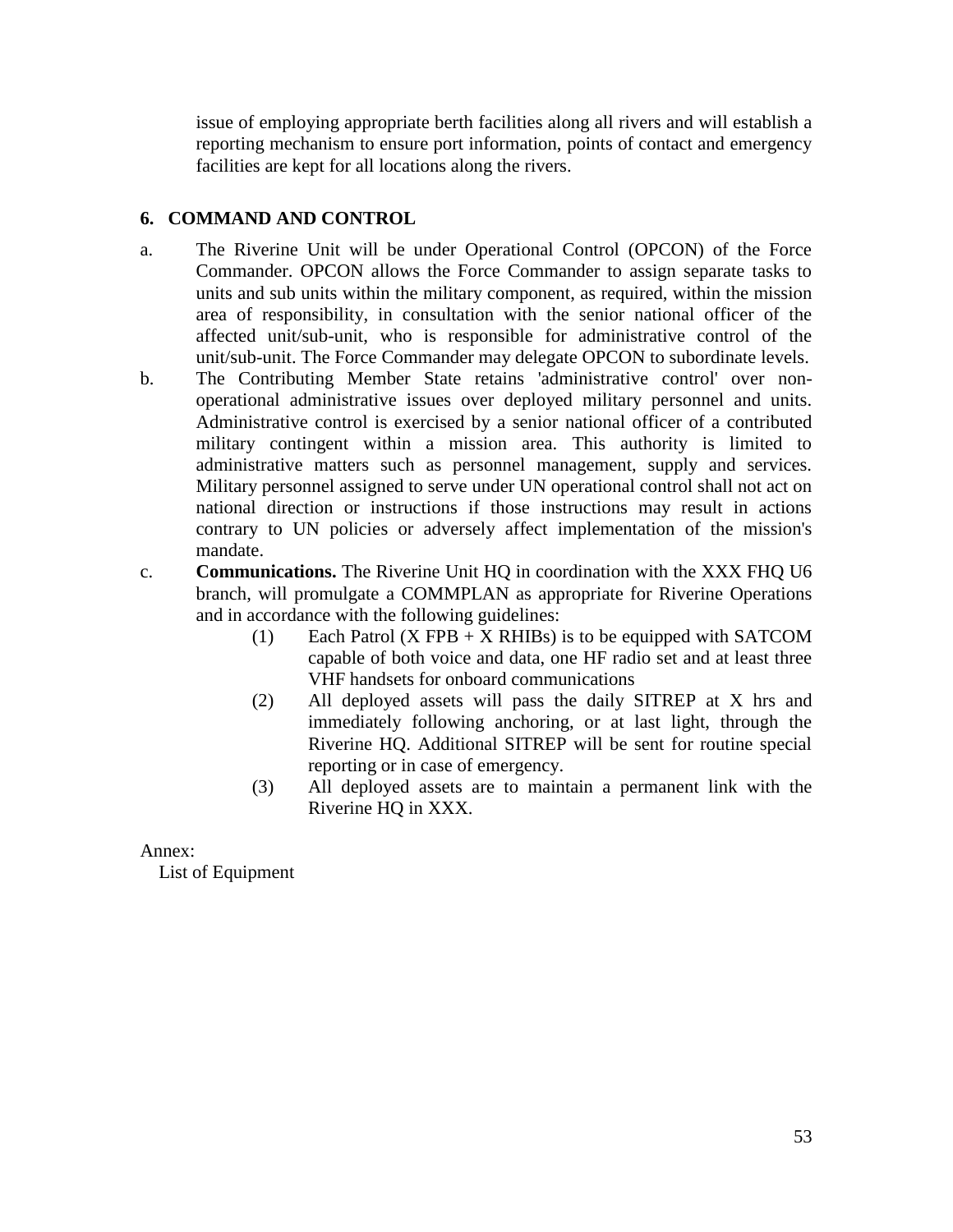issue of employing appropriate berth facilities along all rivers and will establish a reporting mechanism to ensure port information, points of contact and emergency facilities are kept for all locations along the rivers.

## 6. COMMAND AND CONTROL

a. The Riverine Unit will be under Operational Control (OPCON) of the Force Commander. OPCON allows the Force Commander to assign separate tasks to units and sub units within the military component, as required, within the mission area of responsibility, in consultation with the senior national officer of the affected unit/sub-unit, who is responsible for administrative control of the unit/sub-unit. The Force Commander may delegate OPCON to subordinate levels.

b. The Contributing Member State retains 'administrative control' over non-operational administrative issues over deployed military personnel and units. Administrative control is exercised by a senior national officer of a contributed military contingent within a mission area. This authority is limited to administrative matters such as personnel management, supply and services. Military personnel assigned to serve under UN operational control shall not act on national direction or instructions if those instructions may result in actions contrary to UN policies or adversely affect implementation of the mission's mandate.

c. **Communications.** The Riverine Unit HQ in coordination with the XXX FHQ U6 branch, will promulgate a COMMPLAN as appropriate for Riverine Operations and in accordance with the following guidelines:

   (1) Each Patrol (X FPB + X RHIBs) is to be equipped with SATCOM capable of both voice and data, one HF radio set and at least three VHF handsets for onboard communications

   (2) All deployed assets will pass the daily SITREP at X hrs and immediately following anchoring, or at last light, through the Riverine HQ. Additional SITREP will be sent for routine special reporting or in case of emergency.

   (3) All deployed assets are to maintain a permanent link with the Riverine HQ in XXX.

Annex:
List of Equipment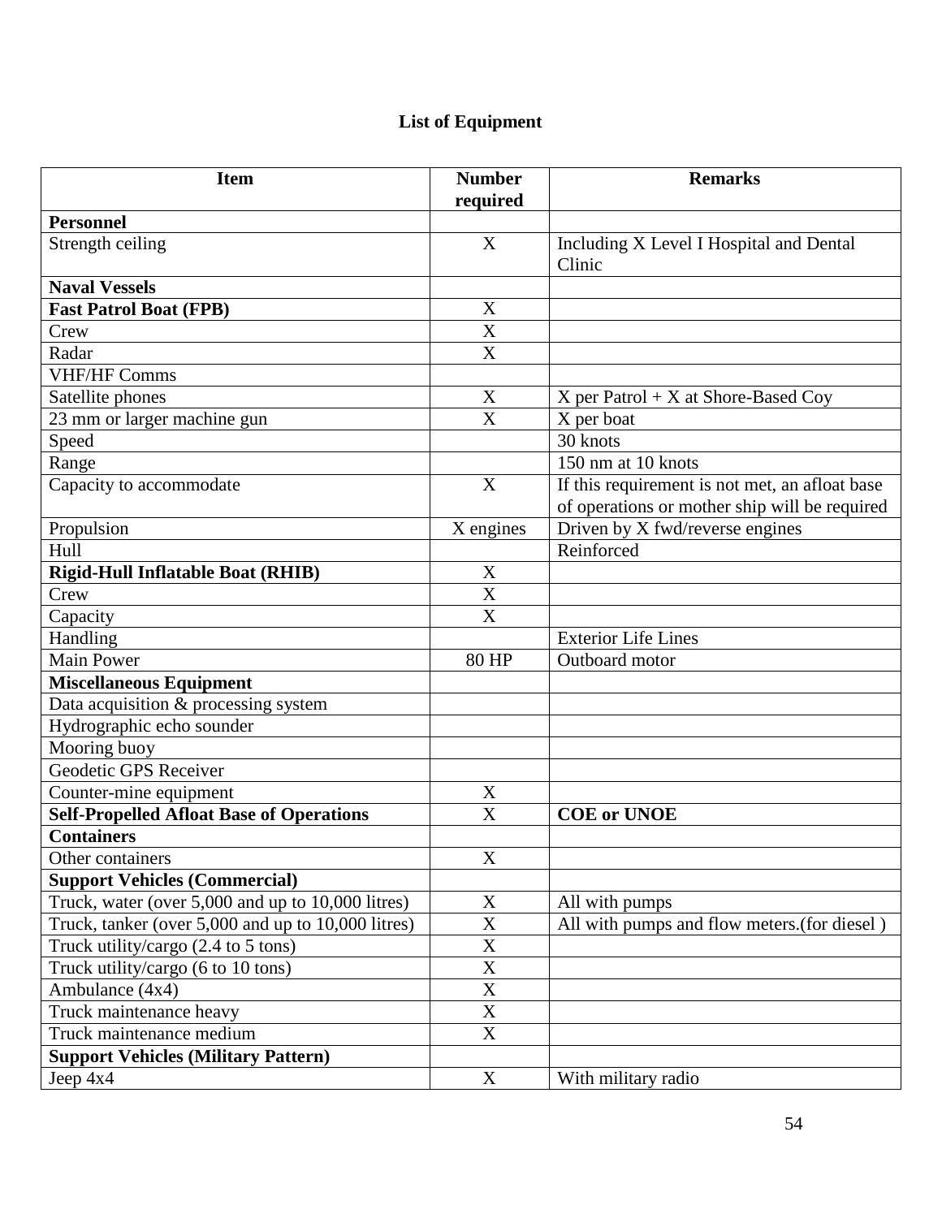**List of Equipment**

| Item | Number required | Remarks |
|---|---|---|
| **Personnel** | | |
| Strength ceiling | X | Including X Level I Hospital and Dental Clinic |
| **Naval Vessels** | | |
| **Fast Patrol Boat (FPB)** | X | |
| Crew | X | |
| Radar | X | |
| VHF/HF Comms | | |
| Satellite phones | X | X per Patrol + X at Shore-Based Coy |
| 23 mm or larger machine gun | X | X per boat |
| Speed | | 30 knots |
| Range | | 150 nm at 10 knots |
| Capacity to accommodate | X | If this requirement is not met, an afloat base of operations or mother ship will be required |
| Propulsion | X engines | Driven by X fwd/reverse engines |
| Hull | | Reinforced |
| **Rigid-Hull Inflatable Boat (RHIB)** | X | |
| Crew | X | |
| Capacity | X | |
| Handling | | Exterior Life Lines |
| Main Power | 80 HP | Outboard motor |
| **Miscellaneous Equipment** | | |
| Data acquisition & processing system | | |
| Hydrographic echo sounder | | |
| Mooring buoy | | |
| Geodetic GPS Receiver | | |
| Counter-mine equipment | X | |
| **Self-Propelled Afloat Base of Operations** | X | **COE or UNOE** |
| **Containers** | | |
| Other containers | X | |
| **Support Vehicles (Commercial)** | | |
| Truck, water (over 5,000 and up to 10,000 litres) | X | All with pumps |
| Truck, tanker (over 5,000 and up to 10,000 litres) | X | All with pumps and flow meters.(for diesel ) |
| Truck utility/cargo (2.4 to 5 tons) | X | |
| Truck utility/cargo (6 to 10 tons) | X | |
| Ambulance (4x4) | X | |
| Truck maintenance heavy | X | |
| Truck maintenance medium | X | |
| **Support Vehicles (Military Pattern)** | | |
| Jeep 4x4 | X | With military radio |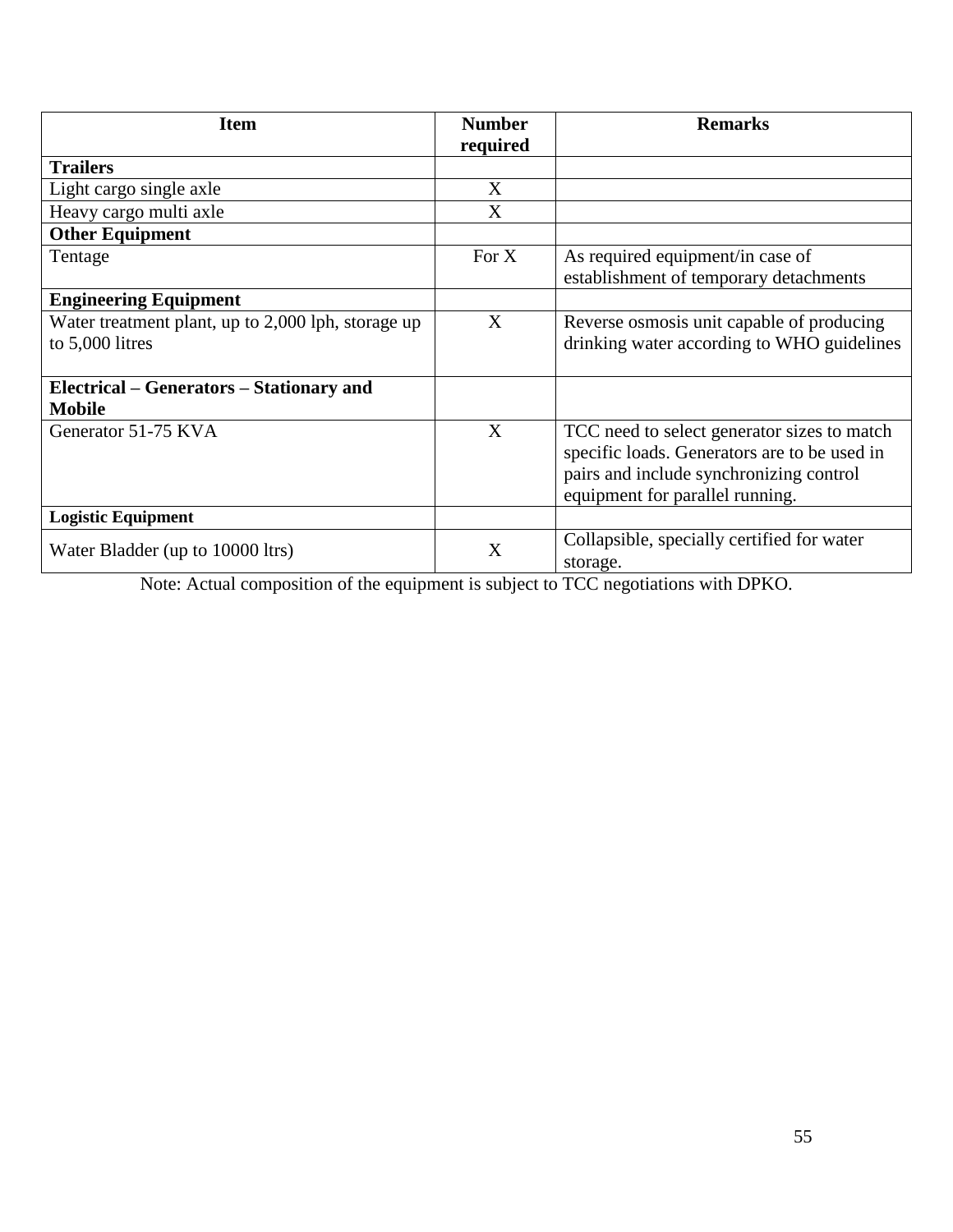| Item | Number required | Remarks |
|---|---|---|
| **Trailers** | | |
| Light cargo single axle | X | |
| Heavy cargo multi axle | X | |
| **Other Equipment** | | |
| Tentage | For X | As required equipment/in case of establishment of temporary detachments |
| **Engineering Equipment** | | |
| Water treatment plant, up to 2,000 lph, storage up to 5,000 litres | X | Reverse osmosis unit capable of producing drinking water according to WHO guidelines |
| **Electrical – Generators – Stationary and Mobile** | | |
| Generator 51-75 KVA | X | TCC need to select generator sizes to match specific loads. Generators are to be used in pairs and include synchronizing control equipment for parallel running. |
| **Logistic Equipment** | | |
| Water Bladder (up to 10000 ltrs) | X | Collapsible, specially certified for water storage. |

Note: Actual composition of the equipment is subject to TCC negotiations with DPKO.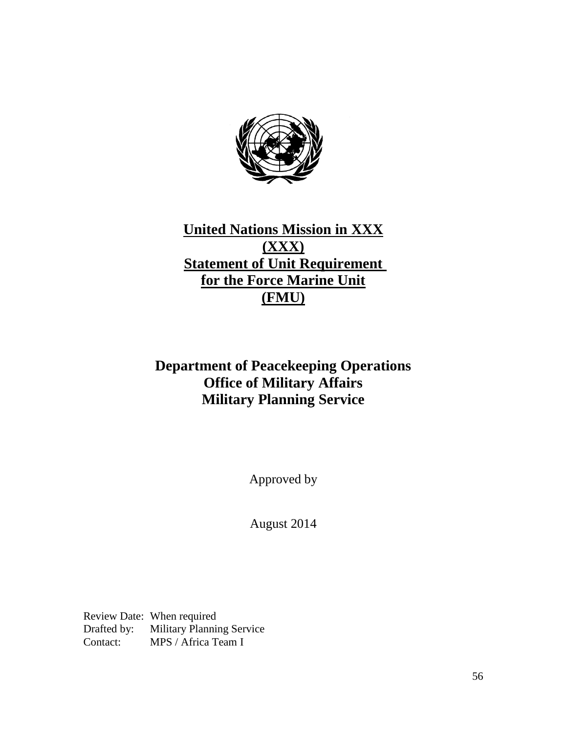# United Nations Mission in XXX (XXX) Statement of Unit Requirement for the Force Marine Unit (FMU)

## Department of Peacekeeping Operations
## Office of Military Affairs
## Military Planning Service

Approved by

August 2014

Review Date: When required
Drafted by: Military Planning Service
Contact: MPS / Africa Team I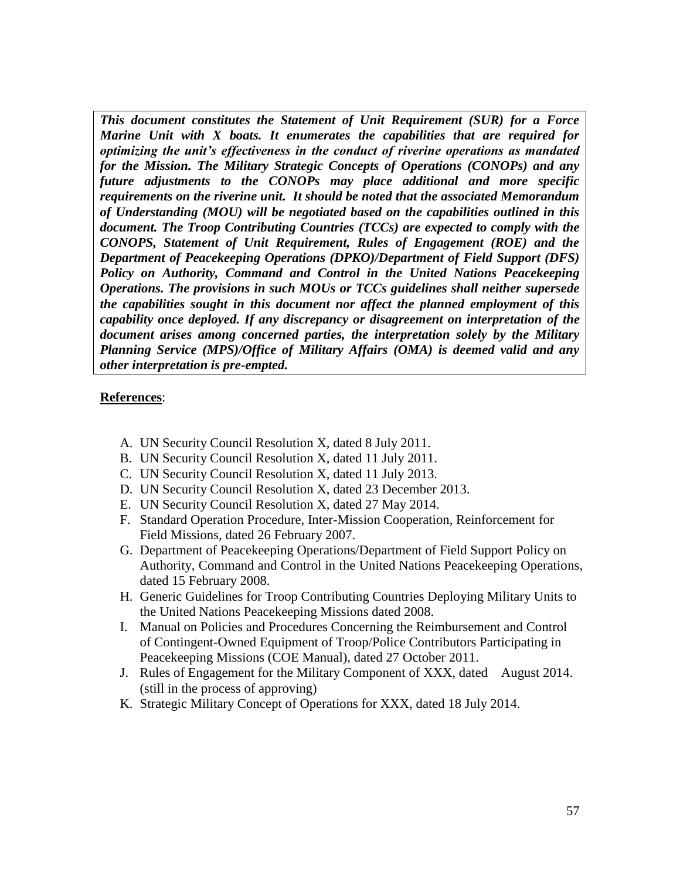***This document constitutes the Statement of Unit Requirement (SUR) for a Force Marine Unit with X boats. It enumerates the capabilities that are required for optimizing the unit's effectiveness in the conduct of riverine operations as mandated for the Mission. The Military Strategic Concepts of Operations (CONOPs) and any future adjustments to the CONOPs may place additional and more specific requirements on the riverine unit. It should be noted that the associated Memorandum of Understanding (MOU) will be negotiated based on the capabilities outlined in this document. The Troop Contributing Countries (TCCs) are expected to comply with the CONOPS, Statement of Unit Requirement, Rules of Engagement (ROE) and the Department of Peacekeeping Operations (DPKO)/Department of Field Support (DFS) Policy on Authority, Command and Control in the United Nations Peacekeeping Operations. The provisions in such MOUs or TCCs guidelines shall neither supersede the capabilities sought in this document nor affect the planned employment of this capability once deployed. If any discrepancy or disagreement on interpretation of the document arises among concerned parties, the interpretation solely by the Military Planning Service (MPS)/Office of Military Affairs (OMA) is deemed valid and any other interpretation is pre-empted.***

**References**:

A. UN Security Council Resolution X, dated 8 July 2011.
B. UN Security Council Resolution X, dated 11 July 2011.
C. UN Security Council Resolution X, dated 11 July 2013.
D. UN Security Council Resolution X, dated 23 December 2013.
E. UN Security Council Resolution X, dated 27 May 2014.
F. Standard Operation Procedure, Inter-Mission Cooperation, Reinforcement for Field Missions, dated 26 February 2007.
G. Department of Peacekeeping Operations/Department of Field Support Policy on Authority, Command and Control in the United Nations Peacekeeping Operations, dated 15 February 2008.
H. Generic Guidelines for Troop Contributing Countries Deploying Military Units to the United Nations Peacekeeping Missions dated 2008.
I. Manual on Policies and Procedures Concerning the Reimbursement and Control of Contingent-Owned Equipment of Troop/Police Contributors Participating in Peacekeeping Missions (COE Manual), dated 27 October 2011.
J. Rules of Engagement for the Military Component of XXX, dated August 2014. (still in the process of approving)
K. Strategic Military Concept of Operations for XXX, dated 18 July 2014.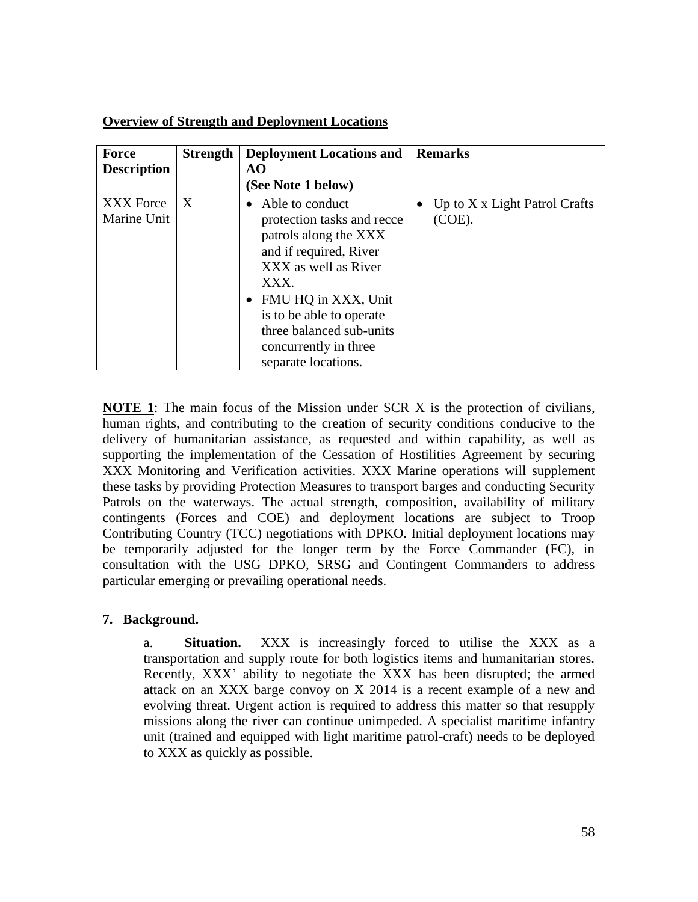**Overview of Strength and Deployment Locations**

| Force Description | Strength | Deployment Locations and AO (See Note 1 below) | Remarks |
|---|---|---|---|
| XXX Force Marine Unit | X | • Able to conduct protection tasks and recce patrols along the XXX and if required, River XXX as well as River XXX.<br>• FMU HQ in XXX, Unit is to be able to operate three balanced sub-units concurrently in three separate locations. | • Up to X x Light Patrol Crafts (COE). |

**NOTE 1**: The main focus of the Mission under SCR X is the protection of civilians, human rights, and contributing to the creation of security conditions conducive to the delivery of humanitarian assistance, as requested and within capability, as well as supporting the implementation of the Cessation of Hostilities Agreement by securing XXX Monitoring and Verification activities. XXX Marine operations will supplement these tasks by providing Protection Measures to transport barges and conducting Security Patrols on the waterways. The actual strength, composition, availability of military contingents (Forces and COE) and deployment locations are subject to Troop Contributing Country (TCC) negotiations with DPKO. Initial deployment locations may be temporarily adjusted for the longer term by the Force Commander (FC), in consultation with the USG DPKO, SRSG and Contingent Commanders to address particular emerging or prevailing operational needs.

**7. Background.**

a. **Situation.** XXX is increasingly forced to utilise the XXX as a transportation and supply route for both logistics items and humanitarian stores. Recently, XXX' ability to negotiate the XXX has been disrupted; the armed attack on an XXX barge convoy on X 2014 is a recent example of a new and evolving threat. Urgent action is required to address this matter so that resupply missions along the river can continue unimpeded. A specialist maritime infantry unit (trained and equipped with light maritime patrol-craft) needs to be deployed to XXX as quickly as possible.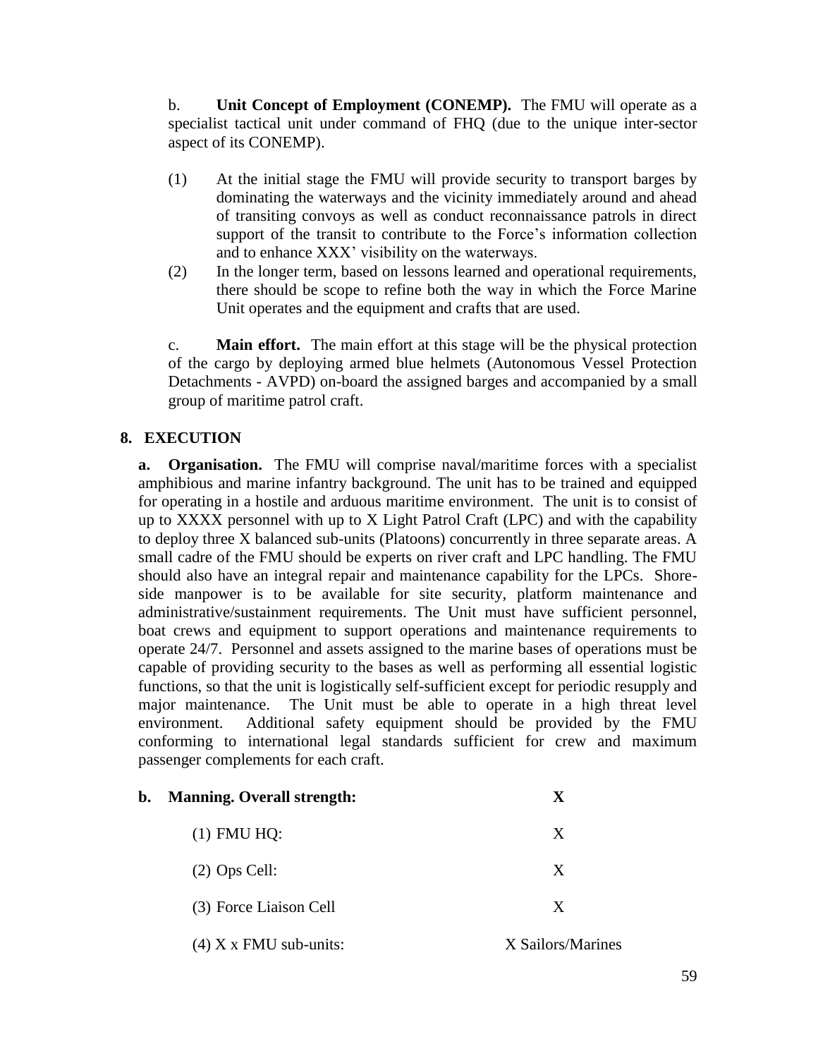b. **Unit Concept of Employment (CONEMP).** The FMU will operate as a specialist tactical unit under command of FHQ (due to the unique inter-sector aspect of its CONEMP).

(1) At the initial stage the FMU will provide security to transport barges by dominating the waterways and the vicinity immediately around and ahead of transiting convoys as well as conduct reconnaissance patrols in direct support of the transit to contribute to the Force's information collection and to enhance XXX' visibility on the waterways.

(2) In the longer term, based on lessons learned and operational requirements, there should be scope to refine both the way in which the Force Marine Unit operates and the equipment and crafts that are used.

c. **Main effort.** The main effort at this stage will be the physical protection of the cargo by deploying armed blue helmets (Autonomous Vessel Protection Detachments - AVPD) on-board the assigned barges and accompanied by a small group of maritime patrol craft.

## 8. EXECUTION

**a. Organisation.** The FMU will comprise naval/maritime forces with a specialist amphibious and marine infantry background. The unit has to be trained and equipped for operating in a hostile and arduous maritime environment. The unit is to consist of up to XXXX personnel with up to X Light Patrol Craft (LPC) and with the capability to deploy three X balanced sub-units (Platoons) concurrently in three separate areas. A small cadre of the FMU should be experts on river craft and LPC handling. The FMU should also have an integral repair and maintenance capability for the LPCs. Shore-side manpower is to be available for site security, platform maintenance and administrative/sustainment requirements. The Unit must have sufficient personnel, boat crews and equipment to support operations and maintenance requirements to operate 24/7. Personnel and assets assigned to the marine bases of operations must be capable of providing security to the bases as well as performing all essential logistic functions, so that the unit is logistically self-sufficient except for periodic resupply and major maintenance. The Unit must be able to operate in a high threat level environment. Additional safety equipment should be provided by the FMU conforming to international legal standards sufficient for crew and maximum passenger complements for each craft.

| **b. Manning. Overall strength:** | **X** |
|---|---|
| (1) FMU HQ: | X |
| (2) Ops Cell: | X |
| (3) Force Liaison Cell | X |
| (4) X x FMU sub-units: | X Sailors/Marines |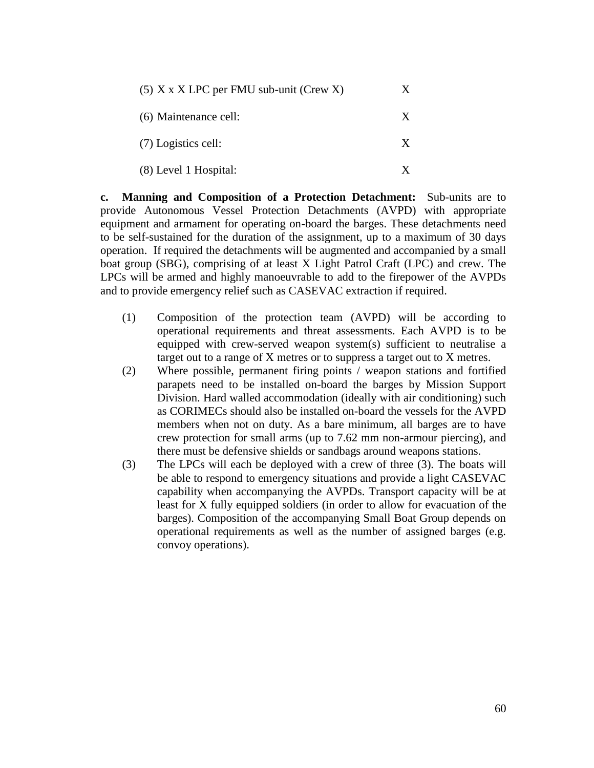(5) X x X LPC per FMU sub-unit (Crew X) X

(6) Maintenance cell: X

(7) Logistics cell: X

(8) Level 1 Hospital: X

**c. Manning and Composition of a Protection Detachment:** Sub-units are to provide Autonomous Vessel Protection Detachments (AVPD) with appropriate equipment and armament for operating on-board the barges. These detachments need to be self-sustained for the duration of the assignment, up to a maximum of 30 days operation. If required the detachments will be augmented and accompanied by a small boat group (SBG), comprising of at least X Light Patrol Craft (LPC) and crew. The LPCs will be armed and highly manoeuvrable to add to the firepower of the AVPDs and to provide emergency relief such as CASEVAC extraction if required.

(1) Composition of the protection team (AVPD) will be according to operational requirements and threat assessments. Each AVPD is to be equipped with crew-served weapon system(s) sufficient to neutralise a target out to a range of X metres or to suppress a target out to X metres.

(2) Where possible, permanent firing points / weapon stations and fortified parapets need to be installed on-board the barges by Mission Support Division. Hard walled accommodation (ideally with air conditioning) such as CORIMECs should also be installed on-board the vessels for the AVPD members when not on duty. As a bare minimum, all barges are to have crew protection for small arms (up to 7.62 mm non-armour piercing), and there must be defensive shields or sandbags around weapons stations.

(3) The LPCs will each be deployed with a crew of three (3). The boats will be able to respond to emergency situations and provide a light CASEVAC capability when accompanying the AVPDs. Transport capacity will be at least for X fully equipped soldiers (in order to allow for evacuation of the barges). Composition of the accompanying Small Boat Group depends on operational requirements as well as the number of assigned barges (e.g. convoy operations).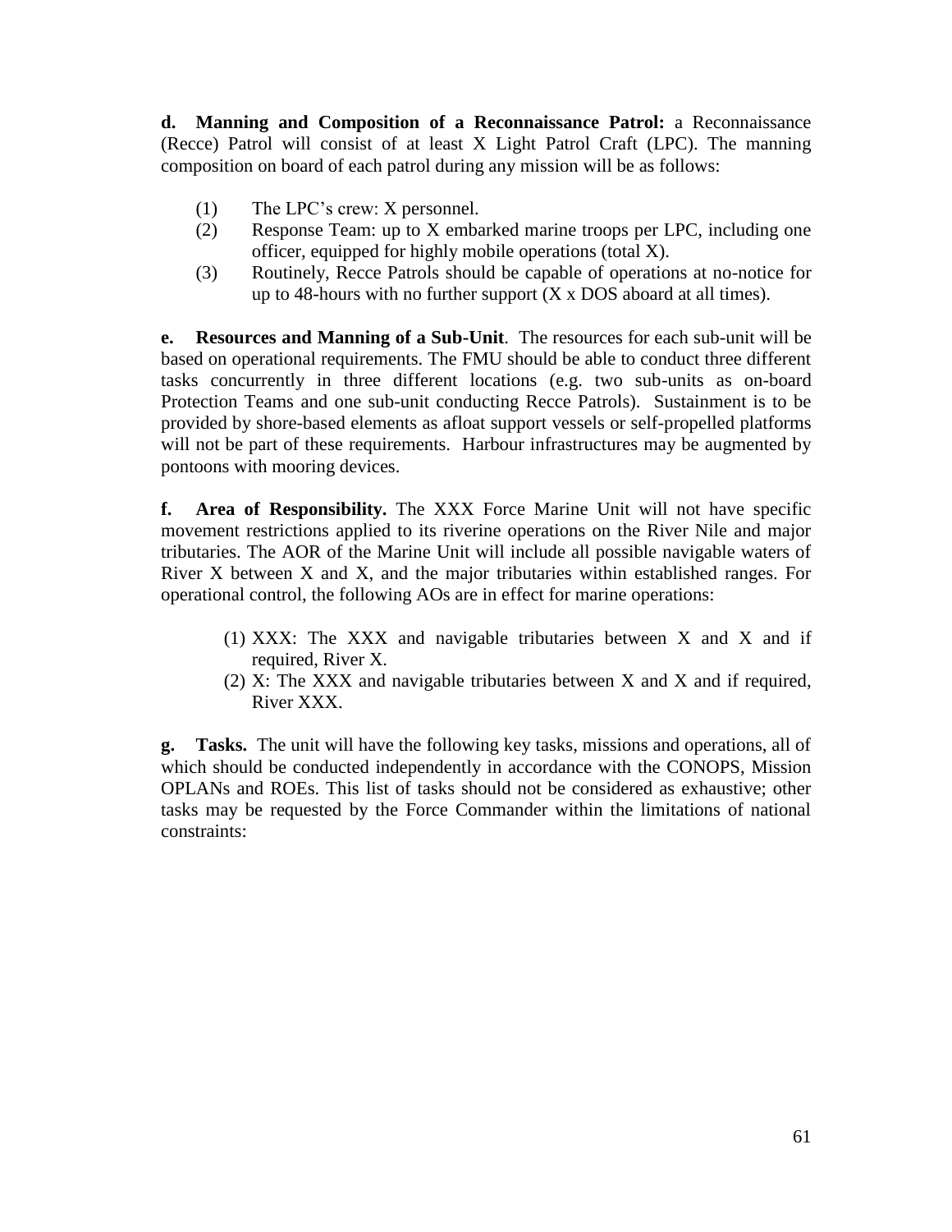**d. Manning and Composition of a Reconnaissance Patrol:** a Reconnaissance (Recce) Patrol will consist of at least X Light Patrol Craft (LPC). The manning composition on board of each patrol during any mission will be as follows:

(1) The LPC's crew: X personnel.

(2) Response Team: up to X embarked marine troops per LPC, including one officer, equipped for highly mobile operations (total X).

(3) Routinely, Recce Patrols should be capable of operations at no-notice for up to 48-hours with no further support (X x DOS aboard at all times).

**e. Resources and Manning of a Sub-Unit**. The resources for each sub-unit will be based on operational requirements. The FMU should be able to conduct three different tasks concurrently in three different locations (e.g. two sub-units as on-board Protection Teams and one sub-unit conducting Recce Patrols). Sustainment is to be provided by shore-based elements as afloat support vessels or self-propelled platforms will not be part of these requirements. Harbour infrastructures may be augmented by pontoons with mooring devices.

**f. Area of Responsibility.** The XXX Force Marine Unit will not have specific movement restrictions applied to its riverine operations on the River Nile and major tributaries. The AOR of the Marine Unit will include all possible navigable waters of River X between X and X, and the major tributaries within established ranges. For operational control, the following AOs are in effect for marine operations:

(1) XXX: The XXX and navigable tributaries between X and X and if required, River X.

(2) X: The XXX and navigable tributaries between X and X and if required, River XXX.

**g. Tasks.** The unit will have the following key tasks, missions and operations, all of which should be conducted independently in accordance with the CONOPS, Mission OPLANs and ROEs. This list of tasks should not be considered as exhaustive; other tasks may be requested by the Force Commander within the limitations of national constraints: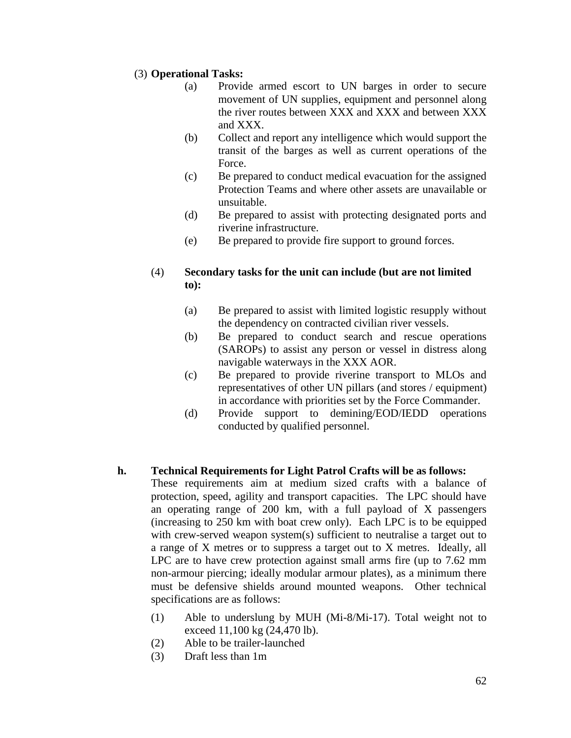(3) **Operational Tasks:**

(a) Provide armed escort to UN barges in order to secure movement of UN supplies, equipment and personnel along the river routes between XXX and XXX and between XXX and XXX.

(b) Collect and report any intelligence which would support the transit of the barges as well as current operations of the Force.

(c) Be prepared to conduct medical evacuation for the assigned Protection Teams and where other assets are unavailable or unsuitable.

(d) Be prepared to assist with protecting designated ports and riverine infrastructure.

(e) Be prepared to provide fire support to ground forces.

(4) **Secondary tasks for the unit can include (but are not limited to):**

(a) Be prepared to assist with limited logistic resupply without the dependency on contracted civilian river vessels.

(b) Be prepared to conduct search and rescue operations (SAROPs) to assist any person or vessel in distress along navigable waterways in the XXX AOR.

(c) Be prepared to provide riverine transport to MLOs and representatives of other UN pillars (and stores / equipment) in accordance with priorities set by the Force Commander.

(d) Provide support to demining/EOD/IEDD operations conducted by qualified personnel.

**h. Technical Requirements for Light Patrol Crafts will be as follows:**

These requirements aim at medium sized crafts with a balance of protection, speed, agility and transport capacities. The LPC should have an operating range of 200 km, with a full payload of X passengers (increasing to 250 km with boat crew only). Each LPC is to be equipped with crew-served weapon system(s) sufficient to neutralise a target out to a range of X metres or to suppress a target out to X metres. Ideally, all LPC are to have crew protection against small arms fire (up to 7.62 mm non-armour piercing; ideally modular armour plates), as a minimum there must be defensive shields around mounted weapons. Other technical specifications are as follows:

(1) Able to underslung by MUH (Mi-8/Mi-17). Total weight not to exceed 11,100 kg (24,470 lb).

(2) Able to be trailer-launched

(3) Draft less than 1m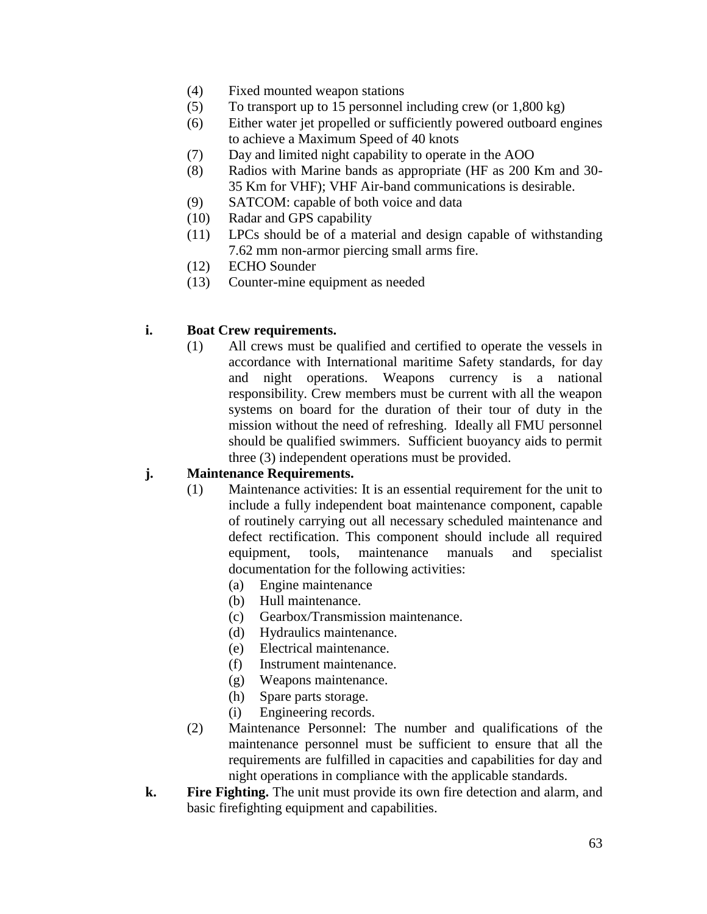(4) Fixed mounted weapon stations
(5) To transport up to 15 personnel including crew (or 1,800 kg)
(6) Either water jet propelled or sufficiently powered outboard engines to achieve a Maximum Speed of 40 knots
(7) Day and limited night capability to operate in the AOO
(8) Radios with Marine bands as appropriate (HF as 200 Km and 30-35 Km for VHF); VHF Air-band communications is desirable.
(9) SATCOM: capable of both voice and data
(10) Radar and GPS capability
(11) LPCs should be of a material and design capable of withstanding 7.62 mm non-armor piercing small arms fire.
(12) ECHO Sounder
(13) Counter-mine equipment as needed

**i. Boat Crew requirements.**

(1) All crews must be qualified and certified to operate the vessels in accordance with International maritime Safety standards, for day and night operations. Weapons currency is a national responsibility. Crew members must be current with all the weapon systems on board for the duration of their tour of duty in the mission without the need of refreshing. Ideally all FMU personnel should be qualified swimmers. Sufficient buoyancy aids to permit three (3) independent operations must be provided.

**j. Maintenance Requirements.**

(1) Maintenance activities: It is an essential requirement for the unit to include a fully independent boat maintenance component, capable of routinely carrying out all necessary scheduled maintenance and defect rectification. This component should include all required equipment, tools, maintenance manuals and specialist documentation for the following activities:
   (a) Engine maintenance
   (b) Hull maintenance.
   (c) Gearbox/Transmission maintenance.
   (d) Hydraulics maintenance.
   (e) Electrical maintenance.
   (f) Instrument maintenance.
   (g) Weapons maintenance.
   (h) Spare parts storage.
   (i) Engineering records.

(2) Maintenance Personnel: The number and qualifications of the maintenance personnel must be sufficient to ensure that all the requirements are fulfilled in capacities and capabilities for day and night operations in compliance with the applicable standards.

**k. Fire Fighting.** The unit must provide its own fire detection and alarm, and basic firefighting equipment and capabilities.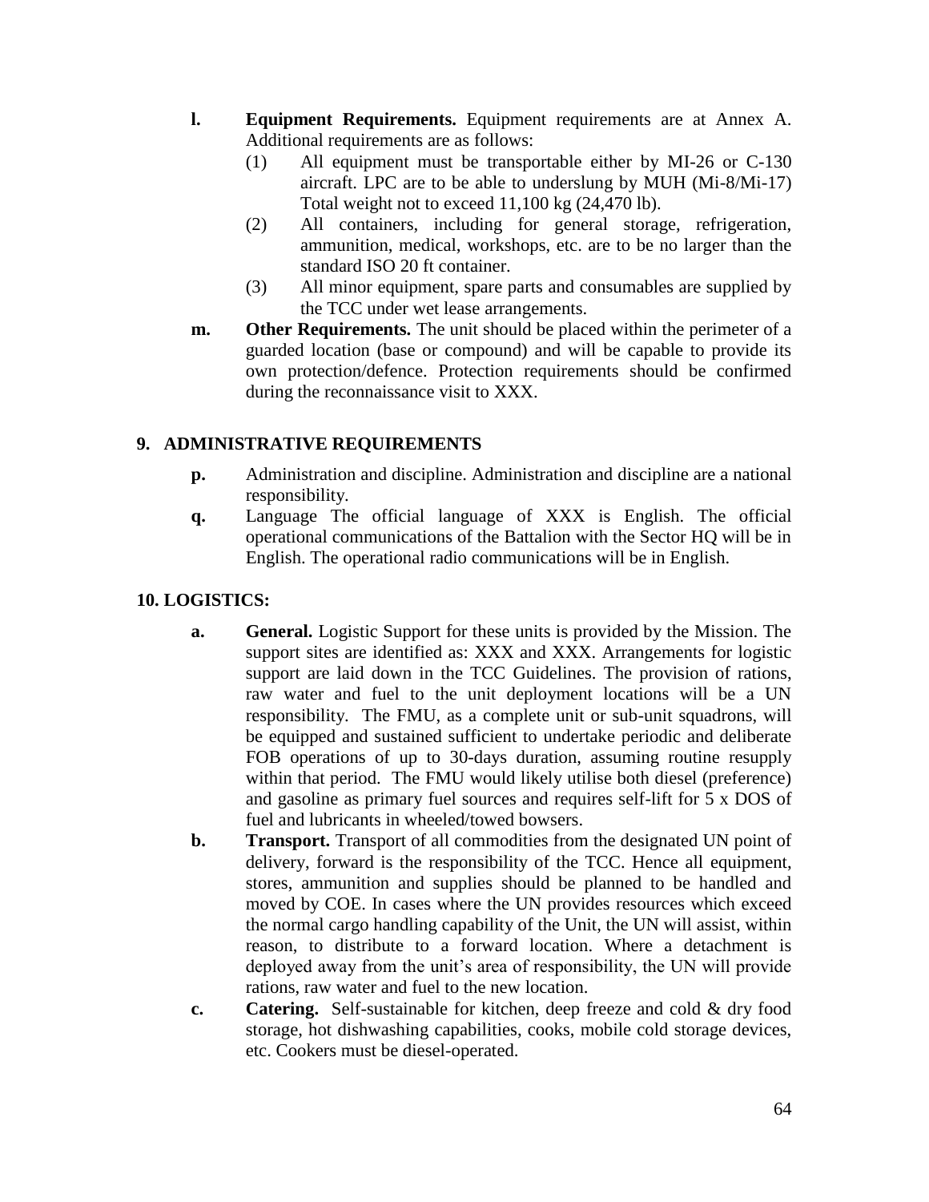**l.** **Equipment Requirements.** Equipment requirements are at Annex A. Additional requirements are as follows:

(1) All equipment must be transportable either by MI-26 or C-130 aircraft. LPC are to be able to underslung by MUH (Mi-8/Mi-17) Total weight not to exceed 11,100 kg (24,470 lb).

(2) All containers, including for general storage, refrigeration, ammunition, medical, workshops, etc. are to be no larger than the standard ISO 20 ft container.

(3) All minor equipment, spare parts and consumables are supplied by the TCC under wet lease arrangements.

**m.** **Other Requirements.** The unit should be placed within the perimeter of a guarded location (base or compound) and will be capable to provide its own protection/defence. Protection requirements should be confirmed during the reconnaissance visit to XXX.

## 9. ADMINISTRATIVE REQUIREMENTS

**p.** Administration and discipline. Administration and discipline are a national responsibility.

**q.** Language The official language of XXX is English. The official operational communications of the Battalion with the Sector HQ will be in English. The operational radio communications will be in English.

## 10. LOGISTICS:

**a.** **General.** Logistic Support for these units is provided by the Mission. The support sites are identified as: XXX and XXX. Arrangements for logistic support are laid down in the TCC Guidelines. The provision of rations, raw water and fuel to the unit deployment locations will be a UN responsibility. The FMU, as a complete unit or sub-unit squadrons, will be equipped and sustained sufficient to undertake periodic and deliberate FOB operations of up to 30-days duration, assuming routine resupply within that period. The FMU would likely utilise both diesel (preference) and gasoline as primary fuel sources and requires self-lift for 5 x DOS of fuel and lubricants in wheeled/towed bowsers.

**b.** **Transport.** Transport of all commodities from the designated UN point of delivery, forward is the responsibility of the TCC. Hence all equipment, stores, ammunition and supplies should be planned to be handled and moved by COE. In cases where the UN provides resources which exceed the normal cargo handling capability of the Unit, the UN will assist, within reason, to distribute to a forward location. Where a detachment is deployed away from the unit's area of responsibility, the UN will provide rations, raw water and fuel to the new location.

**c.** **Catering.** Self-sustainable for kitchen, deep freeze and cold & dry food storage, hot dishwashing capabilities, cooks, mobile cold storage devices, etc. Cookers must be diesel-operated.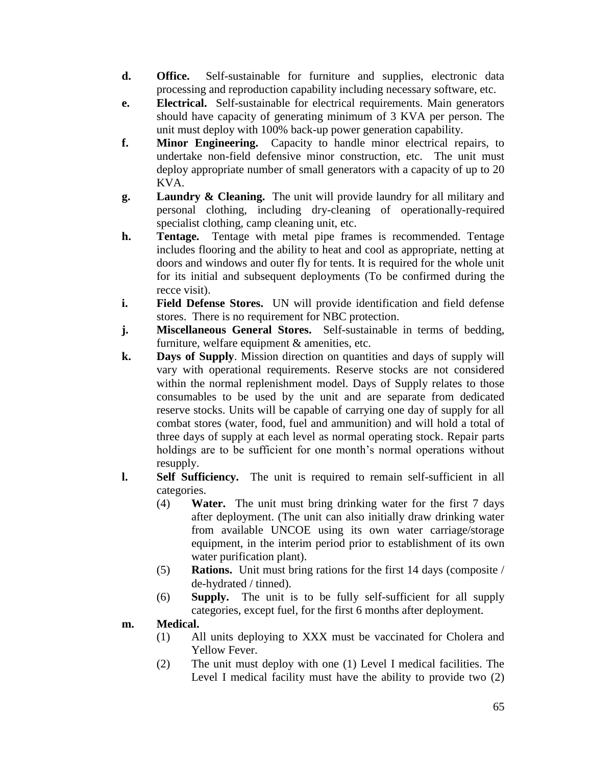**d.** **Office.** Self-sustainable for furniture and supplies, electronic data processing and reproduction capability including necessary software, etc.

**e.** **Electrical.** Self-sustainable for electrical requirements. Main generators should have capacity of generating minimum of 3 KVA per person. The unit must deploy with 100% back-up power generation capability.

**f.** **Minor Engineering.** Capacity to handle minor electrical repairs, to undertake non-field defensive minor construction, etc. The unit must deploy appropriate number of small generators with a capacity of up to 20 KVA.

**g.** **Laundry & Cleaning.** The unit will provide laundry for all military and personal clothing, including dry-cleaning of operationally-required specialist clothing, camp cleaning unit, etc.

**h.** **Tentage.** Tentage with metal pipe frames is recommended. Tentage includes flooring and the ability to heat and cool as appropriate, netting at doors and windows and outer fly for tents. It is required for the whole unit for its initial and subsequent deployments (To be confirmed during the recce visit).

**i.** **Field Defense Stores.** UN will provide identification and field defense stores. There is no requirement for NBC protection.

**j.** **Miscellaneous General Stores.** Self-sustainable in terms of bedding, furniture, welfare equipment & amenities, etc.

**k.** **Days of Supply**. Mission direction on quantities and days of supply will vary with operational requirements. Reserve stocks are not considered within the normal replenishment model. Days of Supply relates to those consumables to be used by the unit and are separate from dedicated reserve stocks. Units will be capable of carrying one day of supply for all combat stores (water, food, fuel and ammunition) and will hold a total of three days of supply at each level as normal operating stock. Repair parts holdings are to be sufficient for one month's normal operations without resupply.

**l.** **Self Sufficiency.** The unit is required to remain self-sufficient in all categories.

(4) **Water.** The unit must bring drinking water for the first 7 days after deployment. (The unit can also initially draw drinking water from available UNCOE using its own water carriage/storage equipment, in the interim period prior to establishment of its own water purification plant).

(5) **Rations.** Unit must bring rations for the first 14 days (composite / de-hydrated / tinned).

(6) **Supply.** The unit is to be fully self-sufficient for all supply categories, except fuel, for the first 6 months after deployment.

**m.** **Medical.**

(1) All units deploying to XXX must be vaccinated for Cholera and Yellow Fever.

(2) The unit must deploy with one (1) Level I medical facilities. The Level I medical facility must have the ability to provide two (2)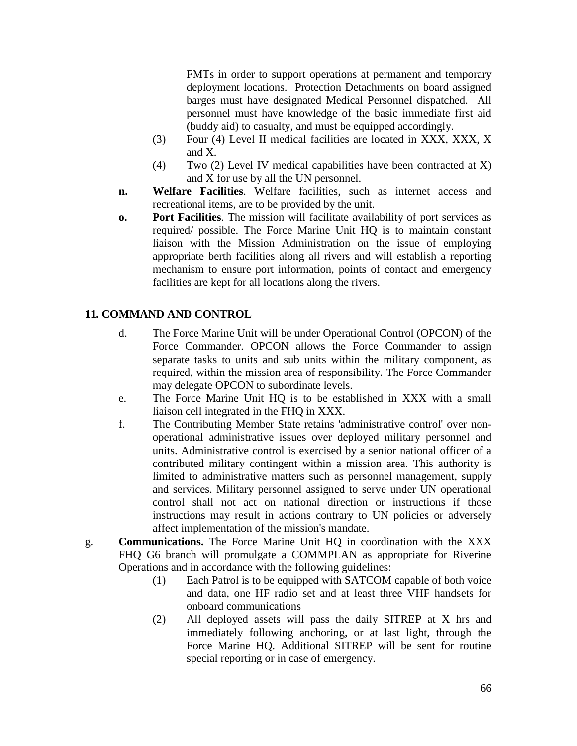FMTs in order to support operations at permanent and temporary deployment locations. Protection Detachments on board assigned barges must have designated Medical Personnel dispatched. All personnel must have knowledge of the basic immediate first aid (buddy aid) to casualty, and must be equipped accordingly.

(3) Four (4) Level II medical facilities are located in XXX, XXX, X and X.

(4) Two (2) Level IV medical capabilities have been contracted at X) and X for use by all the UN personnel.

**n.** **Welfare Facilities**. Welfare facilities, such as internet access and recreational items, are to be provided by the unit.

**o.** **Port Facilities**. The mission will facilitate availability of port services as required/ possible. The Force Marine Unit HQ is to maintain constant liaison with the Mission Administration on the issue of employing appropriate berth facilities along all rivers and will establish a reporting mechanism to ensure port information, points of contact and emergency facilities are kept for all locations along the rivers.

## 11. COMMAND AND CONTROL

d. The Force Marine Unit will be under Operational Control (OPCON) of the Force Commander. OPCON allows the Force Commander to assign separate tasks to units and sub units within the military component, as required, within the mission area of responsibility. The Force Commander may delegate OPCON to subordinate levels.

e. The Force Marine Unit HQ is to be established in XXX with a small liaison cell integrated in the FHQ in XXX.

f. The Contributing Member State retains 'administrative control' over non-operational administrative issues over deployed military personnel and units. Administrative control is exercised by a senior national officer of a contributed military contingent within a mission area. This authority is limited to administrative matters such as personnel management, supply and services. Military personnel assigned to serve under UN operational control shall not act on national direction or instructions if those instructions may result in actions contrary to UN policies or adversely affect implementation of the mission's mandate.

g. **Communications.** The Force Marine Unit HQ in coordination with the XXX FHQ G6 branch will promulgate a COMMPLAN as appropriate for Riverine Operations and in accordance with the following guidelines:

(1) Each Patrol is to be equipped with SATCOM capable of both voice and data, one HF radio set and at least three VHF handsets for onboard communications

(2) All deployed assets will pass the daily SITREP at X hrs and immediately following anchoring, or at last light, through the Force Marine HQ. Additional SITREP will be sent for routine special reporting or in case of emergency.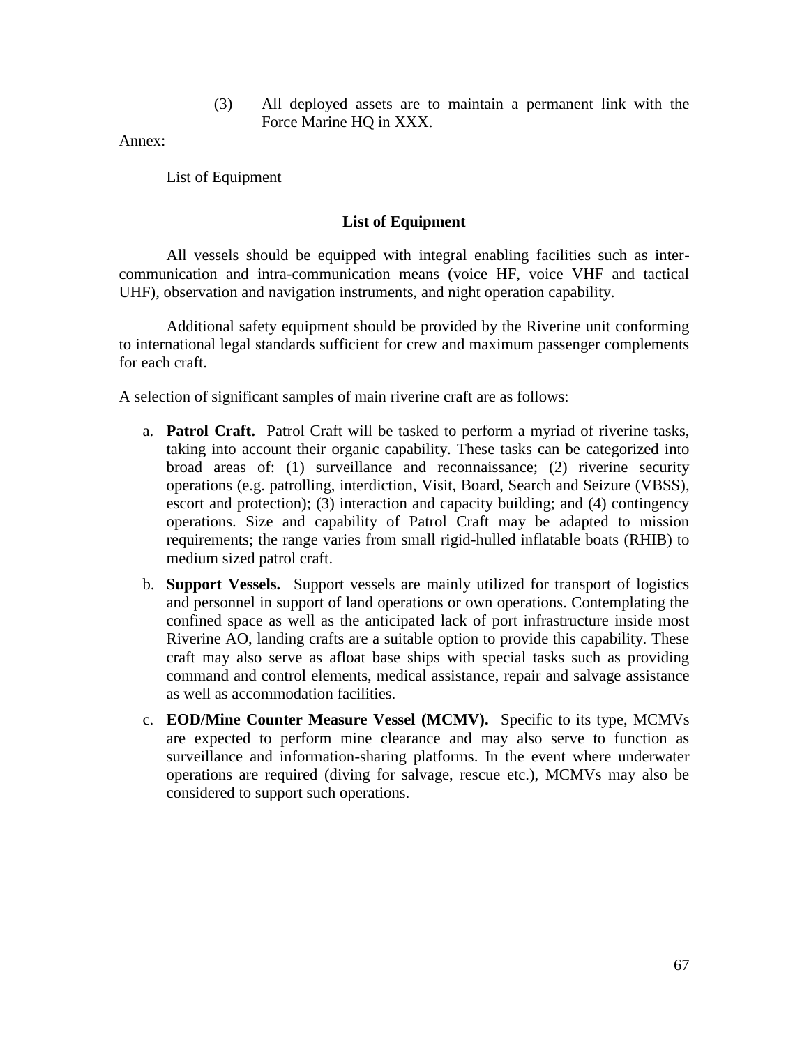(3) All deployed assets are to maintain a permanent link with the Force Marine HQ in XXX.

Annex:

List of Equipment

## List of Equipment

All vessels should be equipped with integral enabling facilities such as inter-communication and intra-communication means (voice HF, voice VHF and tactical UHF), observation and navigation instruments, and night operation capability.

Additional safety equipment should be provided by the Riverine unit conforming to international legal standards sufficient for crew and maximum passenger complements for each craft.

A selection of significant samples of main riverine craft are as follows:

a. **Patrol Craft.** Patrol Craft will be tasked to perform a myriad of riverine tasks, taking into account their organic capability. These tasks can be categorized into broad areas of: (1) surveillance and reconnaissance; (2) riverine security operations (e.g. patrolling, interdiction, Visit, Board, Search and Seizure (VBSS), escort and protection); (3) interaction and capacity building; and (4) contingency operations. Size and capability of Patrol Craft may be adapted to mission requirements; the range varies from small rigid-hulled inflatable boats (RHIB) to medium sized patrol craft.

b. **Support Vessels.** Support vessels are mainly utilized for transport of logistics and personnel in support of land operations or own operations. Contemplating the confined space as well as the anticipated lack of port infrastructure inside most Riverine AO, landing crafts are a suitable option to provide this capability. These craft may also serve as afloat base ships with special tasks such as providing command and control elements, medical assistance, repair and salvage assistance as well as accommodation facilities.

c. **EOD/Mine Counter Measure Vessel (MCMV).** Specific to its type, MCMVs are expected to perform mine clearance and may also serve to function as surveillance and information-sharing platforms. In the event where underwater operations are required (diving for salvage, rescue etc.), MCMVs may also be considered to support such operations.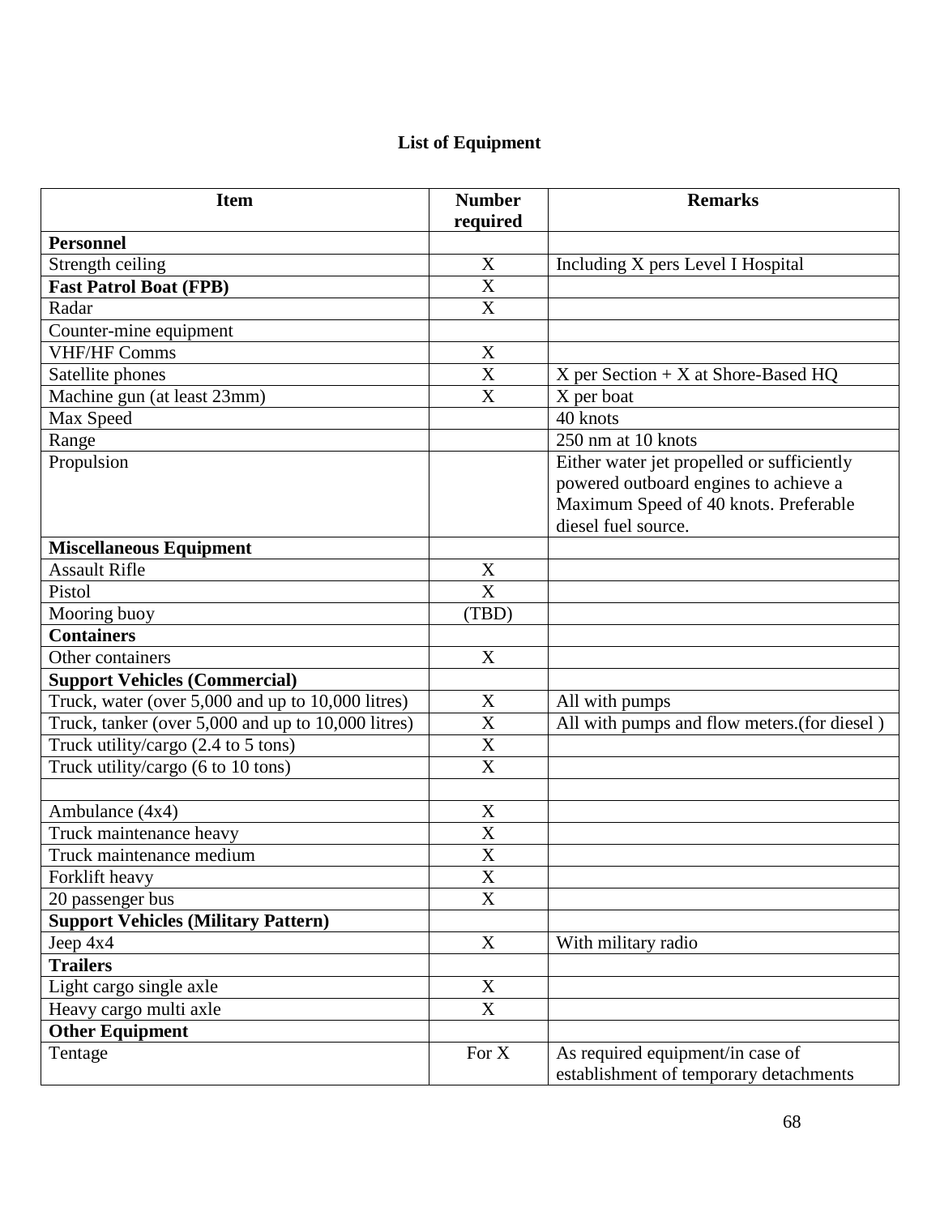## List of Equipment

| Item | Number required | Remarks |
|---|---|---|
| **Personnel** | | |
| Strength ceiling | X | Including X pers Level I Hospital |
| **Fast Patrol Boat (FPB)** | X | |
| Radar | X | |
| Counter-mine equipment | | |
| VHF/HF Comms | X | |
| Satellite phones | X | X per Section + X at Shore-Based HQ |
| Machine gun (at least 23mm) | X | X per boat |
| Max Speed | | 40 knots |
| Range | | 250 nm at 10 knots |
| Propulsion | | Either water jet propelled or sufficiently powered outboard engines to achieve a Maximum Speed of 40 knots. Preferable diesel fuel source. |
| **Miscellaneous Equipment** | | |
| Assault Rifle | X | |
| Pistol | X | |
| Mooring buoy | (TBD) | |
| **Containers** | | |
| Other containers | X | |
| **Support Vehicles (Commercial)** | | |
| Truck, water (over 5,000 and up to 10,000 litres) | X | All with pumps |
| Truck, tanker (over 5,000 and up to 10,000 litres) | X | All with pumps and flow meters.(for diesel ) |
| Truck utility/cargo (2.4 to 5 tons) | X | |
| Truck utility/cargo (6 to 10 tons) | X | |
| | | |
| Ambulance (4x4) | X | |
| Truck maintenance heavy | X | |
| Truck maintenance medium | X | |
| Forklift heavy | X | |
| 20 passenger bus | X | |
| **Support Vehicles (Military Pattern)** | | |
| Jeep 4x4 | X | With military radio |
| **Trailers** | | |
| Light cargo single axle | X | |
| Heavy cargo multi axle | X | |
| **Other Equipment** | | |
| Tentage | For X | As required equipment/in case of establishment of temporary detachments |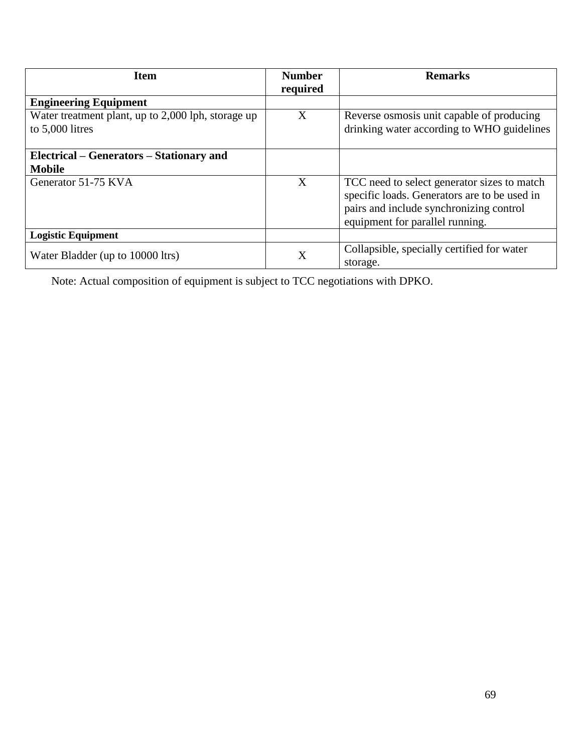| Item | Number required | Remarks |
|---|---|---|
| **Engineering Equipment** | | |
| Water treatment plant, up to 2,000 lph, storage up to 5,000 litres | X | Reverse osmosis unit capable of producing drinking water according to WHO guidelines |
| **Electrical – Generators – Stationary and Mobile** | | |
| Generator 51-75 KVA | X | TCC need to select generator sizes to match specific loads. Generators are to be used in pairs and include synchronizing control equipment for parallel running. |
| **Logistic Equipment** | | |
| Water Bladder (up to 10000 ltrs) | X | Collapsible, specially certified for water storage. |

Note: Actual composition of equipment is subject to TCC negotiations with DPKO.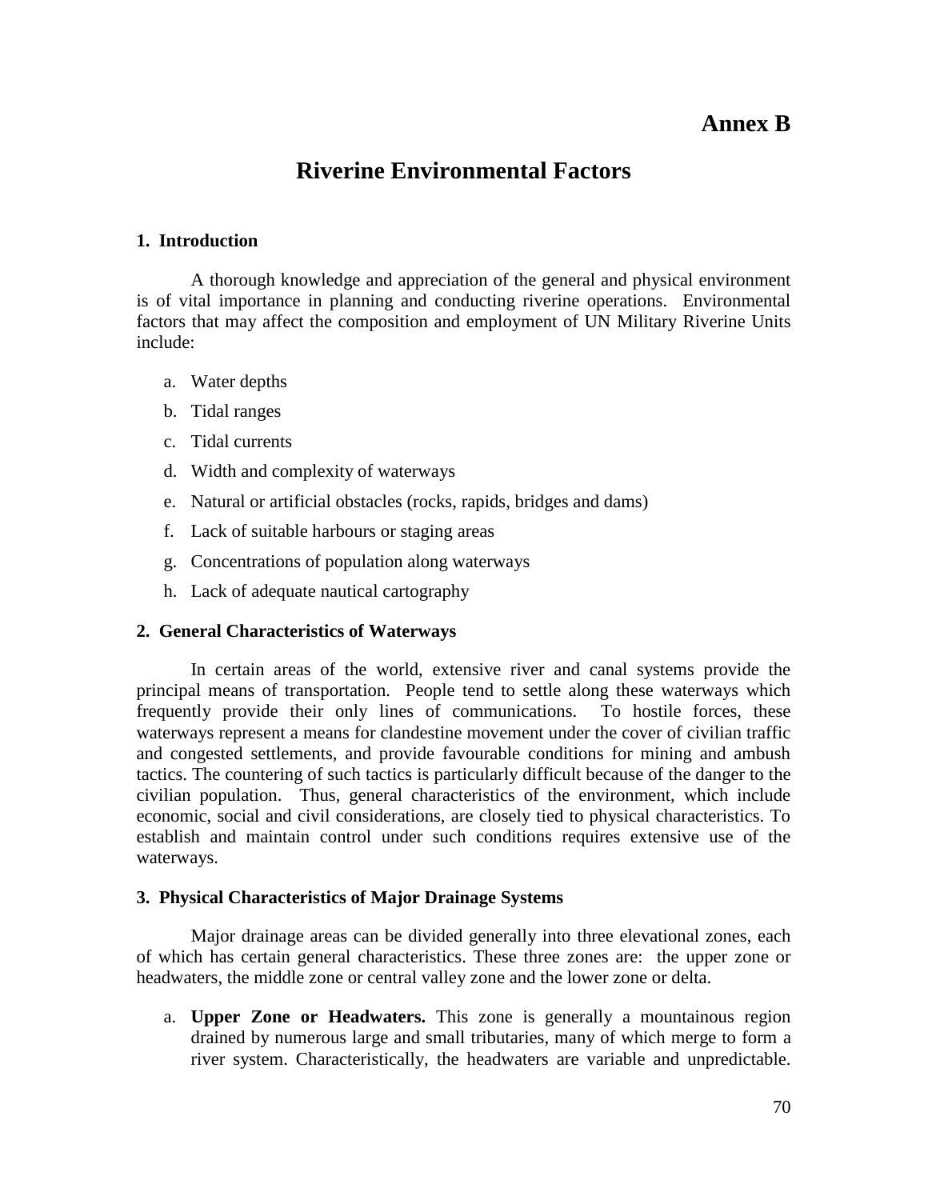# Annex B

# Riverine Environmental Factors

### 1. Introduction

A thorough knowledge and appreciation of the general and physical environment is of vital importance in planning and conducting riverine operations. Environmental factors that may affect the composition and employment of UN Military Riverine Units include:

a. Water depths

b. Tidal ranges

c. Tidal currents

d. Width and complexity of waterways

e. Natural or artificial obstacles (rocks, rapids, bridges and dams)

f. Lack of suitable harbours or staging areas

g. Concentrations of population along waterways

h. Lack of adequate nautical cartography

### 2. General Characteristics of Waterways

In certain areas of the world, extensive river and canal systems provide the principal means of transportation. People tend to settle along these waterways which frequently provide their only lines of communications. To hostile forces, these waterways represent a means for clandestine movement under the cover of civilian traffic and congested settlements, and provide favourable conditions for mining and ambush tactics. The countering of such tactics is particularly difficult because of the danger to the civilian population. Thus, general characteristics of the environment, which include economic, social and civil considerations, are closely tied to physical characteristics. To establish and maintain control under such conditions requires extensive use of the waterways.

### 3. Physical Characteristics of Major Drainage Systems

Major drainage areas can be divided generally into three elevational zones, each of which has certain general characteristics. These three zones are: the upper zone or headwaters, the middle zone or central valley zone and the lower zone or delta.

a. **Upper Zone or Headwaters.** This zone is generally a mountainous region drained by numerous large and small tributaries, many of which merge to form a river system. Characteristically, the headwaters are variable and unpredictable.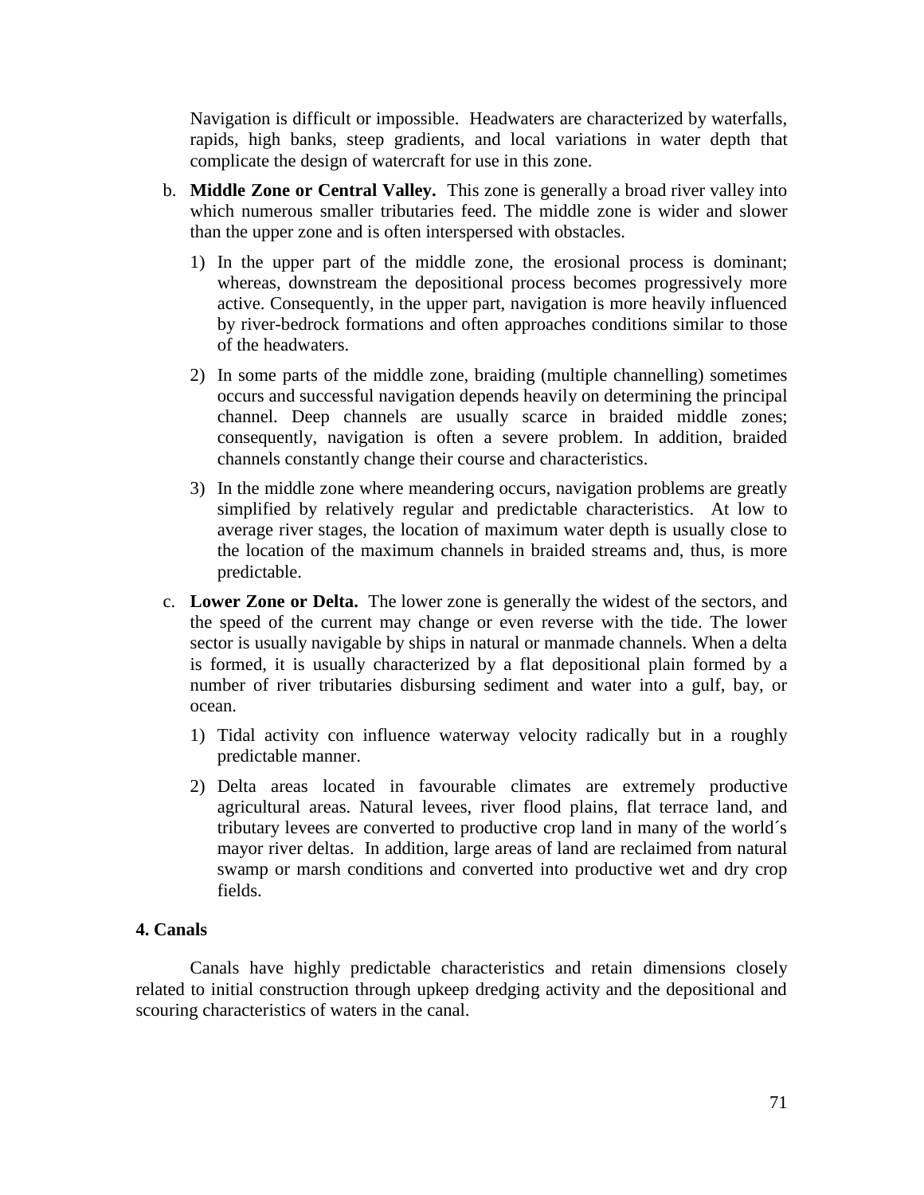Navigation is difficult or impossible.  Headwaters are characterized by waterfalls, rapids, high banks, steep gradients, and local variations in water depth that complicate the design of watercraft for use in this zone.

b. **Middle Zone or Central Valley.** This zone is generally a broad river valley into which numerous smaller tributaries feed. The middle zone is wider and slower than the upper zone and is often interspersed with obstacles.

   1) In the upper part of the middle zone, the erosional process is dominant; whereas, downstream the depositional process becomes progressively more active. Consequently, in the upper part, navigation is more heavily influenced by river-bedrock formations and often approaches conditions similar to those of the headwaters.

   2) In some parts of the middle zone, braiding (multiple channelling) sometimes occurs and successful navigation depends heavily on determining the principal channel. Deep channels are usually scarce in braided middle zones; consequently, navigation is often a severe problem. In addition, braided channels constantly change their course and characteristics.

   3) In the middle zone where meandering occurs, navigation problems are greatly simplified by relatively regular and predictable characteristics.  At low to average river stages, the location of maximum water depth is usually close to the location of the maximum channels in braided streams and, thus, is more predictable.

c. **Lower Zone or Delta.** The lower zone is generally the widest of the sectors, and the speed of the current may change or even reverse with the tide. The lower sector is usually navigable by ships in natural or manmade channels. When a delta is formed, it is usually characterized by a flat depositional plain formed by a number of river tributaries disbursing sediment and water into a gulf, bay, or ocean.

   1) Tidal activity con influence waterway velocity radically but in a roughly predictable manner.

   2) Delta areas located in favourable climates are extremely productive agricultural areas. Natural levees, river flood plains, flat terrace land, and tributary levees are converted to productive crop land in many of the world´s mayor river deltas.  In addition, large areas of land are reclaimed from natural swamp or marsh conditions and converted into productive wet and dry crop fields.

**4. Canals**

Canals have highly predictable characteristics and retain dimensions closely related to initial construction through upkeep dredging activity and the depositional and scouring characteristics of waters in the canal.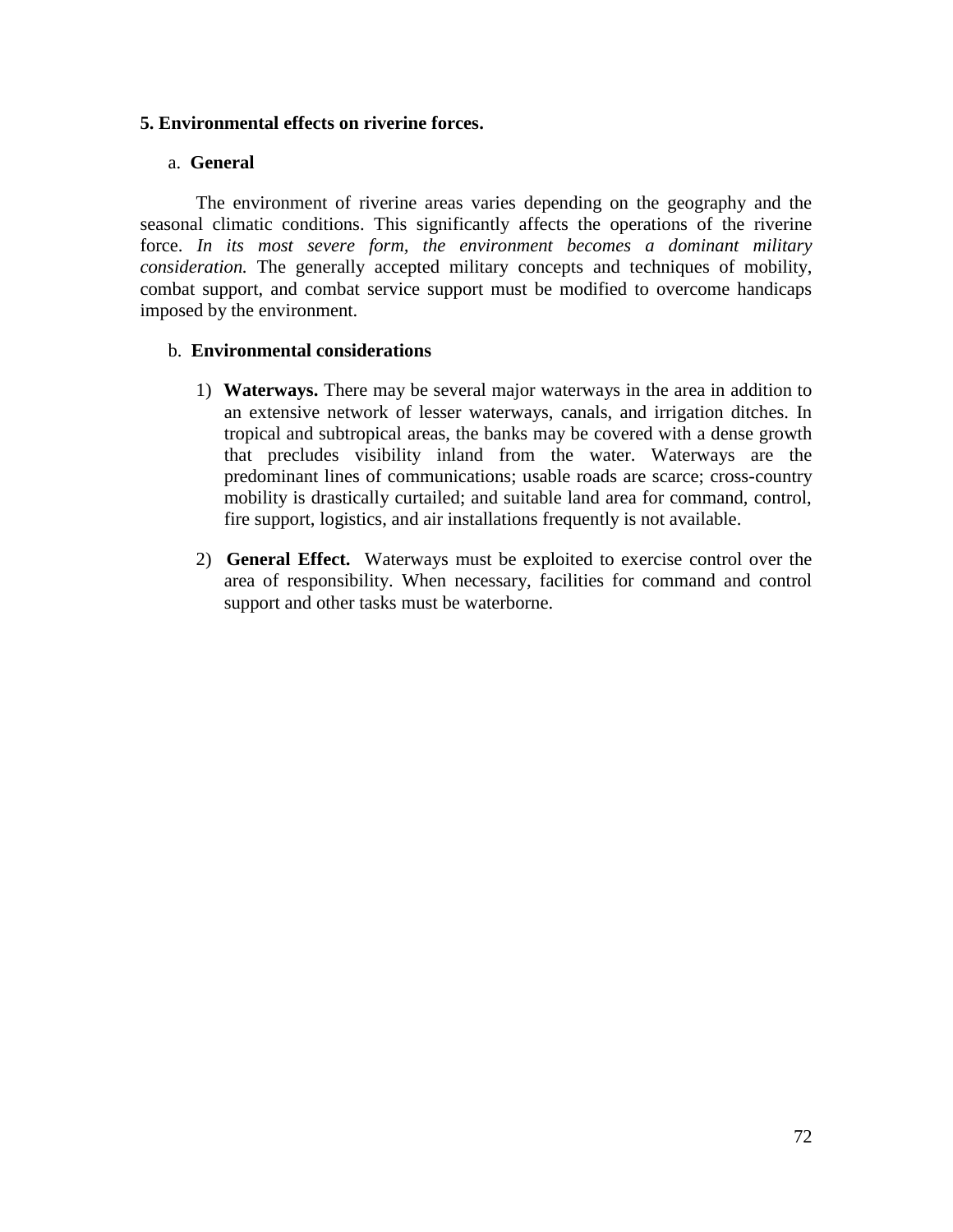## 5. Environmental effects on riverine forces.

### a. General

The environment of riverine areas varies depending on the geography and the seasonal climatic conditions. This significantly affects the operations of the riverine force. *In its most severe form, the environment becomes a dominant military consideration.* The generally accepted military concepts and techniques of mobility, combat support, and combat service support must be modified to overcome handicaps imposed by the environment.

### b. Environmental considerations

1) **Waterways.** There may be several major waterways in the area in addition to an extensive network of lesser waterways, canals, and irrigation ditches. In tropical and subtropical areas, the banks may be covered with a dense growth that precludes visibility inland from the water. Waterways are the predominant lines of communications; usable roads are scarce; cross-country mobility is drastically curtailed; and suitable land area for command, control, fire support, logistics, and air installations frequently is not available.

2) **General Effect.** Waterways must be exploited to exercise control over the area of responsibility. When necessary, facilities for command and control support and other tasks must be waterborne.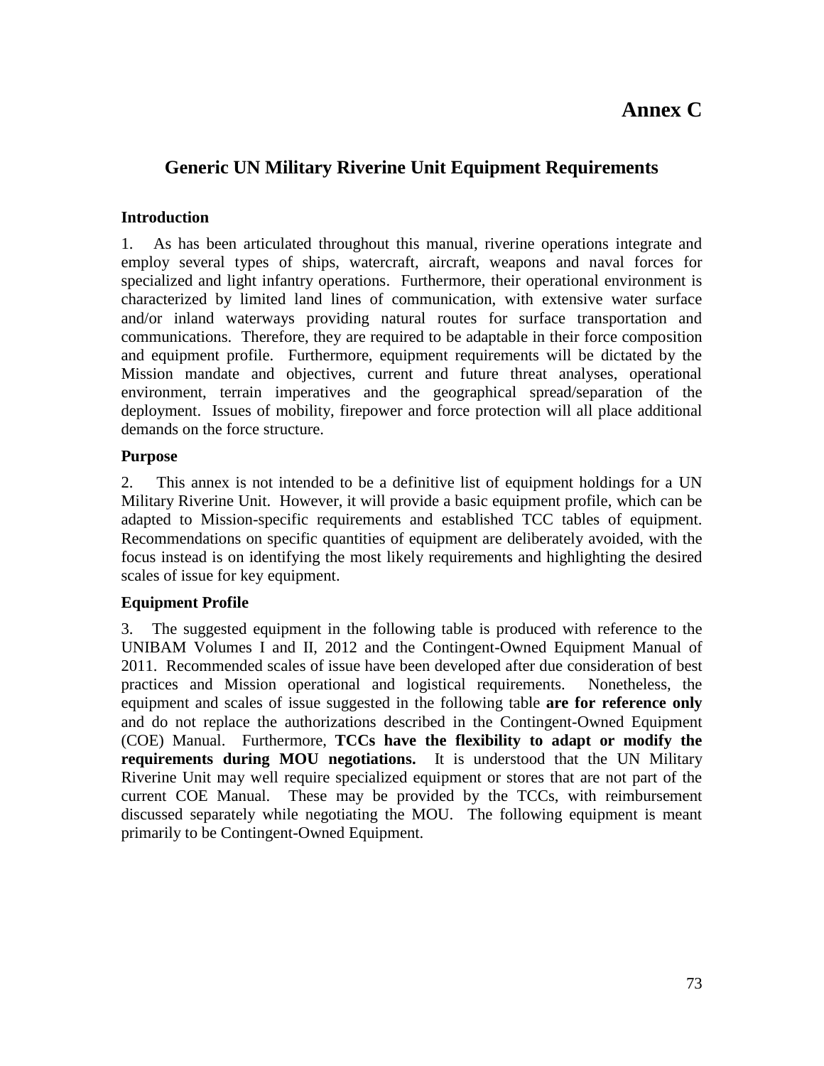# Annex C

## Generic UN Military Riverine Unit Equipment Requirements

### Introduction

1. As has been articulated throughout this manual, riverine operations integrate and employ several types of ships, watercraft, aircraft, weapons and naval forces for specialized and light infantry operations. Furthermore, their operational environment is characterized by limited land lines of communication, with extensive water surface and/or inland waterways providing natural routes for surface transportation and communications. Therefore, they are required to be adaptable in their force composition and equipment profile. Furthermore, equipment requirements will be dictated by the Mission mandate and objectives, current and future threat analyses, operational environment, terrain imperatives and the geographical spread/separation of the deployment. Issues of mobility, firepower and force protection will all place additional demands on the force structure.

### Purpose

2. This annex is not intended to be a definitive list of equipment holdings for a UN Military Riverine Unit. However, it will provide a basic equipment profile, which can be adapted to Mission-specific requirements and established TCC tables of equipment. Recommendations on specific quantities of equipment are deliberately avoided, with the focus instead is on identifying the most likely requirements and highlighting the desired scales of issue for key equipment.

### Equipment Profile

3. The suggested equipment in the following table is produced with reference to the UNIBAM Volumes I and II, 2012 and the Contingent-Owned Equipment Manual of 2011. Recommended scales of issue have been developed after due consideration of best practices and Mission operational and logistical requirements. Nonetheless, the equipment and scales of issue suggested in the following table **are for reference only** and do not replace the authorizations described in the Contingent-Owned Equipment (COE) Manual. Furthermore, **TCCs have the flexibility to adapt or modify the requirements during MOU negotiations.** It is understood that the UN Military Riverine Unit may well require specialized equipment or stores that are not part of the current COE Manual. These may be provided by the TCCs, with reimbursement discussed separately while negotiating the MOU. The following equipment is meant primarily to be Contingent-Owned Equipment.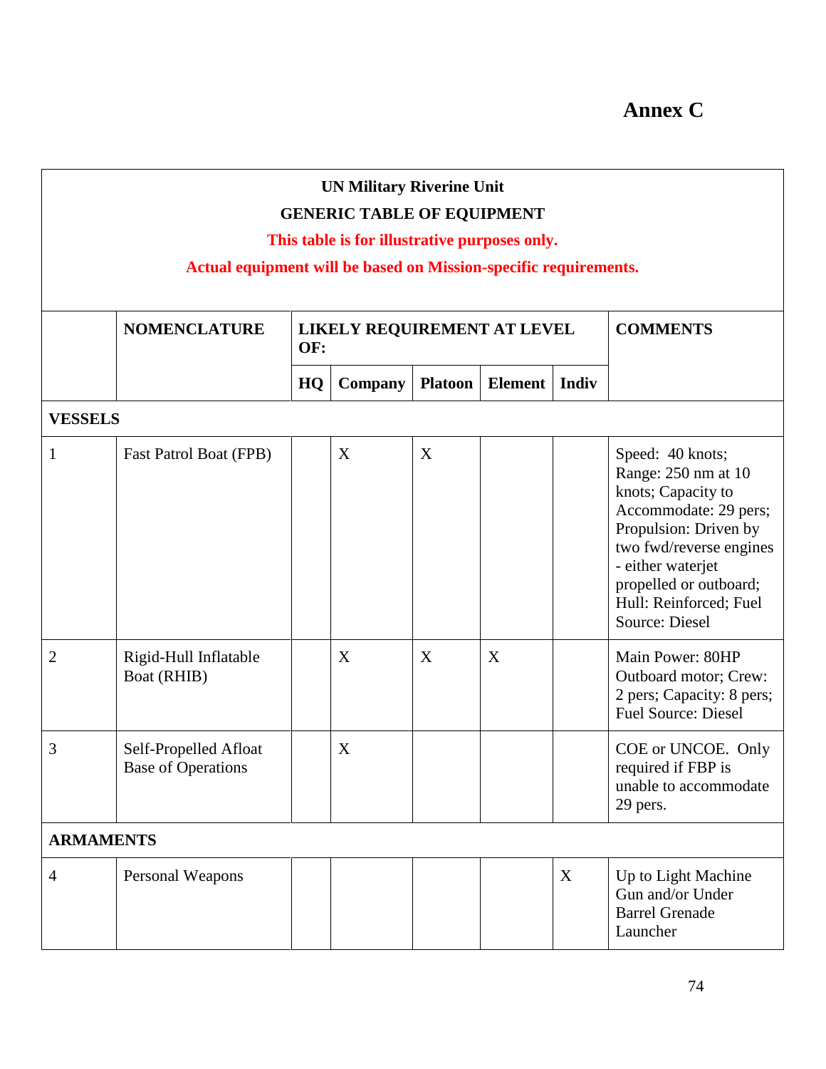# Annex C

**UN Military Riverine Unit**

**GENERIC TABLE OF EQUIPMENT**

**This table is for illustrative purposes only.**

**Actual equipment will be based on Mission-specific requirements.**

| | NOMENCLATURE | LIKELY REQUIREMENT AT LEVEL OF: | | | | | COMMENTS |
|---|---|---|---|---|---|---|---|
| | | HQ | Company | Platoon | Element | Indiv | |
| **VESSELS** | | | | | | | |
| 1 | Fast Patrol Boat (FPB) | | X | X | | | Speed: 40 knots; Range: 250 nm at 10 knots; Capacity to Accommodate: 29 pers; Propulsion: Driven by two fwd/reverse engines - either waterjet propelled or outboard; Hull: Reinforced; Fuel Source: Diesel |
| 2 | Rigid-Hull Inflatable Boat (RHIB) | | X | X | X | | Main Power: 80HP Outboard motor; Crew: 2 pers; Capacity: 8 pers; Fuel Source: Diesel |
| 3 | Self-Propelled Afloat Base of Operations | | X | | | | COE or UNCOE. Only required if FBP is unable to accommodate 29 pers. |
| **ARMAMENTS** | | | | | | | |
| 4 | Personal Weapons | | | | | X | Up to Light Machine Gun and/or Under Barrel Grenade Launcher |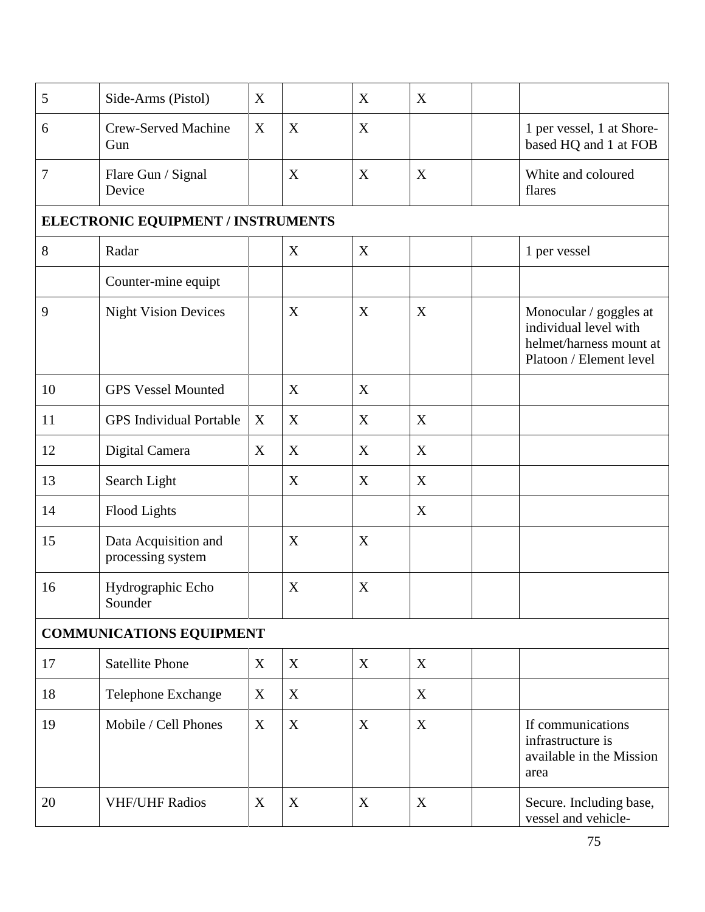| | | | | | | | |
|---|---|---|---|---|---|---|---|
| 5 | Side-Arms (Pistol) | X | | X | X | | |
| 6 | Crew-Served Machine Gun | X | X | X | | | 1 per vessel, 1 at Shore-based HQ and 1 at FOB |
| 7 | Flare Gun / Signal Device | | X | X | X | | White and coloured flares |
| **ELECTRONIC EQUIPMENT / INSTRUMENTS** | | | | | | | |
| 8 | Radar | | X | X | | | 1 per vessel |
| | Counter-mine equipt | | | | | | |
| 9 | Night Vision Devices | | X | X | X | | Monocular / goggles at individual level with helmet/harness mount at Platoon / Element level |
| 10 | GPS Vessel Mounted | | X | X | | | |
| 11 | GPS Individual Portable | X | X | X | X | | |
| 12 | Digital Camera | X | X | X | X | | |
| 13 | Search Light | | X | X | X | | |
| 14 | Flood Lights | | | | X | | |
| 15 | Data Acquisition and processing system | | X | X | | | |
| 16 | Hydrographic Echo Sounder | | X | X | | | |
| **COMMUNICATIONS EQUIPMENT** | | | | | | | |
| 17 | Satellite Phone | X | X | X | X | | |
| 18 | Telephone Exchange | X | X | | X | | |
| 19 | Mobile / Cell Phones | X | X | X | X | | If communications infrastructure is available in the Mission area |
| 20 | VHF/UHF Radios | X | X | X | X | | Secure. Including base, vessel and vehicle- |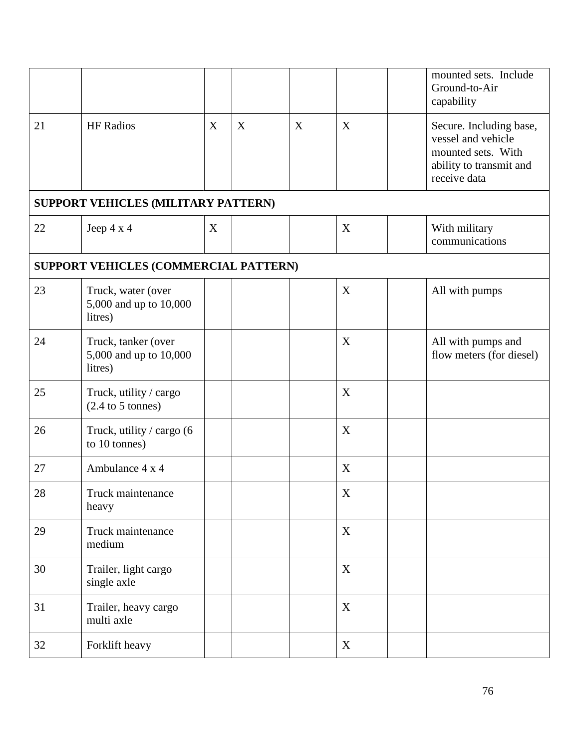| | | | | | | | |
|---|---|---|---|---|---|---|---|
| | | | | | | | mounted sets. Include Ground-to-Air capability |
| 21 | HF Radios | X | X | X | X | | Secure. Including base, vessel and vehicle mounted sets. With ability to transmit and receive data |
| **SUPPORT VEHICLES (MILITARY PATTERN)** | | | | | | | |
| 22 | Jeep 4 x 4 | X | | | X | | With military communications |
| **SUPPORT VEHICLES (COMMERCIAL PATTERN)** | | | | | | | |
| 23 | Truck, water (over 5,000 and up to 10,000 litres) | | | | X | | All with pumps |
| 24 | Truck, tanker (over 5,000 and up to 10,000 litres) | | | | X | | All with pumps and flow meters (for diesel) |
| 25 | Truck, utility / cargo (2.4 to 5 tonnes) | | | | X | | |
| 26 | Truck, utility / cargo (6 to 10 tonnes) | | | | X | | |
| 27 | Ambulance 4 x 4 | | | | X | | |
| 28 | Truck maintenance heavy | | | | X | | |
| 29 | Truck maintenance medium | | | | X | | |
| 30 | Trailer, light cargo single axle | | | | X | | |
| 31 | Trailer, heavy cargo multi axle | | | | X | | |
| 32 | Forklift heavy | | | | X | | |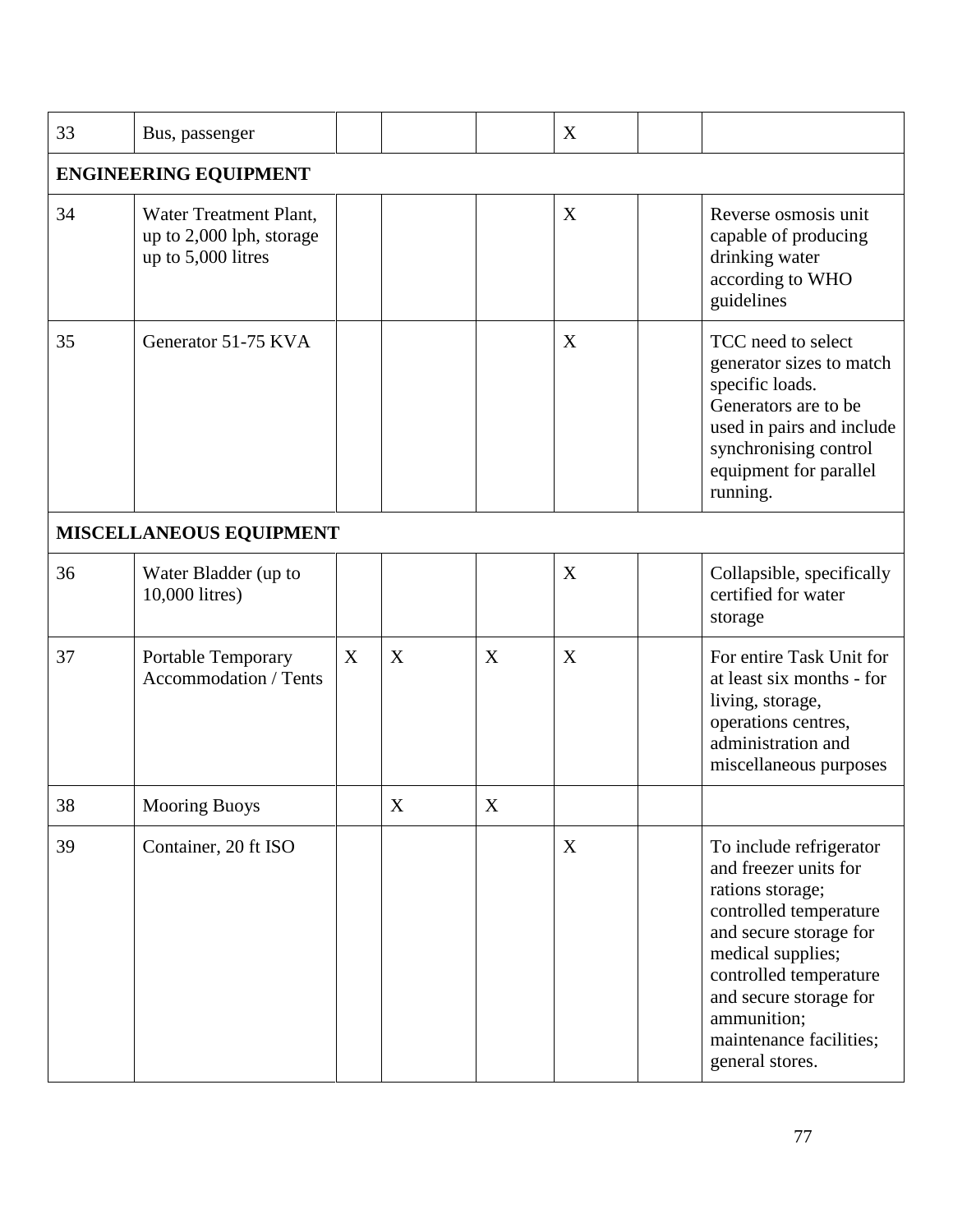| | | | | | | | |
|---|---|---|---|---|---|---|---|
| 33 | Bus, passenger | | | | X | | |
| **ENGINEERING EQUIPMENT** | | | | | | | |
| 34 | Water Treatment Plant, up to 2,000 lph, storage up to 5,000 litres | | | | X | | Reverse osmosis unit capable of producing drinking water according to WHO guidelines |
| 35 | Generator 51-75 KVA | | | | X | | TCC need to select generator sizes to match specific loads. Generators are to be used in pairs and include synchronising control equipment for parallel running. |
| **MISCELLANEOUS EQUIPMENT** | | | | | | | |
| 36 | Water Bladder (up to 10,000 litres) | | | | X | | Collapsible, specifically certified for water storage |
| 37 | Portable Temporary Accommodation / Tents | X | X | X | X | | For entire Task Unit for at least six months - for living, storage, operations centres, administration and miscellaneous purposes |
| 38 | Mooring Buoys | | X | X | | | |
| 39 | Container, 20 ft ISO | | | | X | | To include refrigerator and freezer units for rations storage; controlled temperature and secure storage for medical supplies; controlled temperature and secure storage for ammunition; maintenance facilities; general stores. |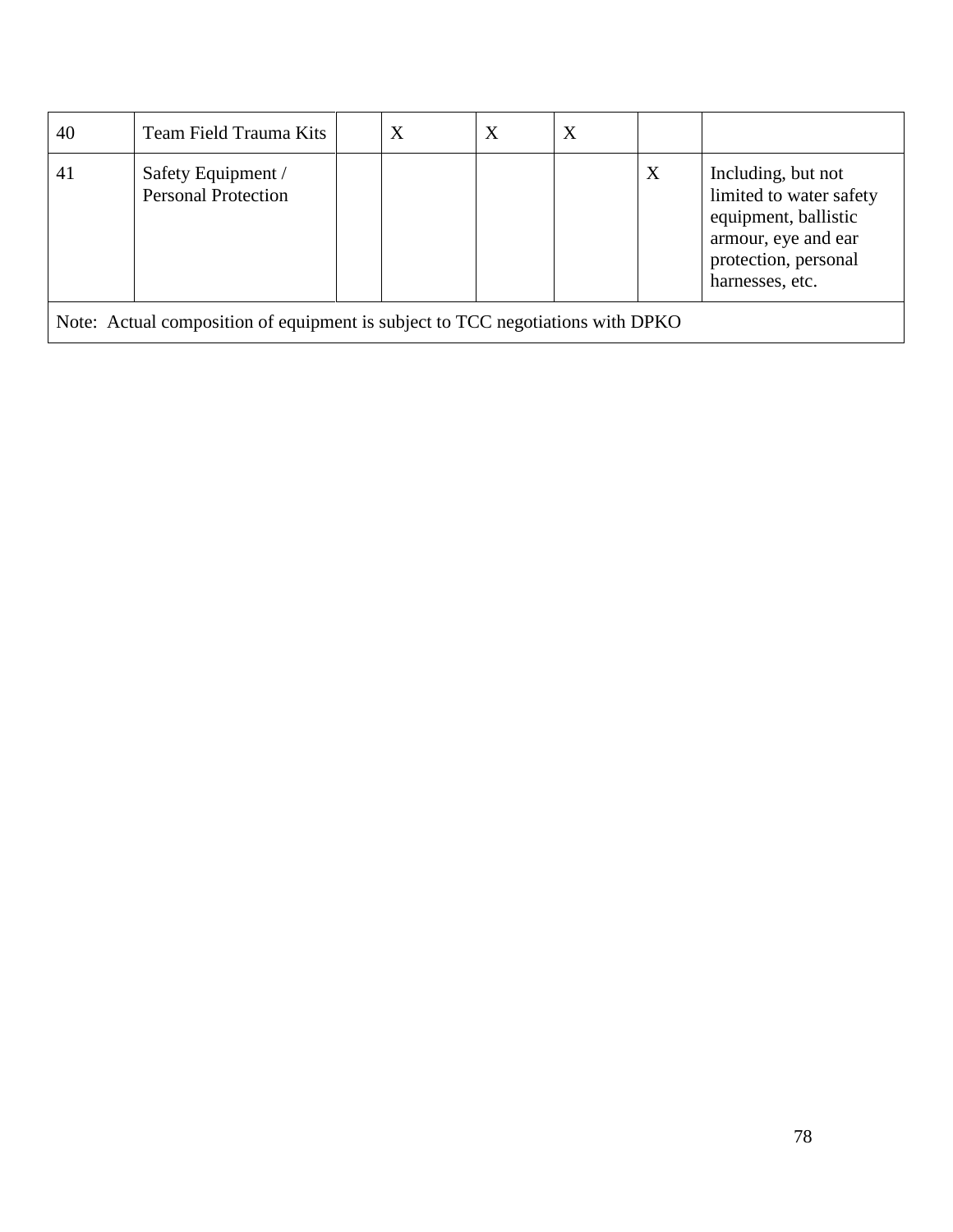| | | | | | | | |
|---|---|---|---|---|---|---|---|
| 40 | Team Field Trauma Kits | | X | X | X | | |
| 41 | Safety Equipment / Personal Protection | | | | | X | Including, but not limited to water safety equipment, ballistic armour, eye and ear protection, personal harnesses, etc. |
| Note: Actual composition of equipment is subject to TCC negotiations with DPKO | | | | | | | |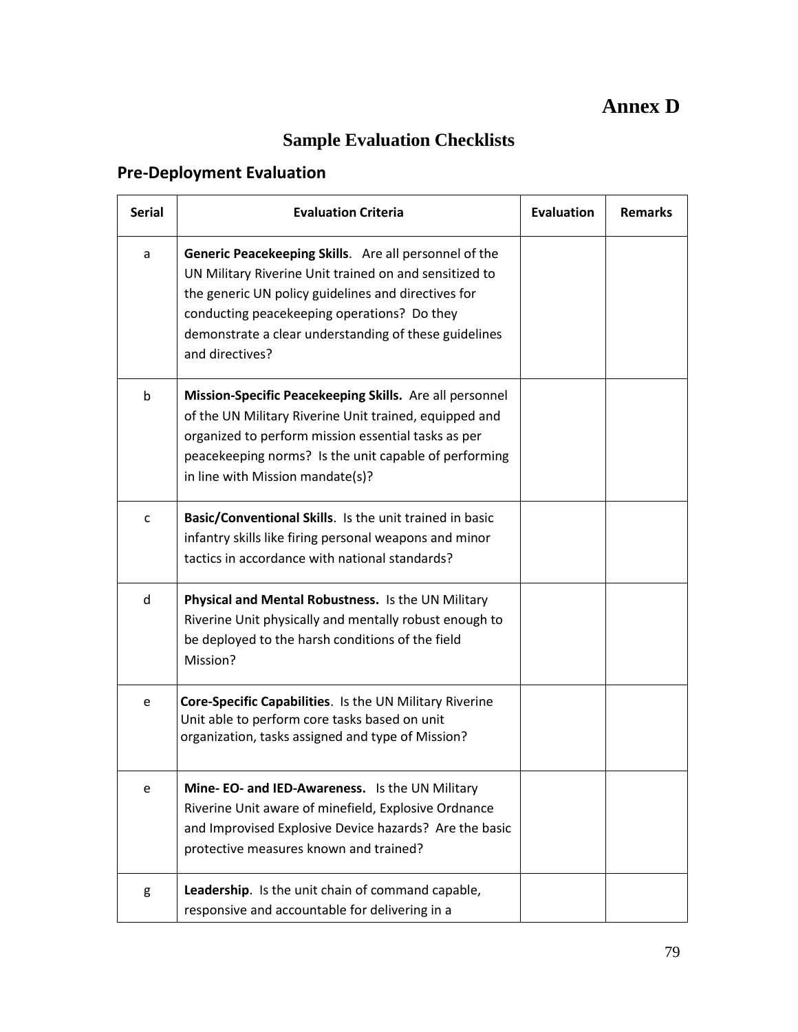# Annex D

## Sample Evaluation Checklists

### Pre-Deployment Evaluation

| Serial | Evaluation Criteria | Evaluation | Remarks |
|---|---|---|---|
| a | **Generic Peacekeeping Skills**. Are all personnel of the UN Military Riverine Unit trained on and sensitized to the generic UN policy guidelines and directives for conducting peacekeeping operations? Do they demonstrate a clear understanding of these guidelines and directives? | | |
| b | **Mission-Specific Peacekeeping Skills.** Are all personnel of the UN Military Riverine Unit trained, equipped and organized to perform mission essential tasks as per peacekeeping norms? Is the unit capable of performing in line with Mission mandate(s)? | | |
| c | **Basic/Conventional Skills**. Is the unit trained in basic infantry skills like firing personal weapons and minor tactics in accordance with national standards? | | |
| d | **Physical and Mental Robustness.** Is the UN Military Riverine Unit physically and mentally robust enough to be deployed to the harsh conditions of the field Mission? | | |
| e | **Core-Specific Capabilities**. Is the UN Military Riverine Unit able to perform core tasks based on unit organization, tasks assigned and type of Mission? | | |
| e | **Mine- EO- and IED-Awareness.** Is the UN Military Riverine Unit aware of minefield, Explosive Ordnance and Improvised Explosive Device hazards? Are the basic protective measures known and trained? | | |
| g | **Leadership**. Is the unit chain of command capable, responsive and accountable for delivering in a | | |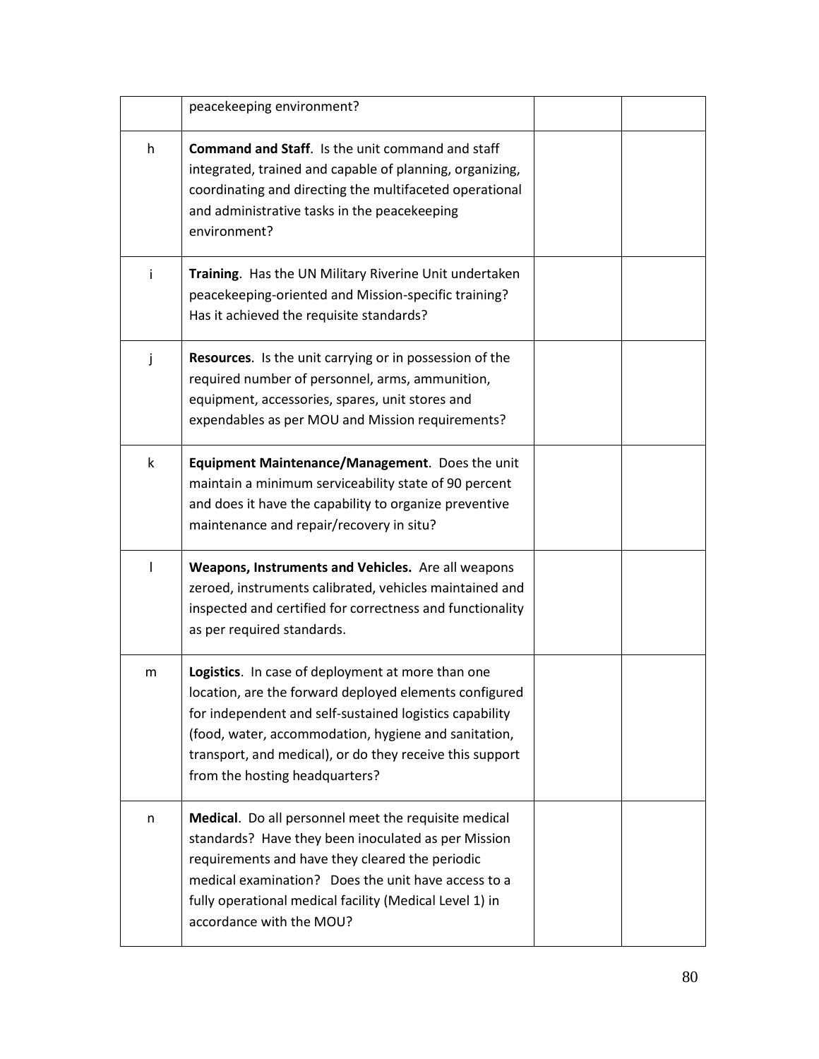| | | | |
|---|---|---|---|
| | peacekeeping environment? | | |
| h | **Command and Staff**. Is the unit command and staff integrated, trained and capable of planning, organizing, coordinating and directing the multifaceted operational and administrative tasks in the peacekeeping environment? | | |
| i | **Training**. Has the UN Military Riverine Unit undertaken peacekeeping-oriented and Mission-specific training? Has it achieved the requisite standards? | | |
| j | **Resources**. Is the unit carrying or in possession of the required number of personnel, arms, ammunition, equipment, accessories, spares, unit stores and expendables as per MOU and Mission requirements? | | |
| k | **Equipment Maintenance/Management**. Does the unit maintain a minimum serviceability state of 90 percent and does it have the capability to organize preventive maintenance and repair/recovery in situ? | | |
| l | **Weapons, Instruments and Vehicles.** Are all weapons zeroed, instruments calibrated, vehicles maintained and inspected and certified for correctness and functionality as per required standards. | | |
| m | **Logistics**. In case of deployment at more than one location, are the forward deployed elements configured for independent and self-sustained logistics capability (food, water, accommodation, hygiene and sanitation, transport, and medical), or do they receive this support from the hosting headquarters? | | |
| n | **Medical**. Do all personnel meet the requisite medical standards? Have they been inoculated as per Mission requirements and have they cleared the periodic medical examination? Does the unit have access to a fully operational medical facility (Medical Level 1) in accordance with the MOU? | | |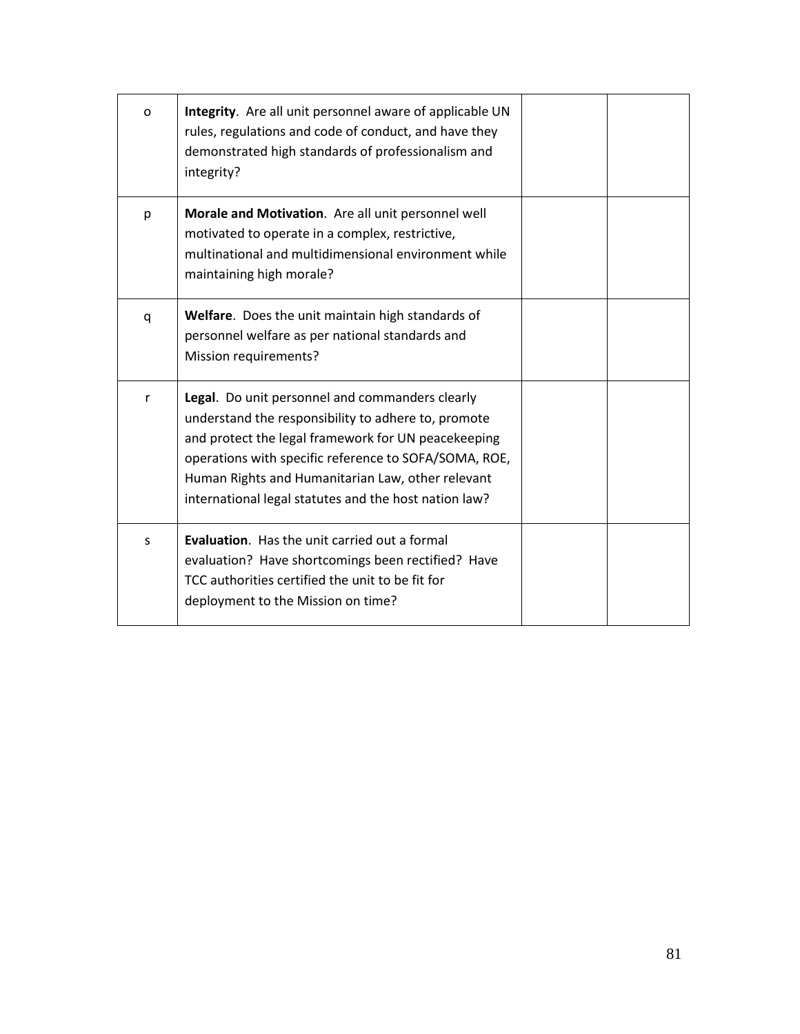| | | | |
|---|---|---|---|
| o | **Integrity**. Are all unit personnel aware of applicable UN rules, regulations and code of conduct, and have they demonstrated high standards of professionalism and integrity? | | |
| p | **Morale and Motivation**. Are all unit personnel well motivated to operate in a complex, restrictive, multinational and multidimensional environment while maintaining high morale? | | |
| q | **Welfare**. Does the unit maintain high standards of personnel welfare as per national standards and Mission requirements? | | |
| r | **Legal**. Do unit personnel and commanders clearly understand the responsibility to adhere to, promote and protect the legal framework for UN peacekeeping operations with specific reference to SOFA/SOMA, ROE, Human Rights and Humanitarian Law, other relevant international legal statutes and the host nation law? | | |
| s | **Evaluation**. Has the unit carried out a formal evaluation? Have shortcomings been rectified? Have TCC authorities certified the unit to be fit for deployment to the Mission on time? | | |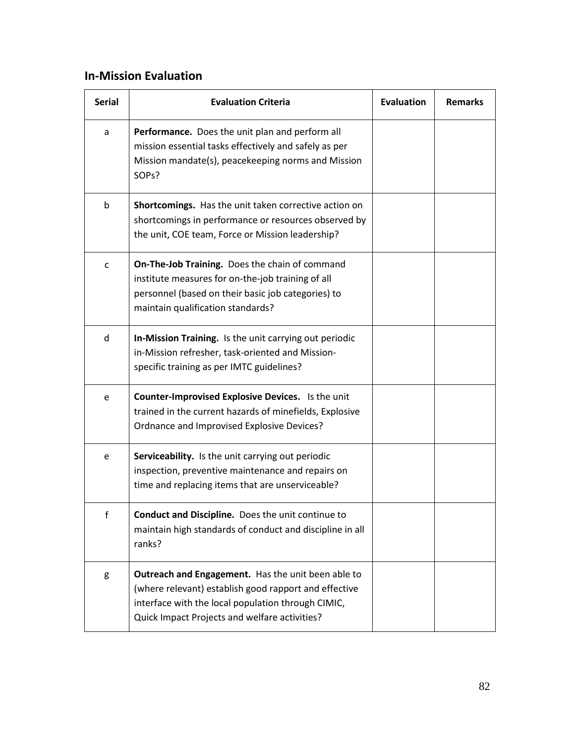## In-Mission Evaluation

| Serial | Evaluation Criteria | Evaluation | Remarks |
|---|---|---|---|
| a | **Performance.** Does the unit plan and perform all mission essential tasks effectively and safely as per Mission mandate(s), peacekeeping norms and Mission SOPs? | | |
| b | **Shortcomings.** Has the unit taken corrective action on shortcomings in performance or resources observed by the unit, COE team, Force or Mission leadership? | | |
| c | **On-The-Job Training.** Does the chain of command institute measures for on-the-job training of all personnel (based on their basic job categories) to maintain qualification standards? | | |
| d | **In-Mission Training.** Is the unit carrying out periodic in-Mission refresher, task-oriented and Mission-specific training as per IMTC guidelines? | | |
| e | **Counter-Improvised Explosive Devices.** Is the unit trained in the current hazards of minefields, Explosive Ordnance and Improvised Explosive Devices? | | |
| e | **Serviceability.** Is the unit carrying out periodic inspection, preventive maintenance and repairs on time and replacing items that are unserviceable? | | |
| f | **Conduct and Discipline.** Does the unit continue to maintain high standards of conduct and discipline in all ranks? | | |
| g | **Outreach and Engagement.** Has the unit been able to (where relevant) establish good rapport and effective interface with the local population through CIMIC, Quick Impact Projects and welfare activities? | | |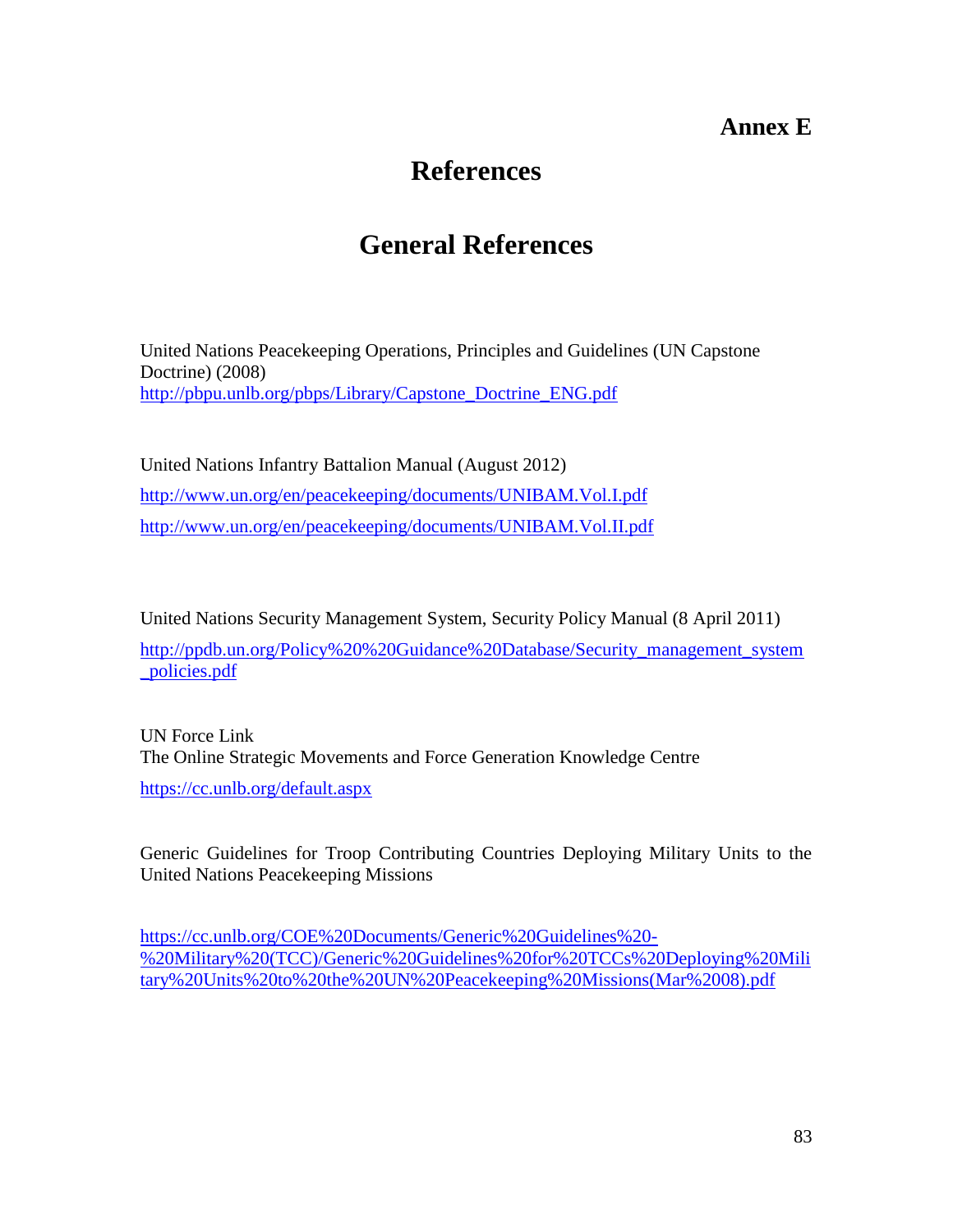# Annex E

# References

## General References

United Nations Peacekeeping Operations, Principles and Guidelines (UN Capstone Doctrine) (2008)
http://pbpu.unlb.org/pbps/Library/Capstone_Doctrine_ENG.pdf

United Nations Infantry Battalion Manual (August 2012)

http://www.un.org/en/peacekeeping/documents/UNIBAM.Vol.I.pdf

http://www.un.org/en/peacekeeping/documents/UNIBAM.Vol.II.pdf

United Nations Security Management System, Security Policy Manual (8 April 2011)

http://ppdb.un.org/Policy%20%20Guidance%20Database/Security_management_system_policies.pdf

UN Force Link
The Online Strategic Movements and Force Generation Knowledge Centre

https://cc.unlb.org/default.aspx

Generic Guidelines for Troop Contributing Countries Deploying Military Units to the United Nations Peacekeeping Missions

https://cc.unlb.org/COE%20Documents/Generic%20Guidelines%20-%20Military%20(TCC)/Generic%20Guidelines%20for%20TCCs%20Deploying%20Military%20Units%20to%20the%20UN%20Peacekeeping%20Missions(Mar%2008).pdf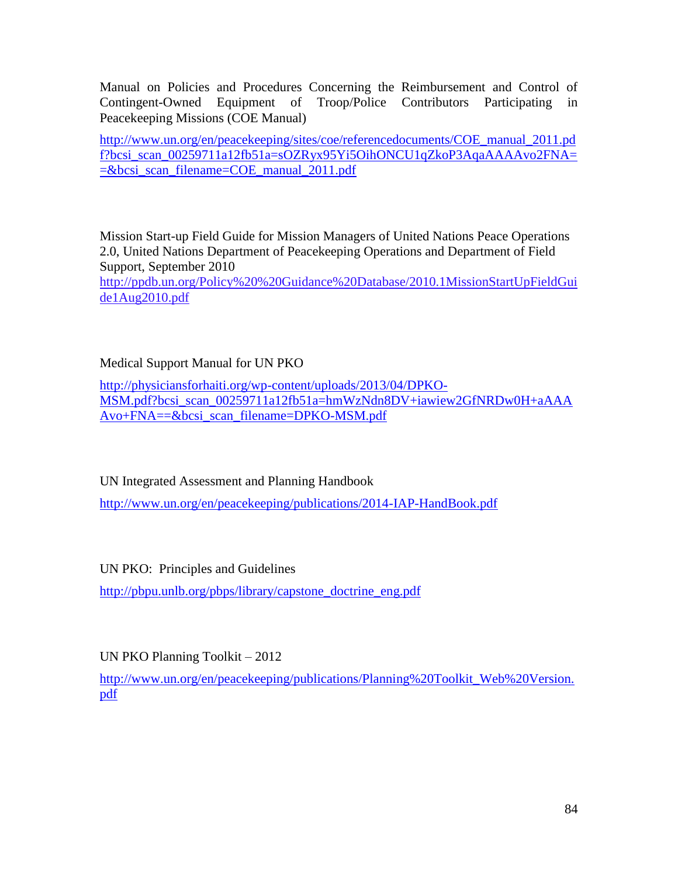Manual on Policies and Procedures Concerning the Reimbursement and Control of Contingent-Owned Equipment of Troop/Police Contributors Participating in Peacekeeping Missions (COE Manual)

http://www.un.org/en/peacekeeping/sites/coe/referencedocuments/COE_manual_2011.pdf?bcsi_scan_00259711a12fb51a=sOZRyx95Yi5OihONCU1qZkoP3AqaAAAAvo2FNA==&bcsi_scan_filename=COE_manual_2011.pdf

Mission Start-up Field Guide for Mission Managers of United Nations Peace Operations 2.0, United Nations Department of Peacekeeping Operations and Department of Field Support, September 2010
http://ppdb.un.org/Policy%20%20Guidance%20Database/2010.1MissionStartUpFieldGuide1Aug2010.pdf

Medical Support Manual for UN PKO

http://physiciansforhaiti.org/wp-content/uploads/2013/04/DPKO-MSM.pdf?bcsi_scan_00259711a12fb51a=hmWzNdn8DV+iawiew2GfNRDw0H+aAAAAvo+FNA==&bcsi_scan_filename=DPKO-MSM.pdf

UN Integrated Assessment and Planning Handbook

http://www.un.org/en/peacekeeping/publications/2014-IAP-HandBook.pdf

UN PKO: Principles and Guidelines

http://pbpu.unlb.org/pbps/library/capstone_doctrine_eng.pdf

UN PKO Planning Toolkit – 2012

http://www.un.org/en/peacekeeping/publications/Planning%20Toolkit_Web%20Version.pdf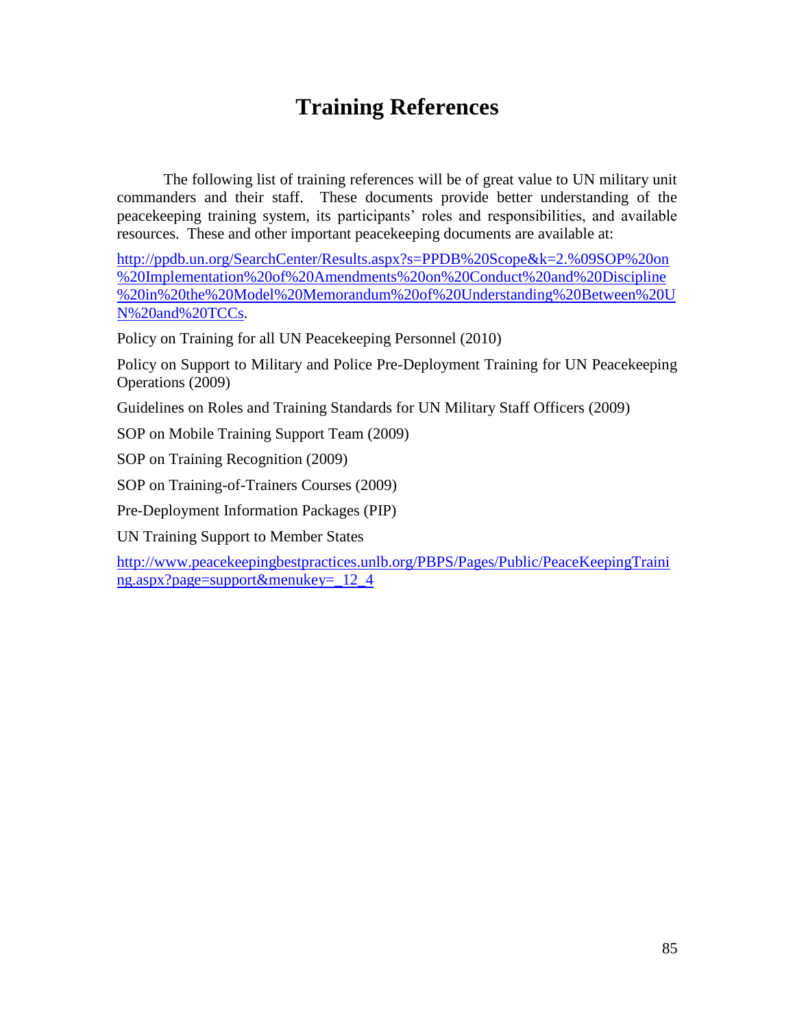# Training References

The following list of training references will be of great value to UN military unit commanders and their staff. These documents provide better understanding of the peacekeeping training system, its participants' roles and responsibilities, and available resources. These and other important peacekeeping documents are available at:

[http://ppdb.un.org/SearchCenter/Results.aspx?s=PPDB%20Scope&k=2.%09SOP%20on%20Implementation%20of%20Amendments%20on%20Conduct%20and%20Discipline%20in%20the%20Model%20Memorandum%20of%20Understanding%20Between%20UN%20and%20TCCs](http://ppdb.un.org/SearchCenter/Results.aspx?s=PPDB%20Scope&k=2.%09SOP%20on%20Implementation%20of%20Amendments%20on%20Conduct%20and%20Discipline%20in%20the%20Model%20Memorandum%20of%20Understanding%20Between%20UN%20and%20TCCs).

Policy on Training for all UN Peacekeeping Personnel (2010)

Policy on Support to Military and Police Pre-Deployment Training for UN Peacekeeping Operations (2009)

Guidelines on Roles and Training Standards for UN Military Staff Officers (2009)

SOP on Mobile Training Support Team (2009)

SOP on Training Recognition (2009)

SOP on Training-of-Trainers Courses (2009)

Pre-Deployment Information Packages (PIP)

UN Training Support to Member States

[http://www.peacekeepingbestpractices.unlb.org/PBPS/Pages/Public/PeaceKeepingTraining.aspx?page=support&menukey=_12_4](http://www.peacekeepingbestpractices.unlb.org/PBPS/Pages/Public/PeaceKeepingTraining.aspx?page=support&menukey=_12_4)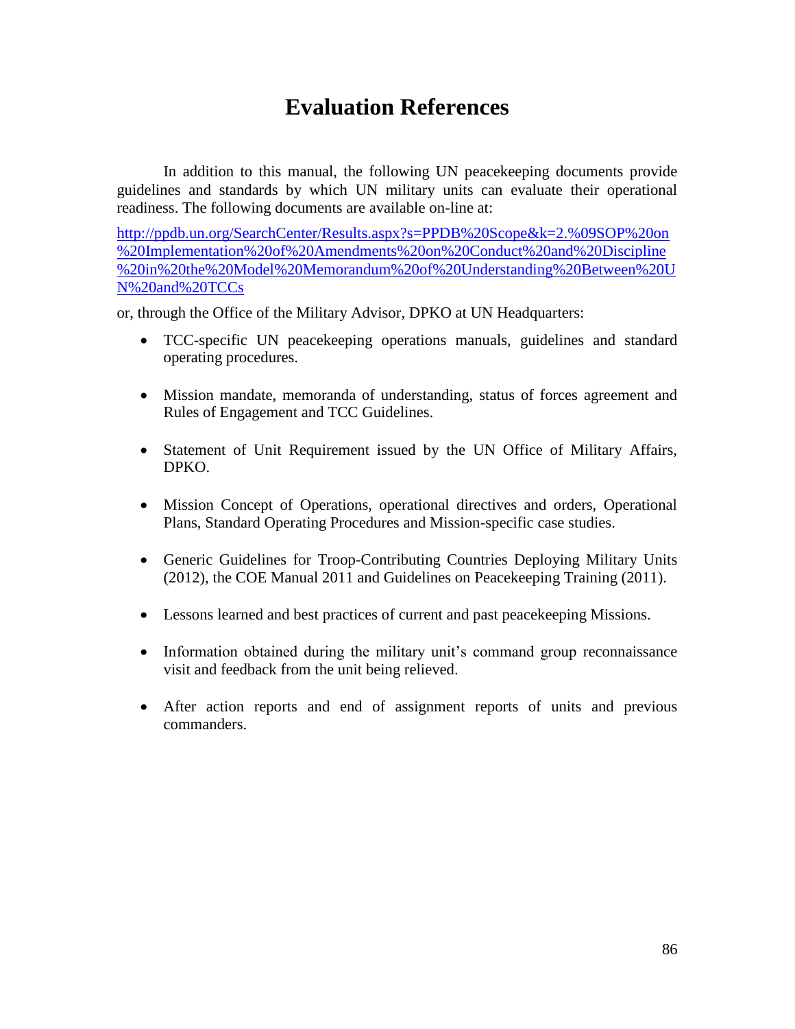# Evaluation References

In addition to this manual, the following UN peacekeeping documents provide guidelines and standards by which UN military units can evaluate their operational readiness. The following documents are available on-line at:

[http://ppdb.un.org/SearchCenter/Results.aspx?s=PPDB%20Scope&k=2.%09SOP%20on%20Implementation%20of%20Amendments%20on%20Conduct%20and%20Discipline%20in%20the%20Model%20Memorandum%20of%20Understanding%20Between%20UN%20and%20TCCs](http://ppdb.un.org/SearchCenter/Results.aspx?s=PPDB%20Scope&k=2.%09SOP%20on%20Implementation%20of%20Amendments%20on%20Conduct%20and%20Discipline%20in%20the%20Model%20Memorandum%20of%20Understanding%20Between%20UN%20and%20TCCs)

or, through the Office of the Military Advisor, DPKO at UN Headquarters:

- TCC-specific UN peacekeeping operations manuals, guidelines and standard operating procedures.
- Mission mandate, memoranda of understanding, status of forces agreement and Rules of Engagement and TCC Guidelines.
- Statement of Unit Requirement issued by the UN Office of Military Affairs, DPKO.
- Mission Concept of Operations, operational directives and orders, Operational Plans, Standard Operating Procedures and Mission-specific case studies.
- Generic Guidelines for Troop-Contributing Countries Deploying Military Units (2012), the COE Manual 2011 and Guidelines on Peacekeeping Training (2011).
- Lessons learned and best practices of current and past peacekeeping Missions.
- Information obtained during the military unit's command group reconnaissance visit and feedback from the unit being relieved.
- After action reports and end of assignment reports of units and previous commanders.